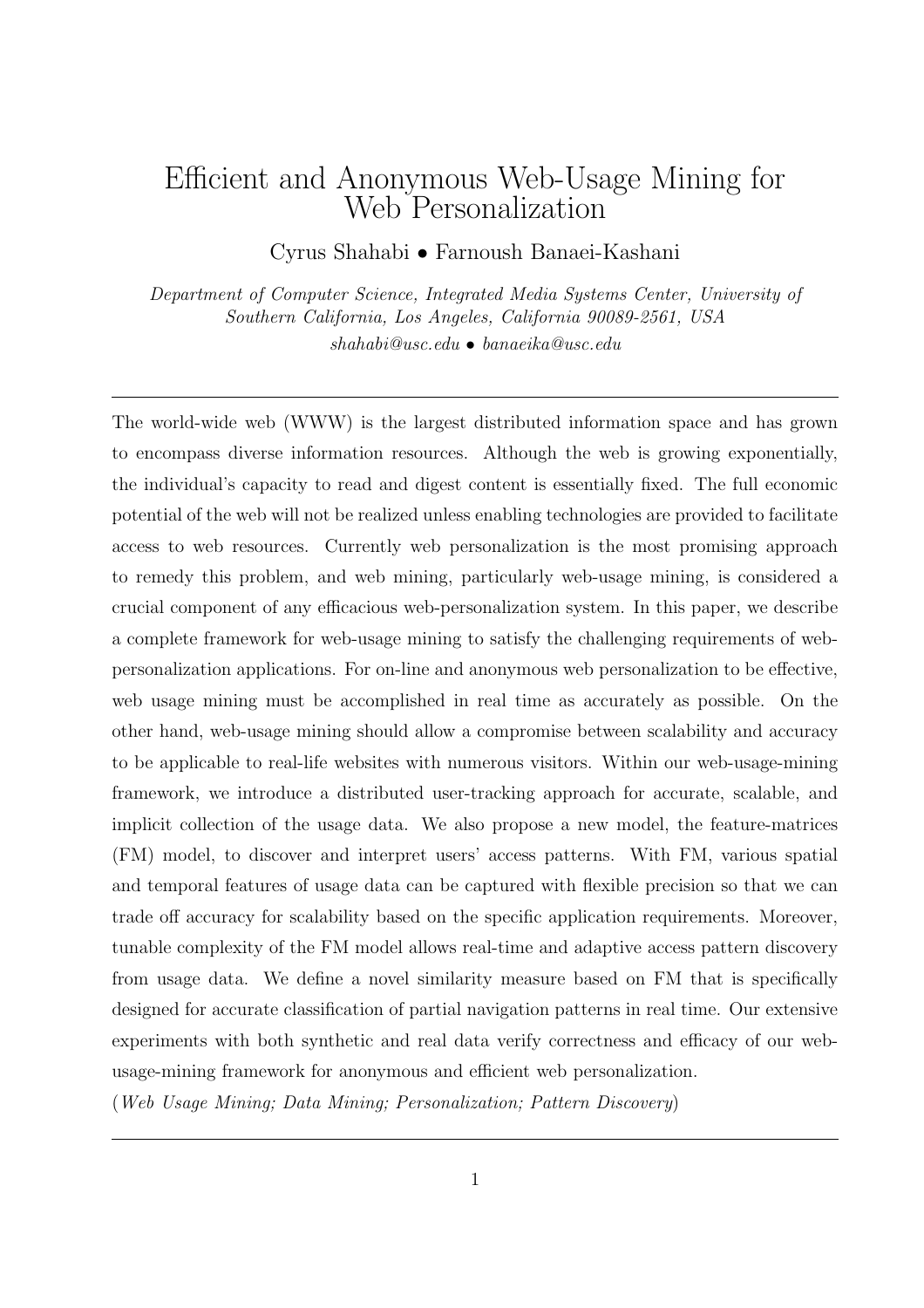# Efficient and Anonymous Web-Usage Mining for Web Personalization

Cyrus Shahabi • Farnoush Banaei-Kashani

*Department of Computer Science, Integrated Media Systems Center, University of Southern California, Los Angeles, California 90089-2561, USA*

*shahabi@usc.edu • banaeika@usc.edu*

---

The world-wide web (WWW) is the largest distributed information space and has grown to encompass diverse information resources. Although the web is growing exponentially, the individual's capacity to read and digest content is essentially fixed. The full economic potential of the web will not be realized unless enabling technologies are provided to facilitate access to web resources. Currently web personalization is the most promising approach to remedy this problem, and web mining, particularly web-usage mining, is considered a crucial component of any efficacious web-personalization system. In this paper, we describe a complete framework for web-usage mining to satisfy the challenging requirements of web-personalization applications. For on-line and anonymous web personalization to be effective, web usage mining must be accomplished in real time as accurately as possible. On the other hand, web-usage mining should allow a compromise between scalability and accuracy to be applicable to real-life websites with numerous visitors. Within our web-usage-mining framework, we introduce a distributed user-tracking approach for accurate, scalable, and implicit collection of the usage data. We also propose a new model, the feature-matrices (FM) model, to discover and interpret users' access patterns. With FM, various spatial and temporal features of usage data can be captured with flexible precision so that we can trade off accuracy for scalability based on the specific application requirements. Moreover, tunable complexity of the FM model allows real-time and adaptive access pattern discovery from usage data. We define a novel similarity measure based on FM that is specifically designed for accurate classification of partial navigation patterns in real time. Our extensive experiments with both synthetic and real data verify correctness and efficacy of our web-usage-mining framework for anonymous and efficient web personalization.

(*Web Usage Mining; Data Mining; Personalization; Pattern Discovery*)

---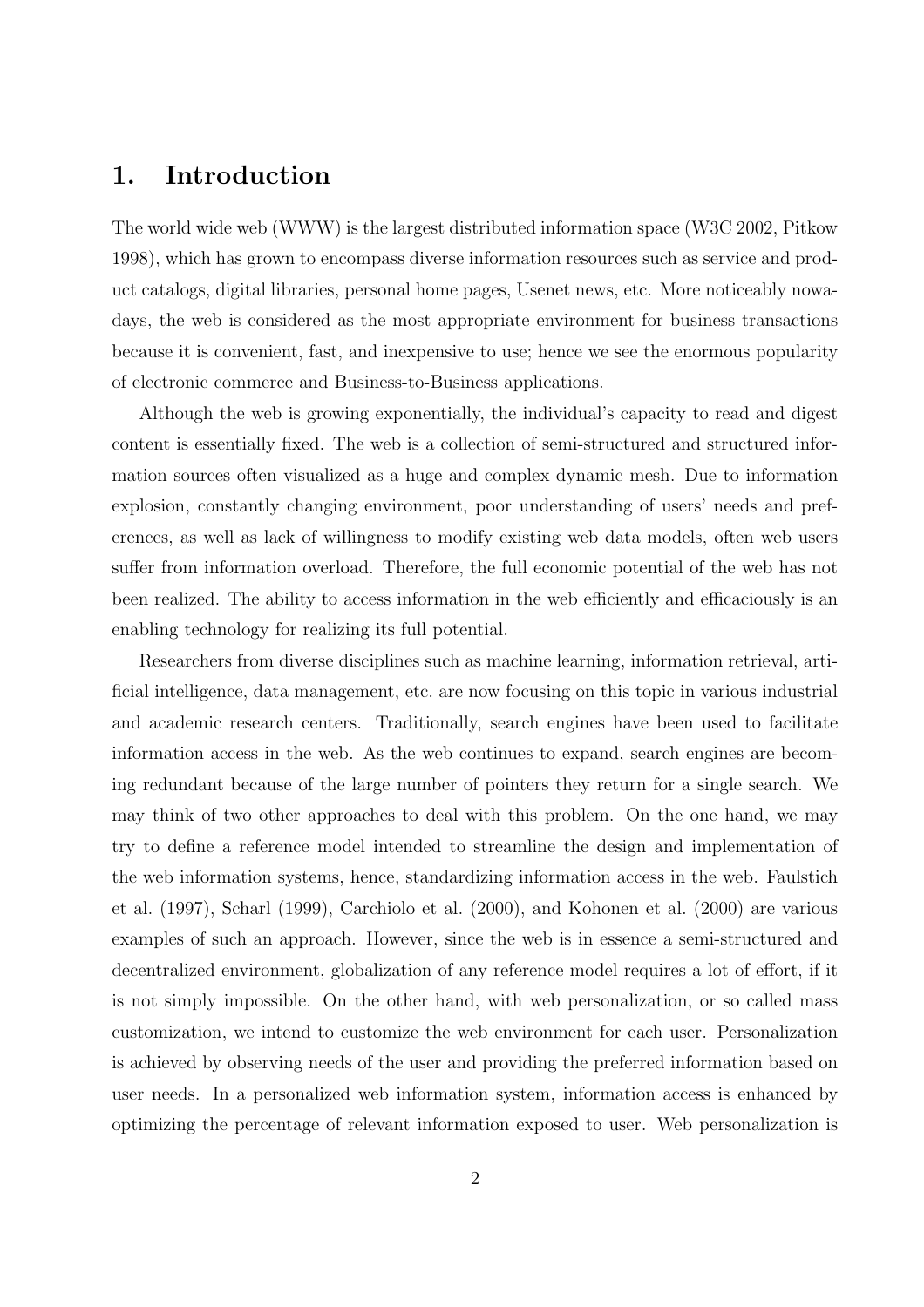# 1. Introduction

The world wide web (WWW) is the largest distributed information space (W3C 2002, Pitkow 1998), which has grown to encompass diverse information resources such as service and product catalogs, digital libraries, personal home pages, Usenet news, etc. More noticeably nowadays, the web is considered as the most appropriate environment for business transactions because it is convenient, fast, and inexpensive to use; hence we see the enormous popularity of electronic commerce and Business-to-Business applications.

Although the web is growing exponentially, the individual's capacity to read and digest content is essentially fixed. The web is a collection of semi-structured and structured information sources often visualized as a huge and complex dynamic mesh. Due to information explosion, constantly changing environment, poor understanding of users' needs and preferences, as well as lack of willingness to modify existing web data models, often web users suffer from information overload. Therefore, the full economic potential of the web has not been realized. The ability to access information in the web efficiently and efficaciously is an enabling technology for realizing its full potential.

Researchers from diverse disciplines such as machine learning, information retrieval, artificial intelligence, data management, etc. are now focusing on this topic in various industrial and academic research centers. Traditionally, search engines have been used to facilitate information access in the web. As the web continues to expand, search engines are becoming redundant because of the large number of pointers they return for a single search. We may think of two other approaches to deal with this problem. On the one hand, we may try to define a reference model intended to streamline the design and implementation of the web information systems, hence, standardizing information access in the web. Faulstich et al. (1997), Scharl (1999), Carchiolo et al. (2000), and Kohonen et al. (2000) are various examples of such an approach. However, since the web is in essence a semi-structured and decentralized environment, globalization of any reference model requires a lot of effort, if it is not simply impossible. On the other hand, with web personalization, or so called mass customization, we intend to customize the web environment for each user. Personalization is achieved by observing needs of the user and providing the preferred information based on user needs. In a personalized web information system, information access is enhanced by optimizing the percentage of relevant information exposed to user. Web personalization is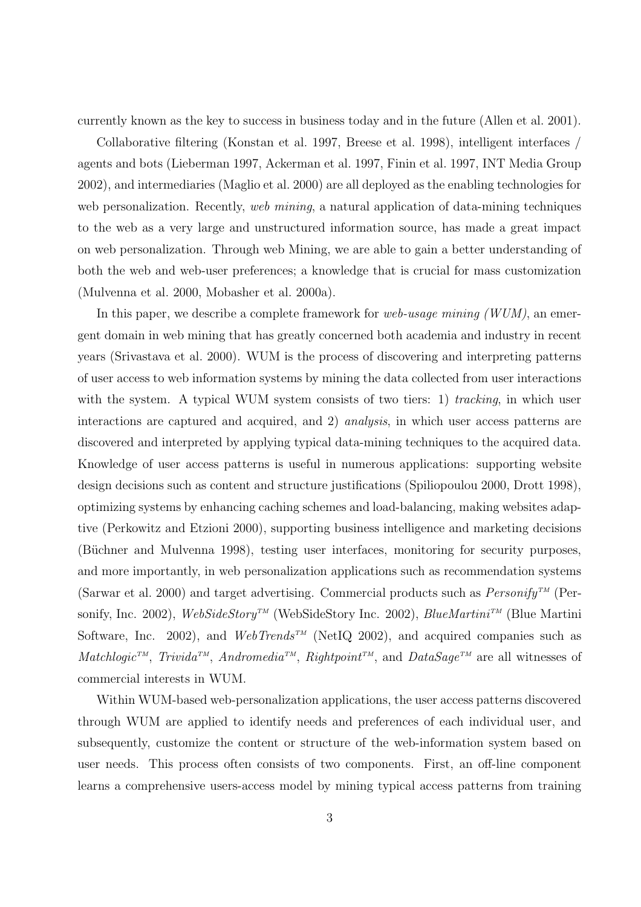currently known as the key to success in business today and in the future (Allen et al. 2001).

Collaborative filtering (Konstan et al. 1997, Breese et al. 1998), intelligent interfaces / agents and bots (Lieberman 1997, Ackerman et al. 1997, Finin et al. 1997, INT Media Group 2002), and intermediaries (Maglio et al. 2000) are all deployed as the enabling technologies for web personalization. Recently, *web mining*, a natural application of data-mining techniques to the web as a very large and unstructured information source, has made a great impact on web personalization. Through web Mining, we are able to gain a better understanding of both the web and web-user preferences; a knowledge that is crucial for mass customization (Mulvenna et al. 2000, Mobasher et al. 2000a).

In this paper, we describe a complete framework for *web-usage mining (WUM)*, an emergent domain in web mining that has greatly concerned both academia and industry in recent years (Srivastava et al. 2000). WUM is the process of discovering and interpreting patterns of user access to web information systems by mining the data collected from user interactions with the system. A typical WUM system consists of two tiers: 1) *tracking*, in which user interactions are captured and acquired, and 2) *analysis*, in which user access patterns are discovered and interpreted by applying typical data-mining techniques to the acquired data. Knowledge of user access patterns is useful in numerous applications: supporting website design decisions such as content and structure justifications (Spiliopoulou 2000, Drott 1998), optimizing systems by enhancing caching schemes and load-balancing, making websites adaptive (Perkowitz and Etzioni 2000), supporting business intelligence and marketing decisions (Büchner and Mulvenna 1998), testing user interfaces, monitoring for security purposes, and more importantly, in web personalization applications such as recommendation systems (Sarwar et al. 2000) and target advertising. Commercial products such as *Personify*™ (Personify, Inc. 2002), *WebSideStory*™ (WebSideStory Inc. 2002), *BlueMartini*™ (Blue Martini Software, Inc. 2002), and *WebTrends*™ (NetIQ 2002), and acquired companies such as *Matchlogic*™, *Trivida*™, *Andromedia*™, *Rightpoint*™, and *DataSage*™ are all witnesses of commercial interests in WUM.

Within WUM-based web-personalization applications, the user access patterns discovered through WUM are applied to identify needs and preferences of each individual user, and subsequently, customize the content or structure of the web-information system based on user needs. This process often consists of two components. First, an off-line component learns a comprehensive users-access model by mining typical access patterns from training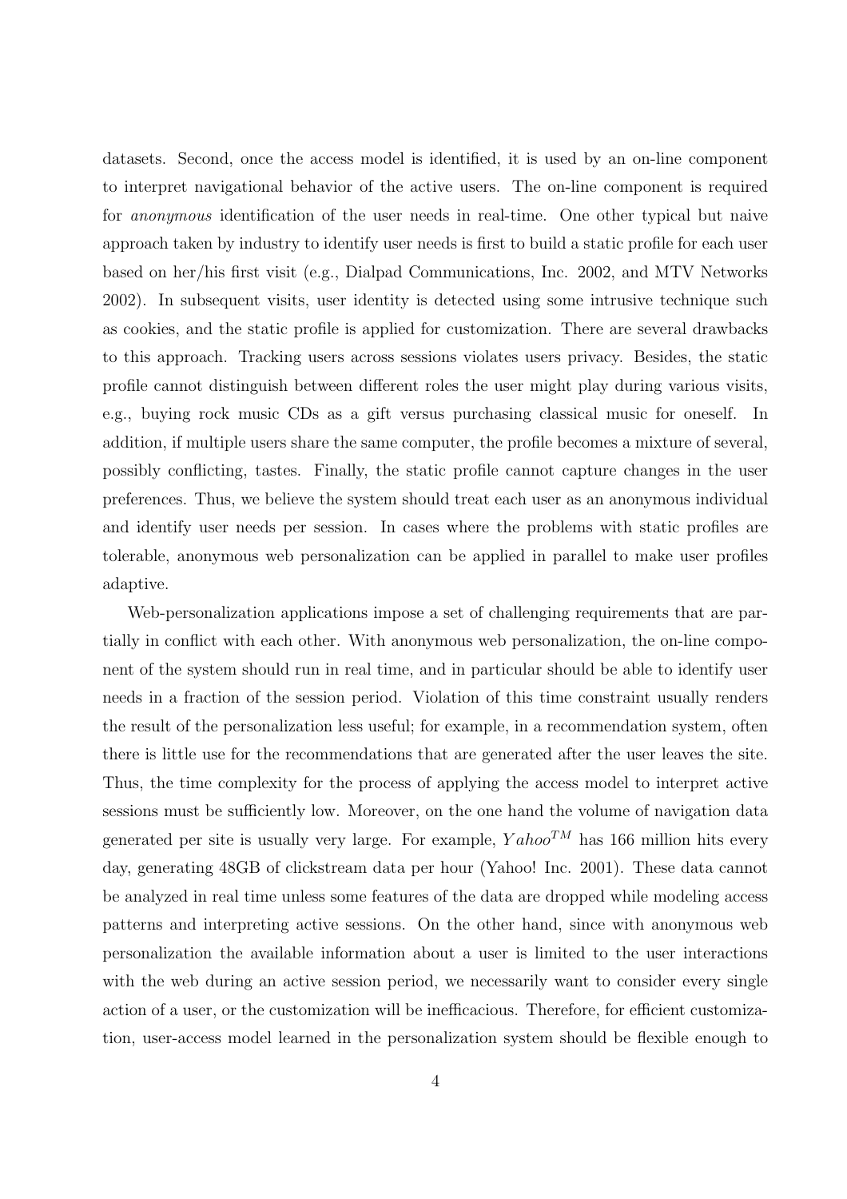datasets. Second, once the access model is identified, it is used by an on-line component to interpret navigational behavior of the active users. The on-line component is required for *anonymous* identification of the user needs in real-time. One other typical but naive approach taken by industry to identify user needs is first to build a static profile for each user based on her/his first visit (e.g., Dialpad Communications, Inc. 2002, and MTV Networks 2002). In subsequent visits, user identity is detected using some intrusive technique such as cookies, and the static profile is applied for customization. There are several drawbacks to this approach. Tracking users across sessions violates users privacy. Besides, the static profile cannot distinguish between different roles the user might play during various visits, e.g., buying rock music CDs as a gift versus purchasing classical music for oneself. In addition, if multiple users share the same computer, the profile becomes a mixture of several, possibly conflicting, tastes. Finally, the static profile cannot capture changes in the user preferences. Thus, we believe the system should treat each user as an anonymous individual and identify user needs per session. In cases where the problems with static profiles are tolerable, anonymous web personalization can be applied in parallel to make user profiles adaptive.

Web-personalization applications impose a set of challenging requirements that are partially in conflict with each other. With anonymous web personalization, the on-line component of the system should run in real time, and in particular should be able to identify user needs in a fraction of the session period. Violation of this time constraint usually renders the result of the personalization less useful; for example, in a recommendation system, often there is little use for the recommendations that are generated after the user leaves the site. Thus, the time complexity for the process of applying the access model to interpret active sessions must be sufficiently low. Moreover, on the one hand the volume of navigation data generated per site is usually very large. For example, $Yahoo^{TM}$ has 166 million hits every day, generating 48GB of clickstream data per hour (Yahoo! Inc. 2001). These data cannot be analyzed in real time unless some features of the data are dropped while modeling access patterns and interpreting active sessions. On the other hand, since with anonymous web personalization the available information about a user is limited to the user interactions with the web during an active session period, we necessarily want to consider every single action of a user, or the customization will be inefficacious. Therefore, for efficient customization, user-access model learned in the personalization system should be flexible enough to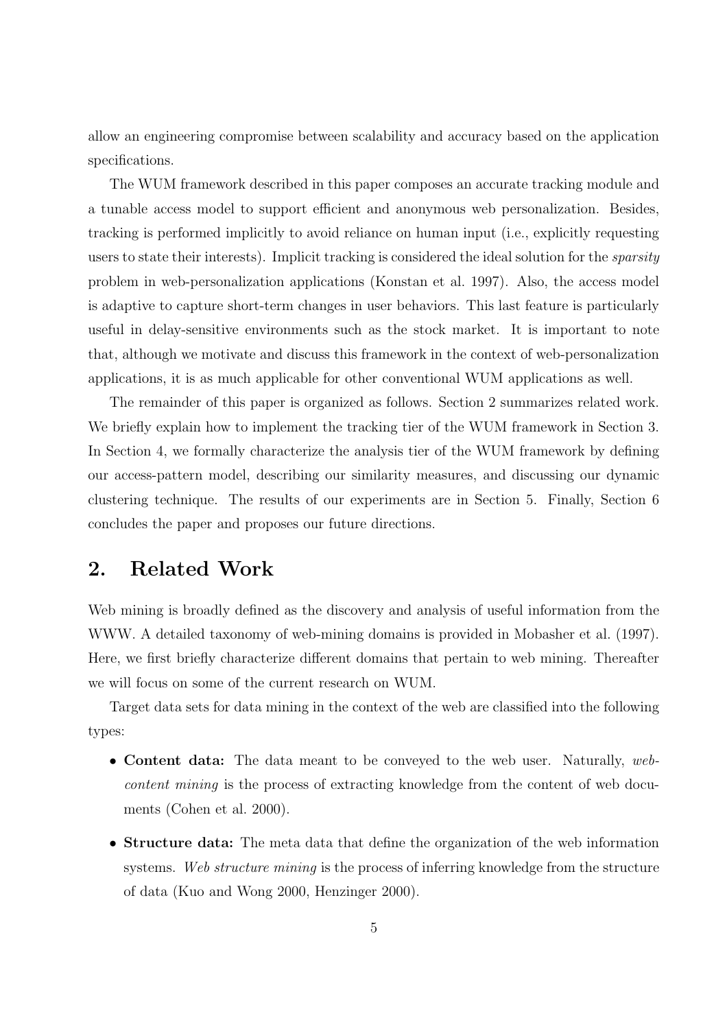allow an engineering compromise between scalability and accuracy based on the application specifications.

The WUM framework described in this paper composes an accurate tracking module and a tunable access model to support efficient and anonymous web personalization. Besides, tracking is performed implicitly to avoid reliance on human input (i.e., explicitly requesting users to state their interests). Implicit tracking is considered the ideal solution for the *sparsity* problem in web-personalization applications (Konstan et al. 1997). Also, the access model is adaptive to capture short-term changes in user behaviors. This last feature is particularly useful in delay-sensitive environments such as the stock market. It is important to note that, although we motivate and discuss this framework in the context of web-personalization applications, it is as much applicable for other conventional WUM applications as well.

The remainder of this paper is organized as follows. Section 2 summarizes related work. We briefly explain how to implement the tracking tier of the WUM framework in Section 3. In Section 4, we formally characterize the analysis tier of the WUM framework by defining our access-pattern model, describing our similarity measures, and discussing our dynamic clustering technique. The results of our experiments are in Section 5. Finally, Section 6 concludes the paper and proposes our future directions.

## 2. Related Work

Web mining is broadly defined as the discovery and analysis of useful information from the WWW. A detailed taxonomy of web-mining domains is provided in Mobasher et al. (1997). Here, we first briefly characterize different domains that pertain to web mining. Thereafter we will focus on some of the current research on WUM.

Target data sets for data mining in the context of the web are classified into the following types:

- **Content data:** The data meant to be conveyed to the web user. Naturally, *web-content mining* is the process of extracting knowledge from the content of web documents (Cohen et al. 2000).
- **Structure data:** The meta data that define the organization of the web information systems. *Web structure mining* is the process of inferring knowledge from the structure of data (Kuo and Wong 2000, Henzinger 2000).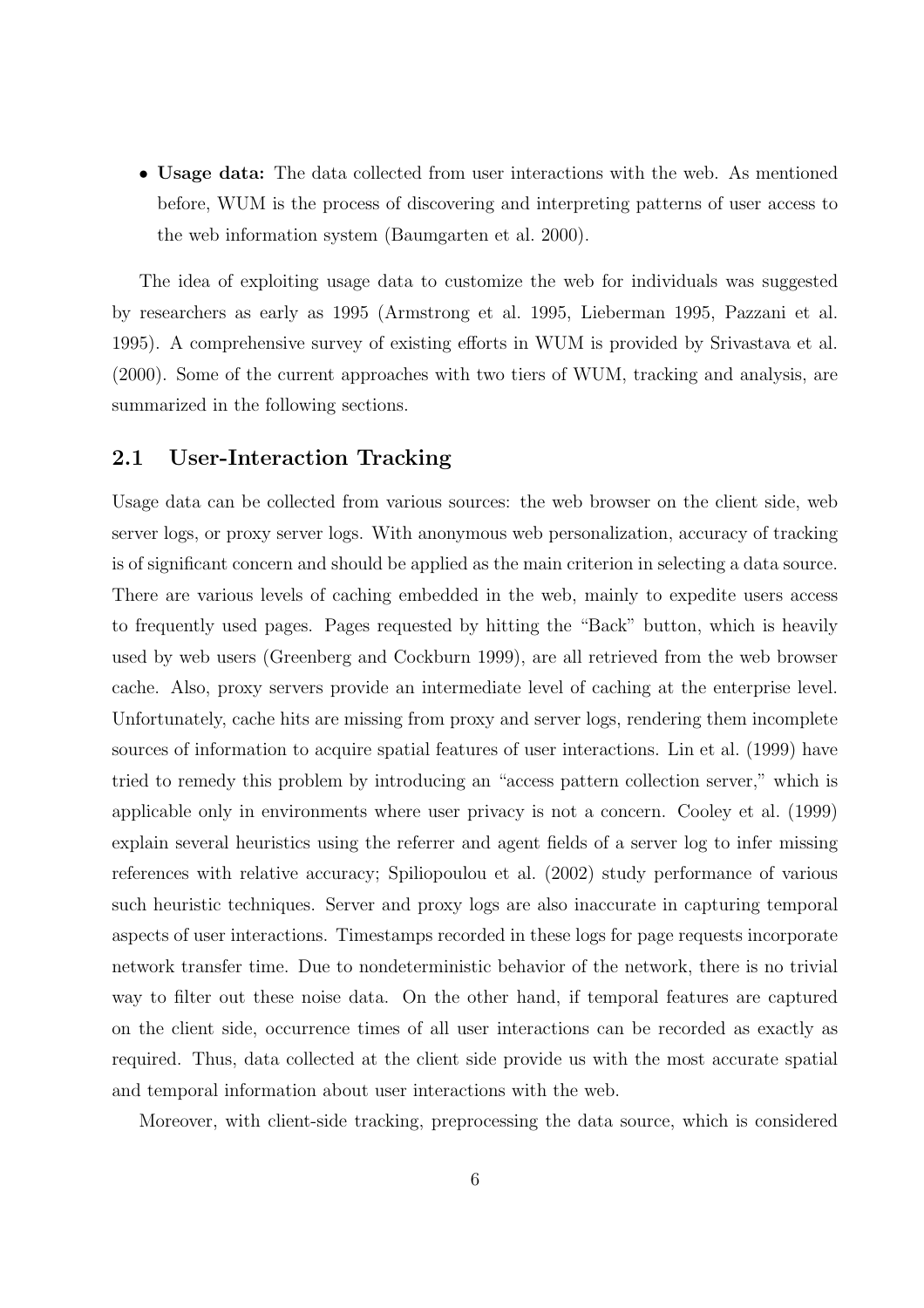- **Usage data:** The data collected from user interactions with the web. As mentioned before, WUM is the process of discovering and interpreting patterns of user access to the web information system (Baumgarten et al. 2000).

The idea of exploiting usage data to customize the web for individuals was suggested by researchers as early as 1995 (Armstrong et al. 1995, Lieberman 1995, Pazzani et al. 1995). A comprehensive survey of existing efforts in WUM is provided by Srivastava et al. (2000). Some of the current approaches with two tiers of WUM, tracking and analysis, are summarized in the following sections.

## 2.1 User-Interaction Tracking

Usage data can be collected from various sources: the web browser on the client side, web server logs, or proxy server logs. With anonymous web personalization, accuracy of tracking is of significant concern and should be applied as the main criterion in selecting a data source. There are various levels of caching embedded in the web, mainly to expedite users access to frequently used pages. Pages requested by hitting the "Back" button, which is heavily used by web users (Greenberg and Cockburn 1999), are all retrieved from the web browser cache. Also, proxy servers provide an intermediate level of caching at the enterprise level. Unfortunately, cache hits are missing from proxy and server logs, rendering them incomplete sources of information to acquire spatial features of user interactions. Lin et al. (1999) have tried to remedy this problem by introducing an "access pattern collection server," which is applicable only in environments where user privacy is not a concern. Cooley et al. (1999) explain several heuristics using the referrer and agent fields of a server log to infer missing references with relative accuracy; Spiliopoulou et al. (2002) study performance of various such heuristic techniques. Server and proxy logs are also inaccurate in capturing temporal aspects of user interactions. Timestamps recorded in these logs for page requests incorporate network transfer time. Due to nondeterministic behavior of the network, there is no trivial way to filter out these noise data. On the other hand, if temporal features are captured on the client side, occurrence times of all user interactions can be recorded as exactly as required. Thus, data collected at the client side provide us with the most accurate spatial and temporal information about user interactions with the web.

Moreover, with client-side tracking, preprocessing the data source, which is considered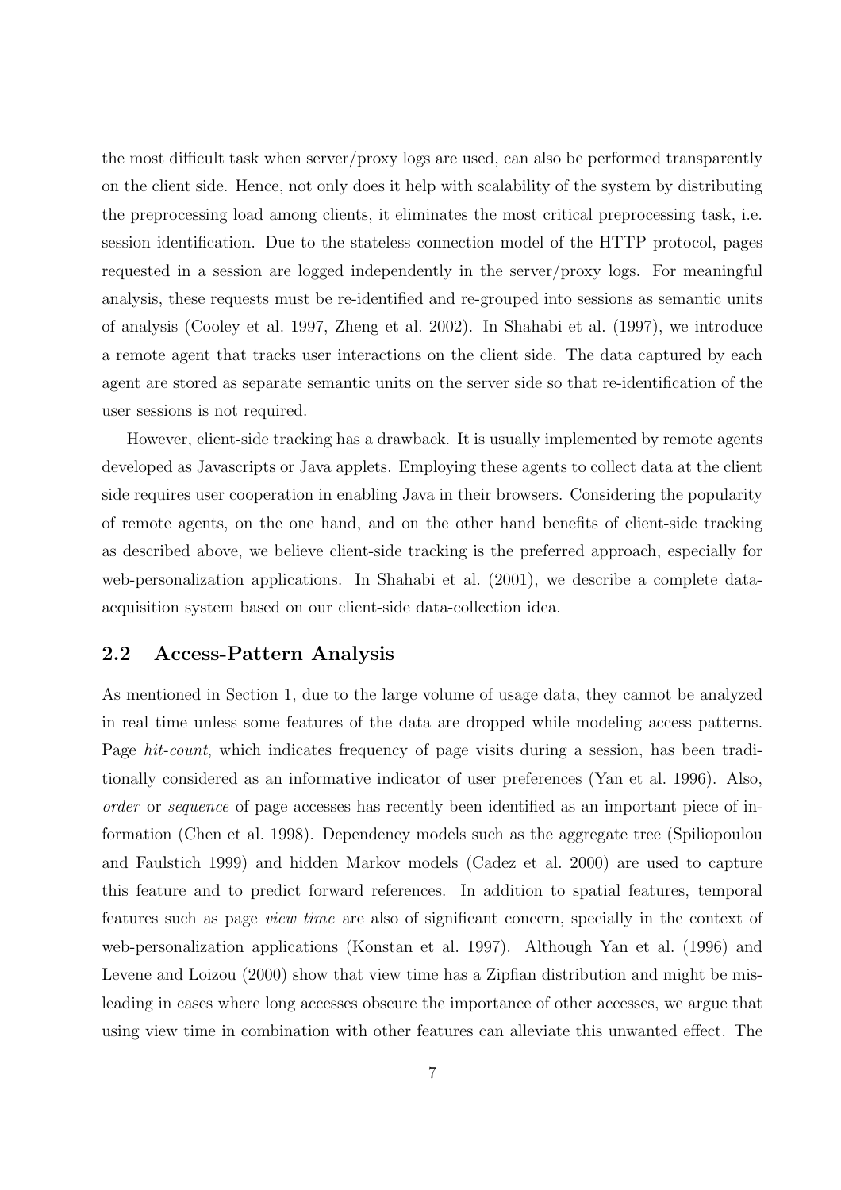the most difficult task when server/proxy logs are used, can also be performed transparently on the client side. Hence, not only does it help with scalability of the system by distributing the preprocessing load among clients, it eliminates the most critical preprocessing task, i.e. session identification. Due to the stateless connection model of the HTTP protocol, pages requested in a session are logged independently in the server/proxy logs. For meaningful analysis, these requests must be re-identified and re-grouped into sessions as semantic units of analysis (Cooley et al. 1997, Zheng et al. 2002). In Shahabi et al. (1997), we introduce a remote agent that tracks user interactions on the client side. The data captured by each agent are stored as separate semantic units on the server side so that re-identification of the user sessions is not required.

However, client-side tracking has a drawback. It is usually implemented by remote agents developed as Javascripts or Java applets. Employing these agents to collect data at the client side requires user cooperation in enabling Java in their browsers. Considering the popularity of remote agents, on the one hand, and on the other hand benefits of client-side tracking as described above, we believe client-side tracking is the preferred approach, especially for web-personalization applications. In Shahabi et al. (2001), we describe a complete data-acquisition system based on our client-side data-collection idea.

## 2.2 Access-Pattern Analysis

As mentioned in Section 1, due to the large volume of usage data, they cannot be analyzed in real time unless some features of the data are dropped while modeling access patterns. Page *hit-count*, which indicates frequency of page visits during a session, has been traditionally considered as an informative indicator of user preferences (Yan et al. 1996). Also, *order* or *sequence* of page accesses has recently been identified as an important piece of information (Chen et al. 1998). Dependency models such as the aggregate tree (Spiliopoulou and Faulstich 1999) and hidden Markov models (Cadez et al. 2000) are used to capture this feature and to predict forward references. In addition to spatial features, temporal features such as page *view time* are also of significant concern, specially in the context of web-personalization applications (Konstan et al. 1997). Although Yan et al. (1996) and Levene and Loizou (2000) show that view time has a Zipfian distribution and might be misleading in cases where long accesses obscure the importance of other accesses, we argue that using view time in combination with other features can alleviate this unwanted effect. The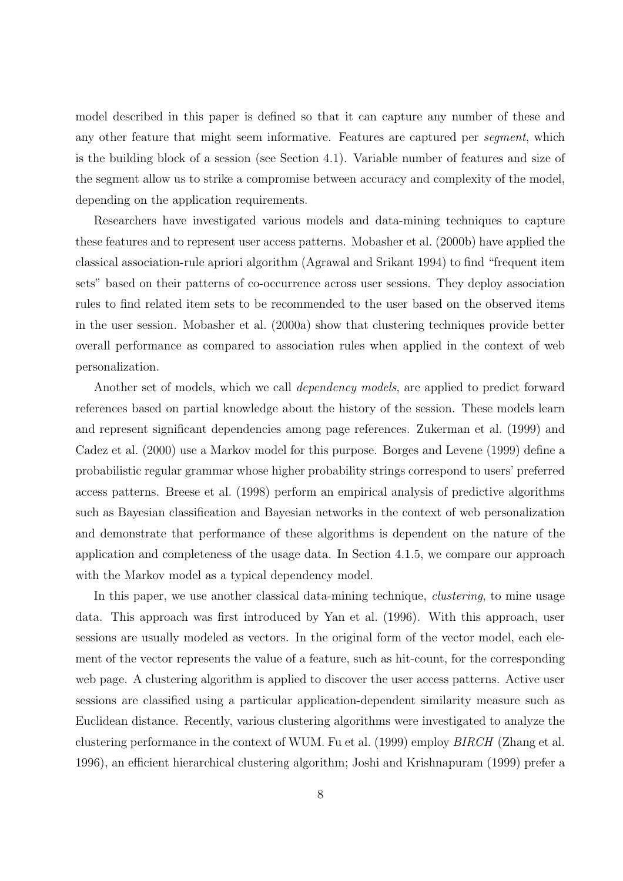model described in this paper is defined so that it can capture any number of these and any other feature that might seem informative. Features are captured per *segment*, which is the building block of a session (see Section 4.1). Variable number of features and size of the segment allow us to strike a compromise between accuracy and complexity of the model, depending on the application requirements.

Researchers have investigated various models and data-mining techniques to capture these features and to represent user access patterns. Mobasher et al. (2000b) have applied the classical association-rule apriori algorithm (Agrawal and Srikant 1994) to find "frequent item sets" based on their patterns of co-occurrence across user sessions. They deploy association rules to find related item sets to be recommended to the user based on the observed items in the user session. Mobasher et al. (2000a) show that clustering techniques provide better overall performance as compared to association rules when applied in the context of web personalization.

Another set of models, which we call *dependency models*, are applied to predict forward references based on partial knowledge about the history of the session. These models learn and represent significant dependencies among page references. Zukerman et al. (1999) and Cadez et al. (2000) use a Markov model for this purpose. Borges and Levene (1999) define a probabilistic regular grammar whose higher probability strings correspond to users' preferred access patterns. Breese et al. (1998) perform an empirical analysis of predictive algorithms such as Bayesian classification and Bayesian networks in the context of web personalization and demonstrate that performance of these algorithms is dependent on the nature of the application and completeness of the usage data. In Section 4.1.5, we compare our approach with the Markov model as a typical dependency model.

In this paper, we use another classical data-mining technique, *clustering*, to mine usage data. This approach was first introduced by Yan et al. (1996). With this approach, user sessions are usually modeled as vectors. In the original form of the vector model, each element of the vector represents the value of a feature, such as hit-count, for the corresponding web page. A clustering algorithm is applied to discover the user access patterns. Active user sessions are classified using a particular application-dependent similarity measure such as Euclidean distance. Recently, various clustering algorithms were investigated to analyze the clustering performance in the context of WUM. Fu et al. (1999) employ *BIRCH* (Zhang et al. 1996), an efficient hierarchical clustering algorithm; Joshi and Krishnapuram (1999) prefer a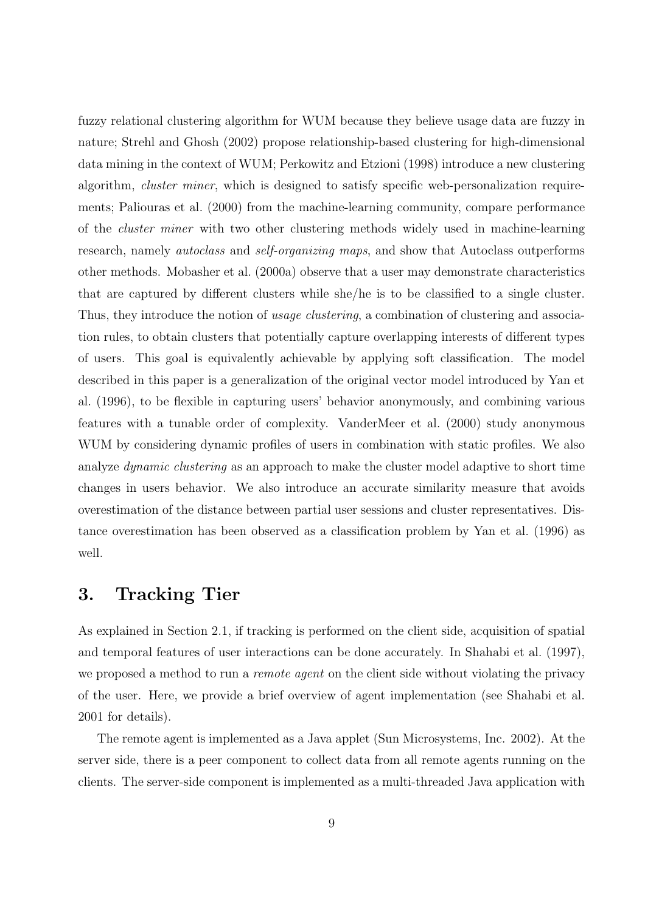fuzzy relational clustering algorithm for WUM because they believe usage data are fuzzy in nature; Strehl and Ghosh (2002) propose relationship-based clustering for high-dimensional data mining in the context of WUM; Perkowitz and Etzioni (1998) introduce a new clustering algorithm, *cluster miner*, which is designed to satisfy specific web-personalization requirements; Paliouras et al. (2000) from the machine-learning community, compare performance of the *cluster miner* with two other clustering methods widely used in machine-learning research, namely *autoclass* and *self-organizing maps*, and show that Autoclass outperforms other methods. Mobasher et al. (2000a) observe that a user may demonstrate characteristics that are captured by different clusters while she/he is to be classified to a single cluster. Thus, they introduce the notion of *usage clustering*, a combination of clustering and association rules, to obtain clusters that potentially capture overlapping interests of different types of users. This goal is equivalently achievable by applying soft classification. The model described in this paper is a generalization of the original vector model introduced by Yan et al. (1996), to be flexible in capturing users' behavior anonymously, and combining various features with a tunable order of complexity. VanderMeer et al. (2000) study anonymous WUM by considering dynamic profiles of users in combination with static profiles. We also analyze *dynamic clustering* as an approach to make the cluster model adaptive to short time changes in users behavior. We also introduce an accurate similarity measure that avoids overestimation of the distance between partial user sessions and cluster representatives. Distance overestimation has been observed as a classification problem by Yan et al. (1996) as well.

## 3. Tracking Tier

As explained in Section 2.1, if tracking is performed on the client side, acquisition of spatial and temporal features of user interactions can be done accurately. In Shahabi et al. (1997), we proposed a method to run a *remote agent* on the client side without violating the privacy of the user. Here, we provide a brief overview of agent implementation (see Shahabi et al. 2001 for details).

The remote agent is implemented as a Java applet (Sun Microsystems, Inc. 2002). At the server side, there is a peer component to collect data from all remote agents running on the clients. The server-side component is implemented as a multi-threaded Java application with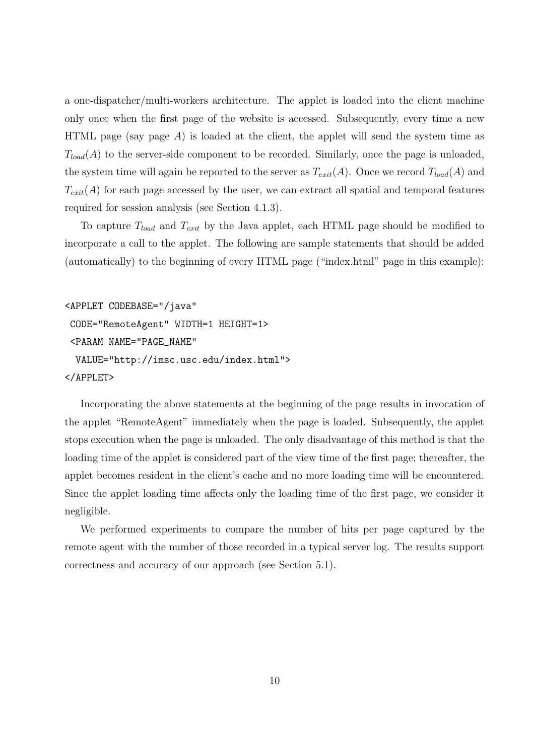a one-dispatcher/multi-workers architecture. The applet is loaded into the client machine only once when the first page of the website is accessed. Subsequently, every time a new HTML page (say page $A$) is loaded at the client, the applet will send the system time as $T_{load}(A)$ to the server-side component to be recorded. Similarly, once the page is unloaded, the system time will again be reported to the server as $T_{exit}(A)$. Once we record $T_{load}(A)$ and $T_{exit}(A)$ for each page accessed by the user, we can extract all spatial and temporal features required for session analysis (see Section 4.1.3).

To capture $T_{load}$ and $T_{exit}$ by the Java applet, each HTML page should be modified to incorporate a call to the applet. The following are sample statements that should be added (automatically) to the beginning of every HTML page ("index.html" page in this example):

```
<APPLET CODEBASE="/java"
 CODE="RemoteAgent" WIDTH=1 HEIGHT=1>
 <PARAM NAME="PAGE_NAME"
  VALUE="http://imsc.usc.edu/index.html">
</APPLET>
```

Incorporating the above statements at the beginning of the page results in invocation of the applet "RemoteAgent" immediately when the page is loaded. Subsequently, the applet stops execution when the page is unloaded. The only disadvantage of this method is that the loading time of the applet is considered part of the view time of the first page; thereafter, the applet becomes resident in the client's cache and no more loading time will be encountered. Since the applet loading time affects only the loading time of the first page, we consider it negligible.

We performed experiments to compare the number of hits per page captured by the remote agent with the number of those recorded in a typical server log. The results support correctness and accuracy of our approach (see Section 5.1).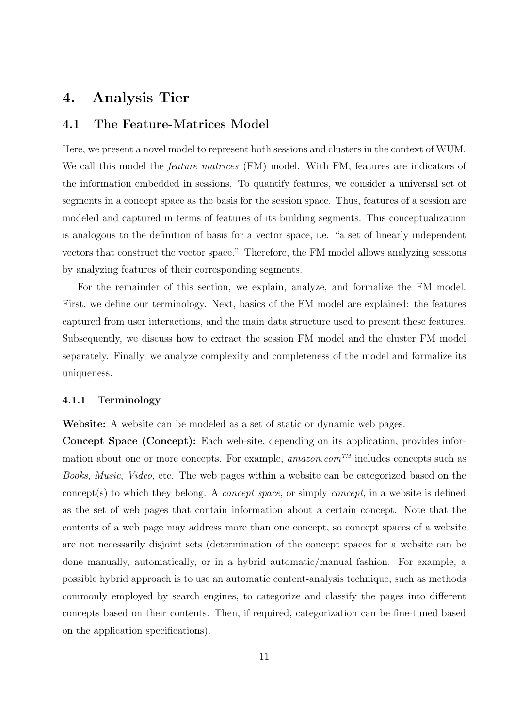# 4. Analysis Tier

## 4.1 The Feature-Matrices Model

Here, we present a novel model to represent both sessions and clusters in the context of WUM. We call this model the *feature matrices* (FM) model. With FM, features are indicators of the information embedded in sessions. To quantify features, we consider a universal set of segments in a concept space as the basis for the session space. Thus, features of a session are modeled and captured in terms of features of its building segments. This conceptualization is analogous to the definition of basis for a vector space, i.e. "a set of linearly independent vectors that construct the vector space." Therefore, the FM model allows analyzing sessions by analyzing features of their corresponding segments.

For the remainder of this section, we explain, analyze, and formalize the FM model. First, we define our terminology. Next, basics of the FM model are explained: the features captured from user interactions, and the main data structure used to present these features. Subsequently, we discuss how to extract the session FM model and the cluster FM model separately. Finally, we analyze complexity and completeness of the model and formalize its uniqueness.

### 4.1.1 Terminology

**Website:** A website can be modeled as a set of static or dynamic web pages.

**Concept Space (Concept):** Each web-site, depending on its application, provides information about one or more concepts. For example, *amazon.com™* includes concepts such as *Books*, *Music*, *Video*, etc. The web pages within a website can be categorized based on the concept(s) to which they belong. A *concept space*, or simply *concept*, in a website is defined as the set of web pages that contain information about a certain concept. Note that the contents of a web page may address more than one concept, so concept spaces of a website are not necessarily disjoint sets (determination of the concept spaces for a website can be done manually, automatically, or in a hybrid automatic/manual fashion. For example, a possible hybrid approach is to use an automatic content-analysis technique, such as methods commonly employed by search engines, to categorize and classify the pages into different concepts based on their contents. Then, if required, categorization can be fine-tuned based on the application specifications).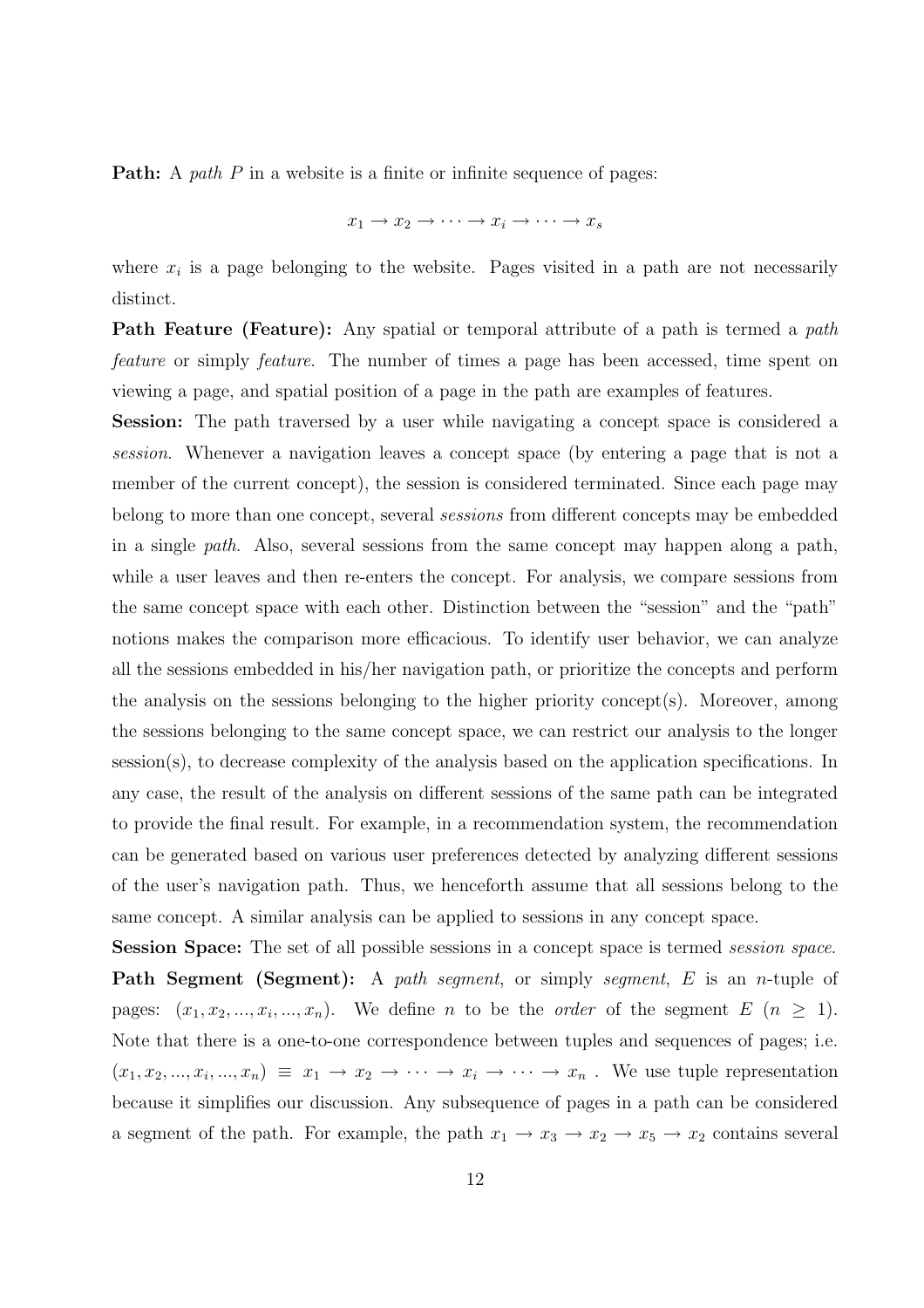**Path:** A *path* $P$ in a website is a finite or infinite sequence of pages:

$$x_1 \rightarrow x_2 \rightarrow \cdots \rightarrow x_i \rightarrow \cdots \rightarrow x_s$$

where $x_i$ is a page belonging to the website. Pages visited in a path are not necessarily distinct.

**Path Feature (Feature):** Any spatial or temporal attribute of a path is termed a *path feature* or simply *feature*. The number of times a page has been accessed, time spent on viewing a page, and spatial position of a page in the path are examples of features.

**Session:** The path traversed by a user while navigating a concept space is considered a *session*. Whenever a navigation leaves a concept space (by entering a page that is not a member of the current concept), the session is considered terminated. Since each page may belong to more than one concept, several *sessions* from different concepts may be embedded in a single *path*. Also, several sessions from the same concept may happen along a path, while a user leaves and then re-enters the concept. For analysis, we compare sessions from the same concept space with each other. Distinction between the "session" and the "path" notions makes the comparison more efficacious. To identify user behavior, we can analyze all the sessions embedded in his/her navigation path, or prioritize the concepts and perform the analysis on the sessions belonging to the higher priority concept(s). Moreover, among the sessions belonging to the same concept space, we can restrict our analysis to the longer session(s), to decrease complexity of the analysis based on the application specifications. In any case, the result of the analysis on different sessions of the same path can be integrated to provide the final result. For example, in a recommendation system, the recommendation can be generated based on various user preferences detected by analyzing different sessions of the user's navigation path. Thus, we henceforth assume that all sessions belong to the same concept. A similar analysis can be applied to sessions in any concept space.

**Session Space:** The set of all possible sessions in a concept space is termed *session space*.

**Path Segment (Segment):** A *path segment*, or simply *segment*, $E$ is an $n$-tuple of pages: $(x_1, x_2, ..., x_i, ..., x_n)$. We define $n$ to be the *order* of the segment $E$ ($n \geq 1$). Note that there is a one-to-one correspondence between tuples and sequences of pages; i.e. $(x_1, x_2, ..., x_i, ..., x_n) \equiv x_1 \rightarrow x_2 \rightarrow \cdots \rightarrow x_i \rightarrow \cdots \rightarrow x_n$ . We use tuple representation because it simplifies our discussion. Any subsequence of pages in a path can be considered a segment of the path. For example, the path $x_1 \rightarrow x_3 \rightarrow x_2 \rightarrow x_5 \rightarrow x_2$ contains several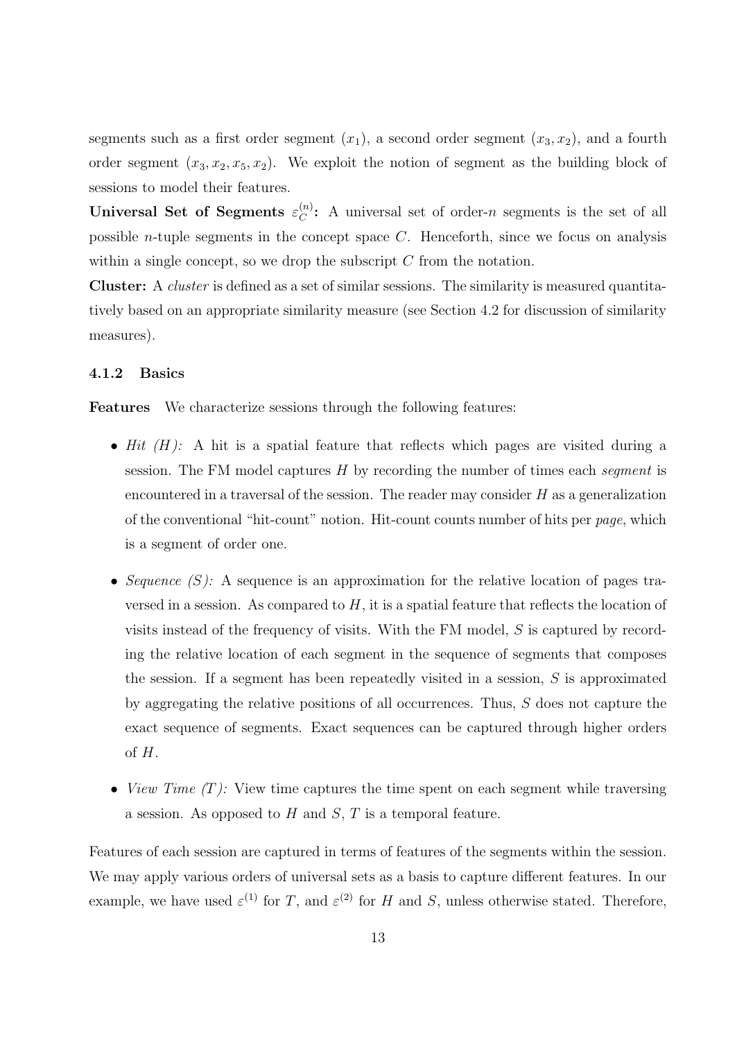segments such as a first order segment $(x_1)$, a second order segment $(x_3, x_2)$, and a fourth order segment $(x_3, x_2, x_5, x_2)$. We exploit the notion of segment as the building block of sessions to model their features.

**Universal Set of Segments $\varepsilon_C^{(n)}$:** A universal set of order-$n$ segments is the set of all possible $n$-tuple segments in the concept space $C$. Henceforth, since we focus on analysis within a single concept, so we drop the subscript $C$ from the notation.

**Cluster:** A *cluster* is defined as a set of similar sessions. The similarity is measured quantitatively based on an appropriate similarity measure (see Section 4.2 for discussion of similarity measures).

### 4.1.2 Basics

**Features** We characterize sessions through the following features:

- *Hit (H):* A hit is a spatial feature that reflects which pages are visited during a session. The FM model captures $H$ by recording the number of times each *segment* is encountered in a traversal of the session. The reader may consider $H$ as a generalization of the conventional "hit-count" notion. Hit-count counts number of hits per *page*, which is a segment of order one.

- *Sequence (S):* A sequence is an approximation for the relative location of pages traversed in a session. As compared to $H$, it is a spatial feature that reflects the location of visits instead of the frequency of visits. With the FM model, $S$ is captured by recording the relative location of each segment in the sequence of segments that composes the session. If a segment has been repeatedly visited in a session, $S$ is approximated by aggregating the relative positions of all occurrences. Thus, $S$ does not capture the exact sequence of segments. Exact sequences can be captured through higher orders of $H$.

- *View Time (T):* View time captures the time spent on each segment while traversing a session. As opposed to $H$ and $S$, $T$ is a temporal feature.

Features of each session are captured in terms of features of the segments within the session. We may apply various orders of universal sets as a basis to capture different features. In our example, we have used $\varepsilon^{(1)}$ for $T$, and $\varepsilon^{(2)}$ for $H$ and $S$, unless otherwise stated. Therefore,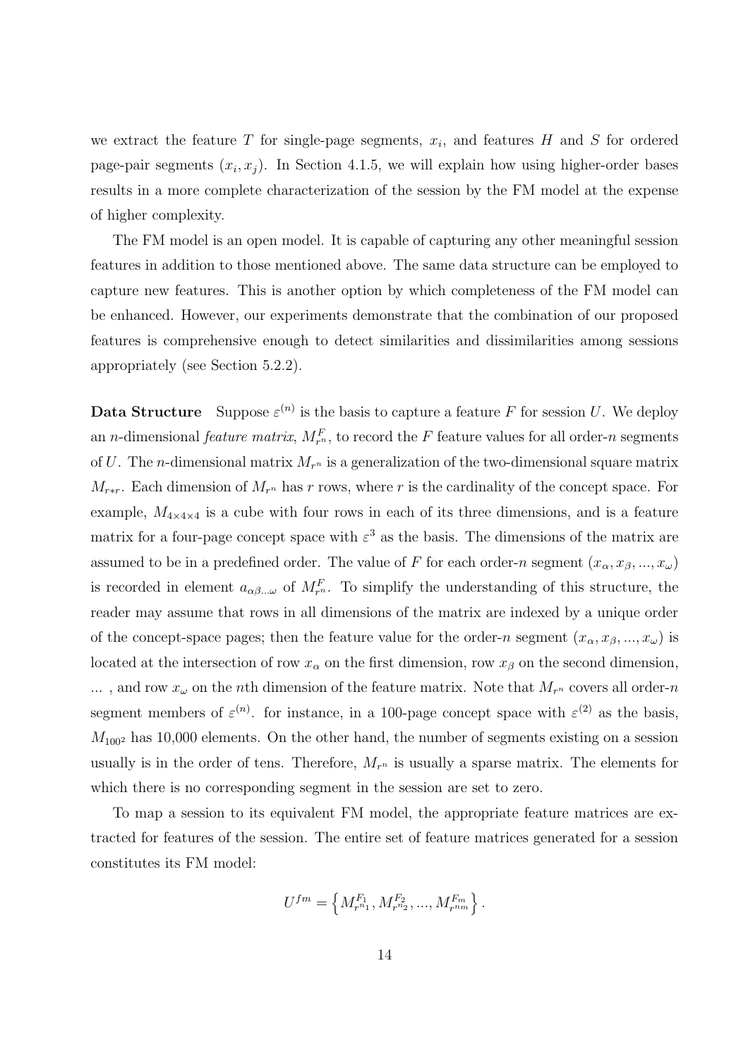we extract the feature $T$ for single-page segments, $x_i$, and features $H$ and $S$ for ordered page-pair segments $(x_i, x_j)$. In Section 4.1.5, we will explain how using higher-order bases results in a more complete characterization of the session by the FM model at the expense of higher complexity.

The FM model is an open model. It is capable of capturing any other meaningful session features in addition to those mentioned above. The same data structure can be employed to capture new features. This is another option by which completeness of the FM model can be enhanced. However, our experiments demonstrate that the combination of our proposed features is comprehensive enough to detect similarities and dissimilarities among sessions appropriately (see Section 5.2.2).

**Data Structure** Suppose $\varepsilon^{(n)}$ is the basis to capture a feature $F$ for session $U$. We deploy an $n$-dimensional *feature matrix*, $M^F_{r^n}$, to record the $F$ feature values for all order-$n$ segments of $U$. The $n$-dimensional matrix $M_{r^n}$ is a generalization of the two-dimensional square matrix $M_{r*r}$. Each dimension of $M_{r^n}$ has $r$ rows, where $r$ is the cardinality of the concept space. For example, $M_{4\times4\times4}$ is a cube with four rows in each of its three dimensions, and is a feature matrix for a four-page concept space with $\varepsilon^3$ as the basis. The dimensions of the matrix are assumed to be in a predefined order. The value of $F$ for each order-$n$ segment $(x_\alpha, x_\beta, ..., x_\omega)$ is recorded in element $a_{\alpha\beta...\omega}$ of $M^F_{r^n}$. To simplify the understanding of this structure, the reader may assume that rows in all dimensions of the matrix are indexed by a unique order of the concept-space pages; then the feature value for the order-$n$ segment $(x_\alpha, x_\beta, ..., x_\omega)$ is located at the intersection of row $x_\alpha$ on the first dimension, row $x_\beta$ on the second dimension, ... , and row $x_\omega$ on the $n$th dimension of the feature matrix. Note that $M_{r^n}$ covers all order-$n$ segment members of $\varepsilon^{(n)}$. for instance, in a 100-page concept space with $\varepsilon^{(2)}$ as the basis, $M_{100^2}$ has 10,000 elements. On the other hand, the number of segments existing on a session usually is in the order of tens. Therefore, $M_{r^n}$ is usually a sparse matrix. The elements for which there is no corresponding segment in the session are set to zero.

To map a session to its equivalent FM model, the appropriate feature matrices are extracted for features of the session. The entire set of feature matrices generated for a session constitutes its FM model:

$$U^{fm} = \left\{ M^{F_1}_{r^{n_1}}, M^{F_2}_{r^{n_2}}, ..., M^{F_m}_{r^{n_m}} \right\}.$$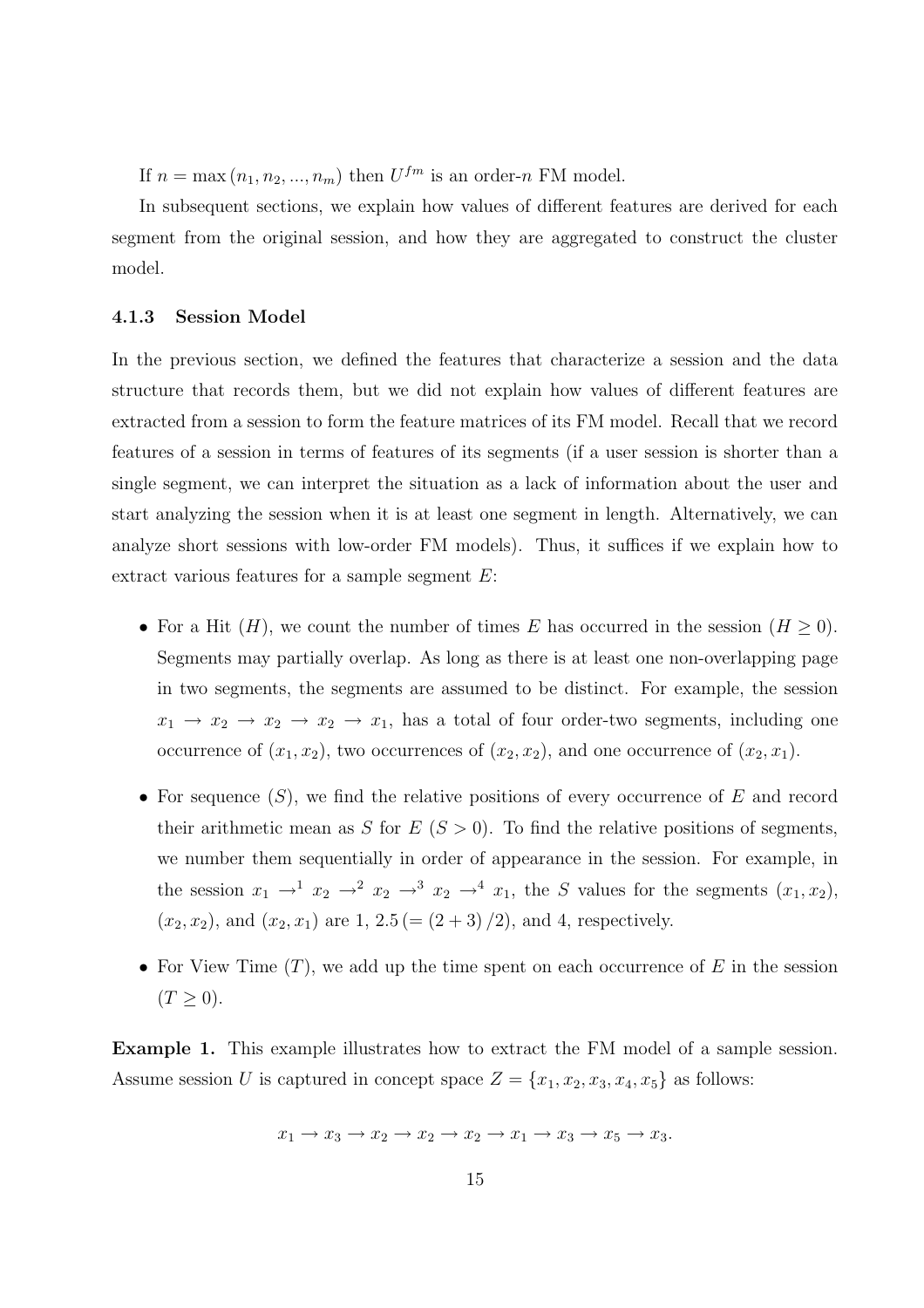If $n = \max(n_1, n_2, ..., n_m)$ then $U^{fm}$ is an order-$n$ FM model.

In subsequent sections, we explain how values of different features are derived for each segment from the original session, and how they are aggregated to construct the cluster model.

### 4.1.3 Session Model

In the previous section, we defined the features that characterize a session and the data structure that records them, but we did not explain how values of different features are extracted from a session to form the feature matrices of its FM model. Recall that we record features of a session in terms of features of its segments (if a user session is shorter than a single segment, we can interpret the situation as a lack of information about the user and start analyzing the session when it is at least one segment in length. Alternatively, we can analyze short sessions with low-order FM models). Thus, it suffices if we explain how to extract various features for a sample segment $E$:

- For a Hit ($H$), we count the number of times $E$ has occurred in the session ($H \geq 0$). Segments may partially overlap. As long as there is at least one non-overlapping page in two segments, the segments are assumed to be distinct. For example, the session $x_1 \rightarrow x_2 \rightarrow x_2 \rightarrow x_2 \rightarrow x_1$, has a total of four order-two segments, including one occurrence of $(x_1, x_2)$, two occurrences of $(x_2, x_2)$, and one occurrence of $(x_2, x_1)$.

- For sequence ($S$), we find the relative positions of every occurrence of $E$ and record their arithmetic mean as $S$ for $E$ ($S > 0$). To find the relative positions of segments, we number them sequentially in order of appearance in the session. For example, in the session $x_1 \rightarrow^1 x_2 \rightarrow^2 x_2 \rightarrow^3 x_2 \rightarrow^4 x_1$, the $S$ values for the segments $(x_1, x_2)$, $(x_2, x_2)$, and $(x_2, x_1)$ are 1, $2.5\,(= (2+3)/2)$, and 4, respectively.

- For View Time ($T$), we add up the time spent on each occurrence of $E$ in the session ($T \geq 0$).

**Example 1.** This example illustrates how to extract the FM model of a sample session. Assume session $U$ is captured in concept space $Z = \{x_1, x_2, x_3, x_4, x_5\}$ as follows:

$$x_1 \rightarrow x_3 \rightarrow x_2 \rightarrow x_2 \rightarrow x_2 \rightarrow x_1 \rightarrow x_3 \rightarrow x_5 \rightarrow x_3.$$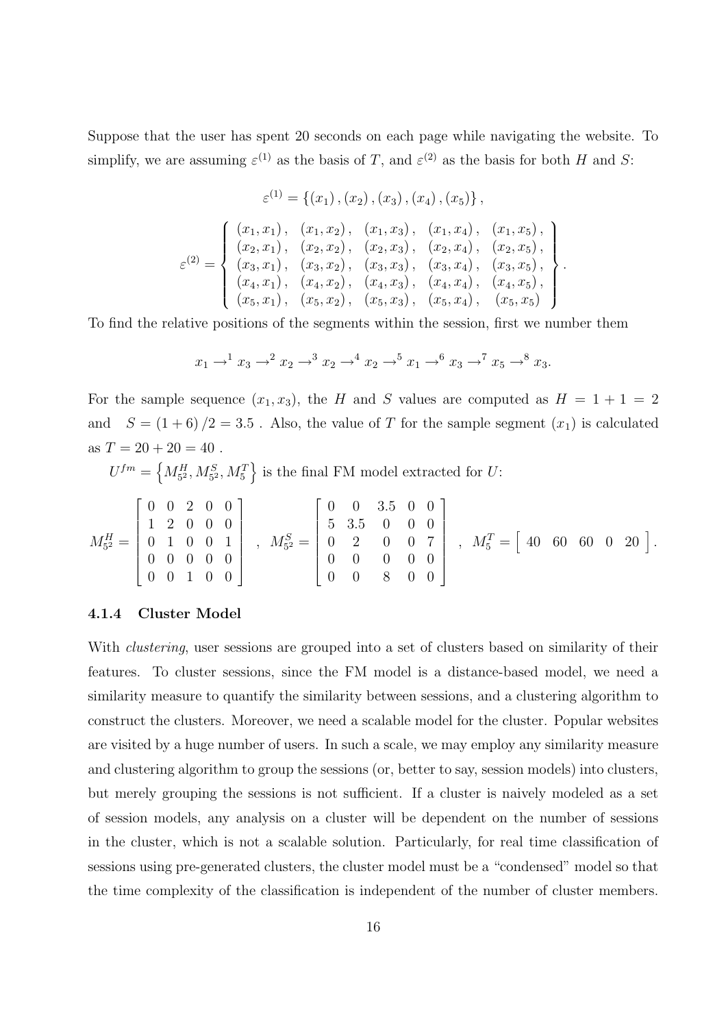Suppose that the user has spent 20 seconds on each page while navigating the website. To simplify, we are assuming $\varepsilon^{(1)}$ as the basis of $T$, and $\varepsilon^{(2)}$ as the basis for both $H$ and $S$:

$$\varepsilon^{(1)} = \{(x_1), (x_2), (x_3), (x_4), (x_5)\},$$

$$\varepsilon^{(2)} = \left\{ \begin{array}{lllll} (x_1, x_1), & (x_1, x_2), & (x_1, x_3), & (x_1, x_4), & (x_1, x_5), \\ (x_2, x_1), & (x_2, x_2), & (x_2, x_3), & (x_2, x_4), & (x_2, x_5), \\ (x_3, x_1), & (x_3, x_2), & (x_3, x_3), & (x_3, x_4), & (x_3, x_5), \\ (x_4, x_1), & (x_4, x_2), & (x_4, x_3), & (x_4, x_4), & (x_4, x_5), \\ (x_5, x_1), & (x_5, x_2), & (x_5, x_3), & (x_5, x_4), & (x_5, x_5) \end{array} \right\}.$$

To find the relative positions of the segments within the session, first we number them

$$x_1 \rightarrow^1 x_3 \rightarrow^2 x_2 \rightarrow^3 x_2 \rightarrow^4 x_2 \rightarrow^5 x_1 \rightarrow^6 x_3 \rightarrow^7 x_5 \rightarrow^8 x_3.$$

For the sample sequence $(x_1, x_3)$, the $H$ and $S$ values are computed as $H = 1 + 1 = 2$ and $S = (1 + 6)/2 = 3.5$ . Also, the value of $T$ for the sample segment $(x_1)$ is calculated as $T = 20 + 20 = 40$ .

$U^{fm} = \left\{ M^H_{5^2}, M^S_{5^2}, M^T_5 \right\}$ is the final FM model extracted for $U$:

$$M^H_{5^2} = \begin{bmatrix} 0 & 0 & 2 & 0 & 0 \\ 1 & 2 & 0 & 0 & 0 \\ 0 & 1 & 0 & 0 & 1 \\ 0 & 0 & 0 & 0 & 0 \\ 0 & 0 & 1 & 0 & 0 \end{bmatrix}, \quad M^S_{5^2} = \begin{bmatrix} 0 & 0 & 3.5 & 0 & 0 \\ 5 & 3.5 & 0 & 0 & 0 \\ 0 & 2 & 0 & 0 & 7 \\ 0 & 0 & 0 & 0 & 0 \\ 0 & 0 & 8 & 0 & 0 \end{bmatrix}, \quad M^T_5 = \begin{bmatrix} 40 & 60 & 60 & 0 & 20 \end{bmatrix}.$$

#### 4.1.4 Cluster Model

With *clustering*, user sessions are grouped into a set of clusters based on similarity of their features. To cluster sessions, since the FM model is a distance-based model, we need a similarity measure to quantify the similarity between sessions, and a clustering algorithm to construct the clusters. Moreover, we need a scalable model for the cluster. Popular websites are visited by a huge number of users. In such a scale, we may employ any similarity measure and clustering algorithm to group the sessions (or, better to say, session models) into clusters, but merely grouping the sessions is not sufficient. If a cluster is naively modeled as a set of session models, any analysis on a cluster will be dependent on the number of sessions in the cluster, which is not a scalable solution. Particularly, for real time classification of sessions using pre-generated clusters, the cluster model must be a "condensed" model so that the time complexity of the classification is independent of the number of cluster members.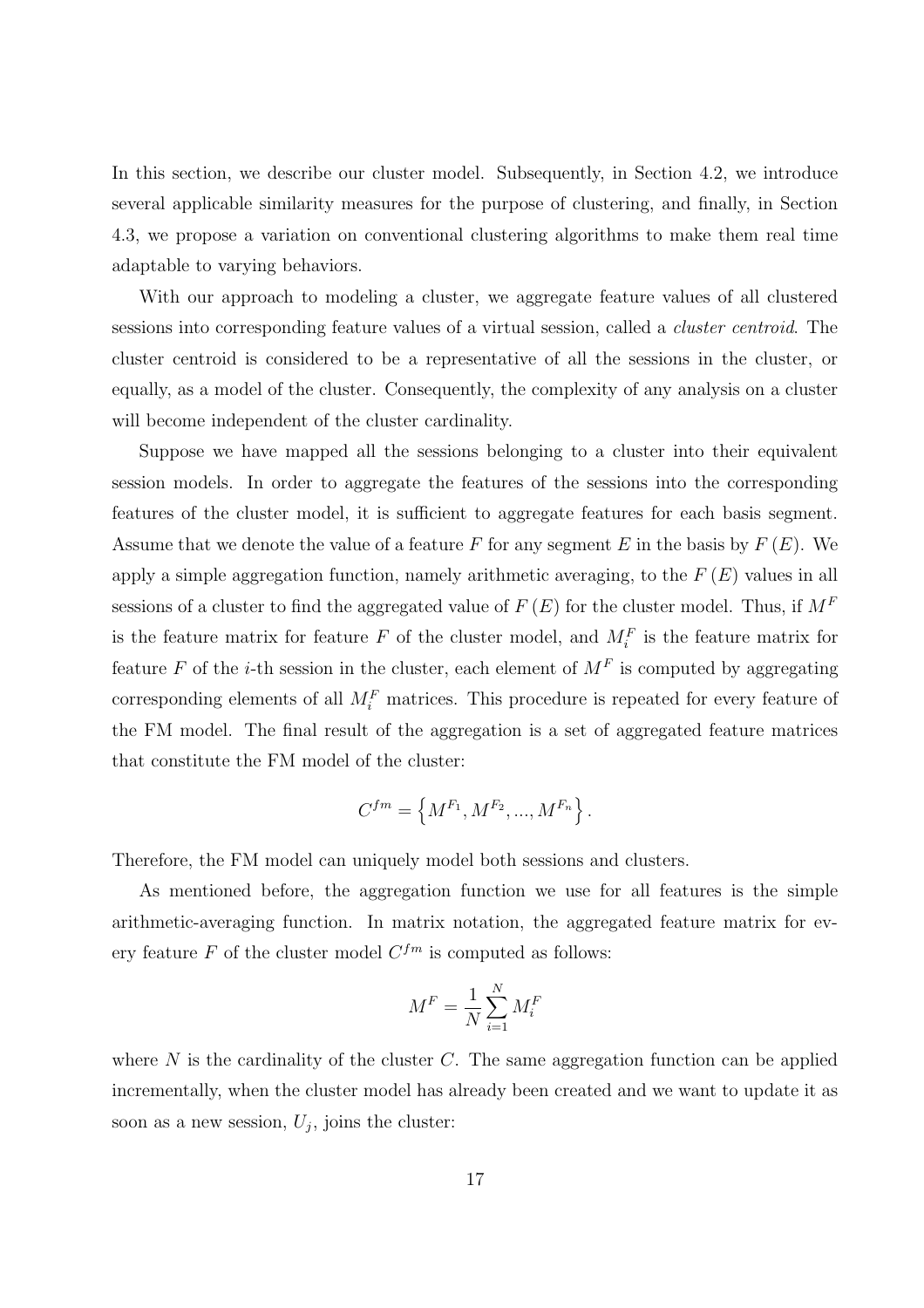In this section, we describe our cluster model. Subsequently, in Section 4.2, we introduce several applicable similarity measures for the purpose of clustering, and finally, in Section 4.3, we propose a variation on conventional clustering algorithms to make them real time adaptable to varying behaviors.

With our approach to modeling a cluster, we aggregate feature values of all clustered sessions into corresponding feature values of a virtual session, called a *cluster centroid*. The cluster centroid is considered to be a representative of all the sessions in the cluster, or equally, as a model of the cluster. Consequently, the complexity of any analysis on a cluster will become independent of the cluster cardinality.

Suppose we have mapped all the sessions belonging to a cluster into their equivalent session models. In order to aggregate the features of the sessions into the corresponding features of the cluster model, it is sufficient to aggregate features for each basis segment. Assume that we denote the value of a feature $F$ for any segment $E$ in the basis by $F(E)$. We apply a simple aggregation function, namely arithmetic averaging, to the $F(E)$ values in all sessions of a cluster to find the aggregated value of $F(E)$ for the cluster model. Thus, if $M^F$ is the feature matrix for feature $F$ of the cluster model, and $M_i^F$ is the feature matrix for feature $F$ of the $i$-th session in the cluster, each element of $M^F$ is computed by aggregating corresponding elements of all $M_i^F$ matrices. This procedure is repeated for every feature of the FM model. The final result of the aggregation is a set of aggregated feature matrices that constitute the FM model of the cluster:

$$C^{fm} = \left\{ M^{F_1}, M^{F_2}, ..., M^{F_n} \right\}.$$

Therefore, the FM model can uniquely model both sessions and clusters.

As mentioned before, the aggregation function we use for all features is the simple arithmetic-averaging function. In matrix notation, the aggregated feature matrix for every feature $F$ of the cluster model $C^{fm}$ is computed as follows:

$$M^F = \frac{1}{N} \sum_{i=1}^{N} M_i^F$$

where $N$ is the cardinality of the cluster $C$. The same aggregation function can be applied incrementally, when the cluster model has already been created and we want to update it as soon as a new session, $U_j$, joins the cluster: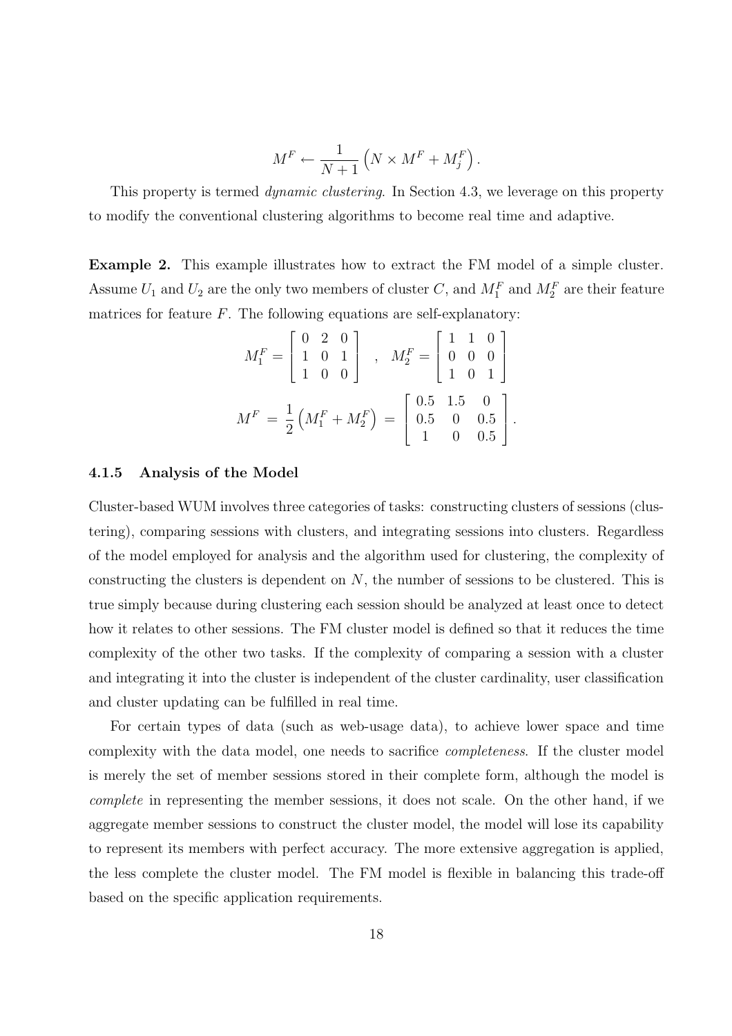$$M^F \leftarrow \frac{1}{N+1}\left(N \times M^F + M_j^F\right).$$

This property is termed *dynamic clustering*. In Section 4.3, we leverage on this property to modify the conventional clustering algorithms to become real time and adaptive.

**Example 2.** This example illustrates how to extract the FM model of a simple cluster. Assume $U_1$ and $U_2$ are the only two members of cluster $C$, and $M_1^F$ and $M_2^F$ are their feature matrices for feature $F$. The following equations are self-explanatory:

$$M_1^F = \left[\begin{array}{ccc} 0 & 2 & 0 \\ 1 & 0 & 1 \\ 1 & 0 & 0 \end{array}\right] \quad , \quad M_2^F = \left[\begin{array}{ccc} 1 & 1 & 0 \\ 0 & 0 & 0 \\ 1 & 0 & 1 \end{array}\right]$$

$$M^F = \frac{1}{2}\left(M_1^F + M_2^F\right) = \left[\begin{array}{ccc} 0.5 & 1.5 & 0 \\ 0.5 & 0 & 0.5 \\ 1 & 0 & 0.5 \end{array}\right].$$

### 4.1.5 Analysis of the Model

Cluster-based WUM involves three categories of tasks: constructing clusters of sessions (clustering), comparing sessions with clusters, and integrating sessions into clusters. Regardless of the model employed for analysis and the algorithm used for clustering, the complexity of constructing the clusters is dependent on $N$, the number of sessions to be clustered. This is true simply because during clustering each session should be analyzed at least once to detect how it relates to other sessions. The FM cluster model is defined so that it reduces the time complexity of the other two tasks. If the complexity of comparing a session with a cluster and integrating it into the cluster is independent of the cluster cardinality, user classification and cluster updating can be fulfilled in real time.

For certain types of data (such as web-usage data), to achieve lower space and time complexity with the data model, one needs to sacrifice *completeness*. If the cluster model is merely the set of member sessions stored in their complete form, although the model is *complete* in representing the member sessions, it does not scale. On the other hand, if we aggregate member sessions to construct the cluster model, the model will lose its capability to represent its members with perfect accuracy. The more extensive aggregation is applied, the less complete the cluster model. The FM model is flexible in balancing this trade-off based on the specific application requirements.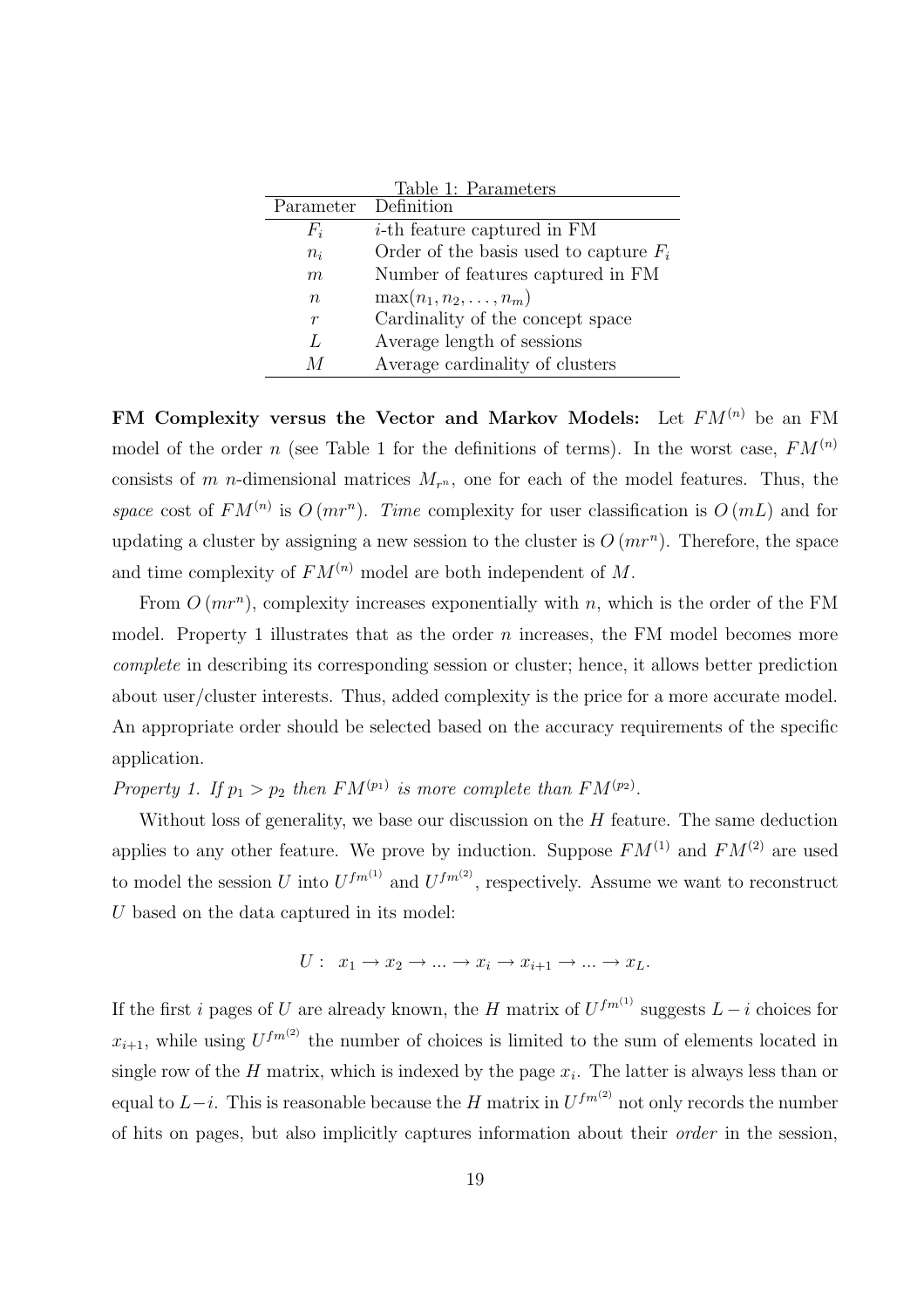Table 1: Parameters

| Parameter | Definition |
|---|---|
| $F_i$ | $i$-th feature captured in FM |
| $n_i$ | Order of the basis used to capture $F_i$ |
| $m$ | Number of features captured in FM |
| $n$ | $\max(n_1, n_2, \ldots, n_m)$ |
| $r$ | Cardinality of the concept space |
| $L$ | Average length of sessions |
| $M$ | Average cardinality of clusters |

**FM Complexity versus the Vector and Markov Models:** Let $FM^{(n)}$ be an FM model of the order $n$ (see Table 1 for the definitions of terms). In the worst case, $FM^{(n)}$ consists of $m$ $n$-dimensional matrices $M_{r^n}$, one for each of the model features. Thus, the *space* cost of $FM^{(n)}$ is $O\left(mr^n\right)$. *Time* complexity for user classification is $O\left(mL\right)$ and for updating a cluster by assigning a new session to the cluster is $O\left(mr^n\right)$. Therefore, the space and time complexity of $FM^{(n)}$ model are both independent of $M$.

From $O\left(mr^n\right)$, complexity increases exponentially with $n$, which is the order of the FM model. Property 1 illustrates that as the order $n$ increases, the FM model becomes more *complete* in describing its corresponding session or cluster; hence, it allows better prediction about user/cluster interests. Thus, added complexity is the price for a more accurate model. An appropriate order should be selected based on the accuracy requirements of the specific application.

*Property 1. If $p_1 > p_2$ then $FM^{(p_1)}$ is more complete than $FM^{(p_2)}$.*

Without loss of generality, we base our discussion on the $H$ feature. The same deduction applies to any other feature. We prove by induction. Suppose $FM^{(1)}$ and $FM^{(2)}$ are used to model the session $U$ into $U^{fm^{(1)}}$ and $U^{fm^{(2)}}$, respectively. Assume we want to reconstruct $U$ based on the data captured in its model:

$$U: \ x_1 \rightarrow x_2 \rightarrow \ldots \rightarrow x_i \rightarrow x_{i+1} \rightarrow \ldots \rightarrow x_L.$$

If the first $i$ pages of $U$ are already known, the $H$ matrix of $U^{fm^{(1)}}$ suggests $L-i$ choices for $x_{i+1}$, while using $U^{fm^{(2)}}$ the number of choices is limited to the sum of elements located in single row of the $H$ matrix, which is indexed by the page $x_i$. The latter is always less than or equal to $L-i$. This is reasonable because the $H$ matrix in $U^{fm^{(2)}}$ not only records the number of hits on pages, but also implicitly captures information about their *order* in the session,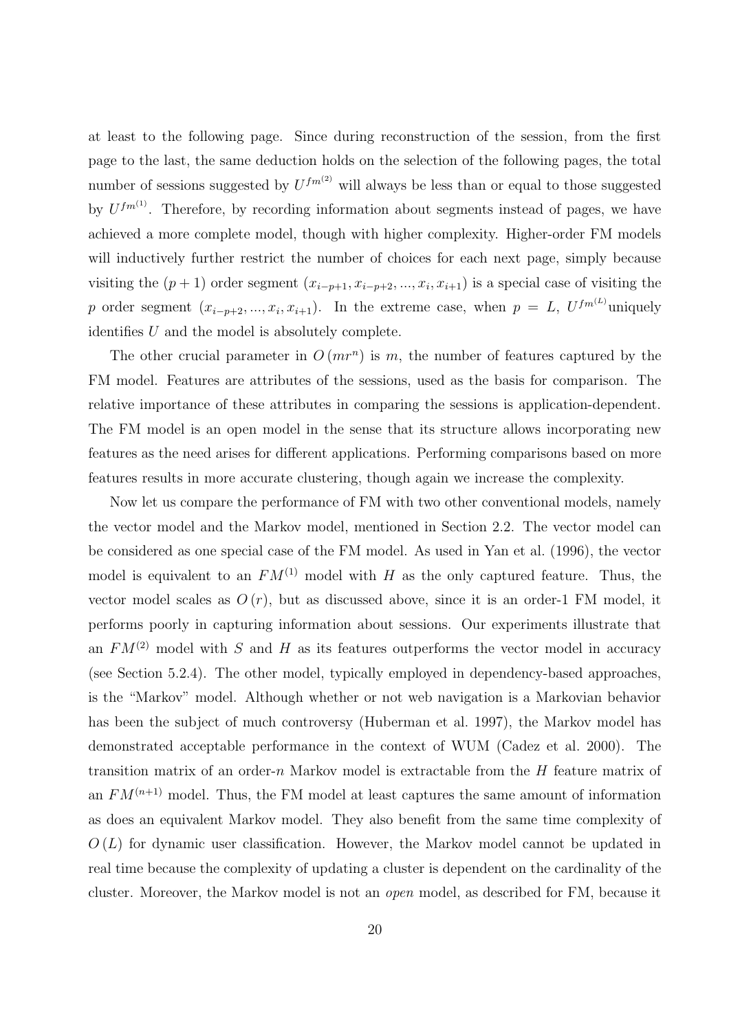at least to the following page. Since during reconstruction of the session, from the first page to the last, the same deduction holds on the selection of the following pages, the total number of sessions suggested by $U^{fm^{(2)}}$ will always be less than or equal to those suggested by $U^{fm^{(1)}}$. Therefore, by recording information about segments instead of pages, we have achieved a more complete model, though with higher complexity. Higher-order FM models will inductively further restrict the number of choices for each next page, simply because visiting the $(p+1)$ order segment $(x_{i-p+1}, x_{i-p+2}, ..., x_i, x_{i+1})$ is a special case of visiting the $p$ order segment $(x_{i-p+2}, ..., x_i, x_{i+1})$. In the extreme case, when $p = L$, $U^{fm^{(L)}}$uniquely identifies $U$ and the model is absolutely complete.

The other crucial parameter in $O(mr^n)$ is $m$, the number of features captured by the FM model. Features are attributes of the sessions, used as the basis for comparison. The relative importance of these attributes in comparing the sessions is application-dependent. The FM model is an open model in the sense that its structure allows incorporating new features as the need arises for different applications. Performing comparisons based on more features results in more accurate clustering, though again we increase the complexity.

Now let us compare the performance of FM with two other conventional models, namely the vector model and the Markov model, mentioned in Section 2.2. The vector model can be considered as one special case of the FM model. As used in Yan et al. (1996), the vector model is equivalent to an $FM^{(1)}$ model with $H$ as the only captured feature. Thus, the vector model scales as $O(r)$, but as discussed above, since it is an order-1 FM model, it performs poorly in capturing information about sessions. Our experiments illustrate that an $FM^{(2)}$ model with $S$ and $H$ as its features outperforms the vector model in accuracy (see Section 5.2.4). The other model, typically employed in dependency-based approaches, is the "Markov" model. Although whether or not web navigation is a Markovian behavior has been the subject of much controversy (Huberman et al. 1997), the Markov model has demonstrated acceptable performance in the context of WUM (Cadez et al. 2000). The transition matrix of an order-$n$ Markov model is extractable from the $H$ feature matrix of an $FM^{(n+1)}$ model. Thus, the FM model at least captures the same amount of information as does an equivalent Markov model. They also benefit from the same time complexity of $O(L)$ for dynamic user classification. However, the Markov model cannot be updated in real time because the complexity of updating a cluster is dependent on the cardinality of the cluster. Moreover, the Markov model is not an *open* model, as described for FM, because it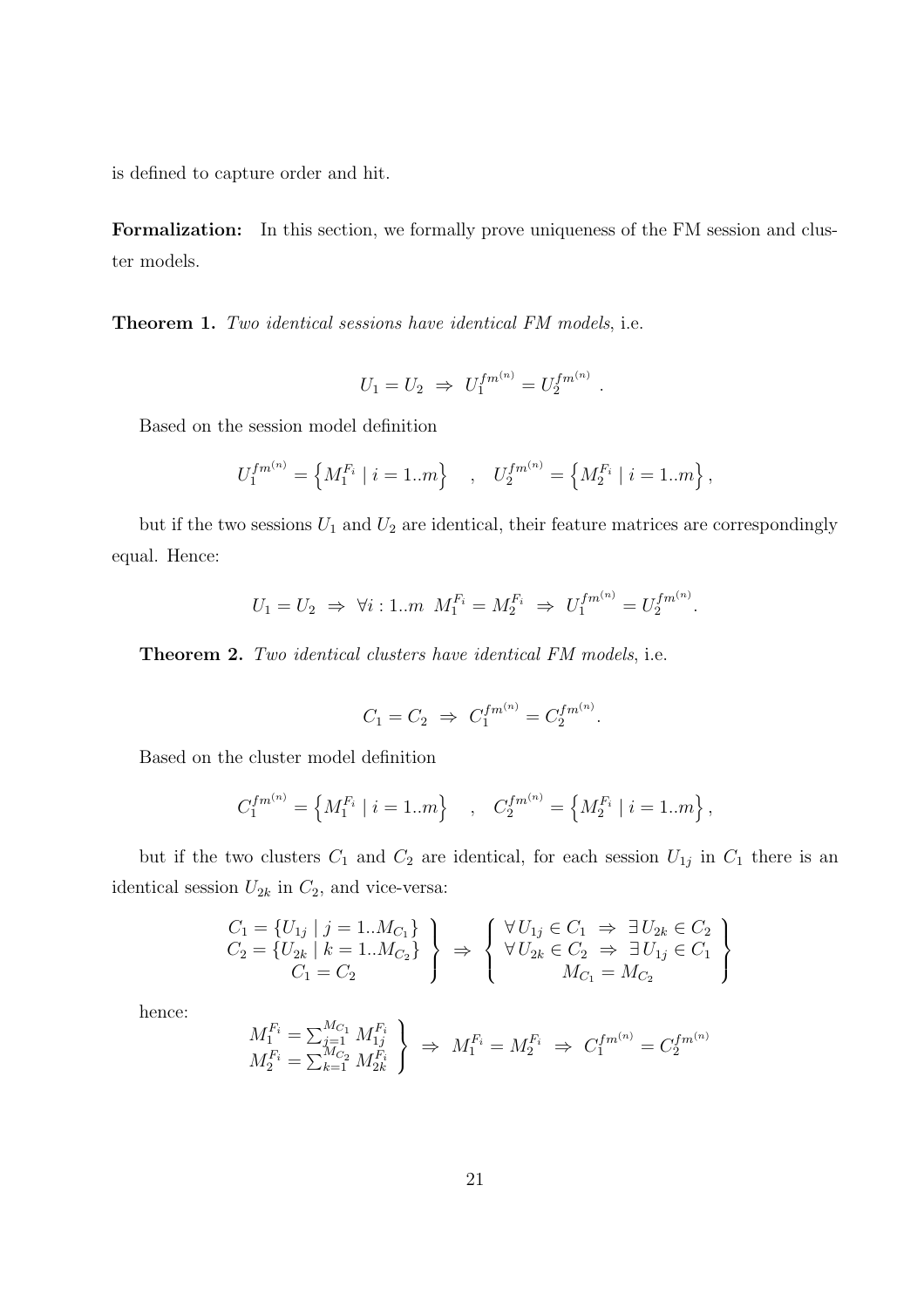is defined to capture order and hit.

**Formalization:** In this section, we formally prove uniqueness of the FM session and cluster models.

**Theorem 1.** *Two identical sessions have identical FM models*, i.e.

$$U_1 = U_2 \;\Rightarrow\; U_1^{fm^{(n)}} = U_2^{fm^{(n)}} \;.$$

Based on the session model definition

$$U_1^{fm^{(n)}} = \left\{ M_1^{F_i} \mid i = 1..m \right\} \quad , \quad U_2^{fm^{(n)}} = \left\{ M_2^{F_i} \mid i = 1..m \right\},$$

but if the two sessions $U_1$ and $U_2$ are identical, their feature matrices are correspondingly equal. Hence:

$$U_1 = U_2 \;\Rightarrow\; \forall i : 1..m \;\; M_1^{F_i} = M_2^{F_i} \;\Rightarrow\; U_1^{fm^{(n)}} = U_2^{fm^{(n)}}.$$

**Theorem 2.** *Two identical clusters have identical FM models*, i.e.

$$C_1 = C_2 \;\Rightarrow\; C_1^{fm^{(n)}} = C_2^{fm^{(n)}}.$$

Based on the cluster model definition

$$C_1^{fm^{(n)}} = \left\{ M_1^{F_i} \mid i = 1..m \right\} \quad , \quad C_2^{fm^{(n)}} = \left\{ M_2^{F_i} \mid i = 1..m \right\},$$

but if the two clusters $C_1$ and $C_2$ are identical, for each session $U_{1j}$ in $C_1$ there is an identical session $U_{2k}$ in $C_2$, and vice-versa:

$$\left. \begin{array}{c} C_1 = \{U_{1j} \mid j = 1..M_{C_1}\} \\ C_2 = \{U_{2k} \mid k = 1..M_{C_2}\} \\ C_1 = C_2 \end{array} \right\} \;\Rightarrow\; \left\{ \begin{array}{c} \forall\, U_{1j} \in C_1 \;\Rightarrow\; \exists\, U_{2k} \in C_2 \\ \forall\, U_{2k} \in C_2 \;\Rightarrow\; \exists\, U_{1j} \in C_1 \\ M_{C_1} = M_{C_2} \end{array} \right\}$$

hence:

$$\left. \begin{array}{c} M_1^{F_i} = \sum_{j=1}^{M_{C_1}} M_{1j}^{F_i} \\ M_2^{F_i} = \sum_{k=1}^{M_{C_2}} M_{2k}^{F_i} \end{array} \right\} \;\Rightarrow\; M_1^{F_i} = M_2^{F_i} \;\Rightarrow\; C_1^{fm^{(n)}} = C_2^{fm^{(n)}}$$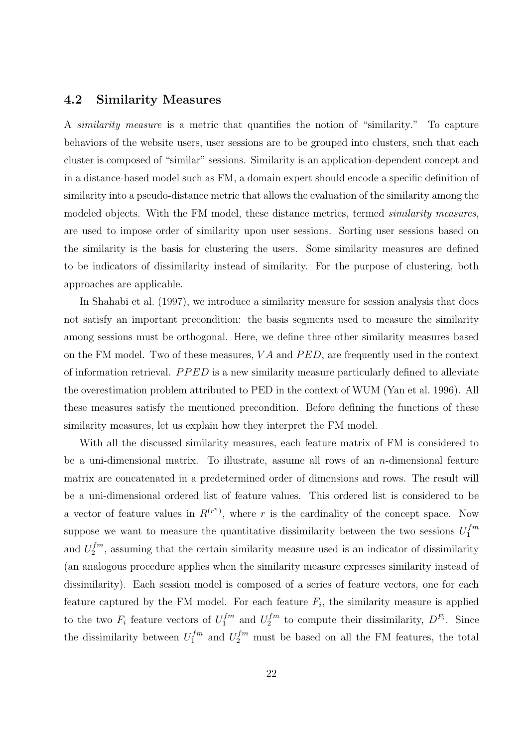## 4.2 Similarity Measures

A *similarity measure* is a metric that quantifies the notion of "similarity." To capture behaviors of the website users, user sessions are to be grouped into clusters, such that each cluster is composed of "similar" sessions. Similarity is an application-dependent concept and in a distance-based model such as FM, a domain expert should encode a specific definition of similarity into a pseudo-distance metric that allows the evaluation of the similarity among the modeled objects. With the FM model, these distance metrics, termed *similarity measures*, are used to impose order of similarity upon user sessions. Sorting user sessions based on the similarity is the basis for clustering the users. Some similarity measures are defined to be indicators of dissimilarity instead of similarity. For the purpose of clustering, both approaches are applicable.

In Shahabi et al. (1997), we introduce a similarity measure for session analysis that does not satisfy an important precondition: the basis segments used to measure the similarity among sessions must be orthogonal. Here, we define three other similarity measures based on the FM model. Two of these measures, $VA$ and $PED$, are frequently used in the context of information retrieval. $PPED$ is a new similarity measure particularly defined to alleviate the overestimation problem attributed to PED in the context of WUM (Yan et al. 1996). All these measures satisfy the mentioned precondition. Before defining the functions of these similarity measures, let us explain how they interpret the FM model.

With all the discussed similarity measures, each feature matrix of FM is considered to be a uni-dimensional matrix. To illustrate, assume all rows of an $n$-dimensional feature matrix are concatenated in a predetermined order of dimensions and rows. The result will be a uni-dimensional ordered list of feature values. This ordered list is considered to be a vector of feature values in $R^{(r^n)}$, where $r$ is the cardinality of the concept space. Now suppose we want to measure the quantitative dissimilarity between the two sessions $U_1^{fm}$ and $U_2^{fm}$, assuming that the certain similarity measure used is an indicator of dissimilarity (an analogous procedure applies when the similarity measure expresses similarity instead of dissimilarity). Each session model is composed of a series of feature vectors, one for each feature captured by the FM model. For each feature $F_i$, the similarity measure is applied to the two $F_i$ feature vectors of $U_1^{fm}$ and $U_2^{fm}$ to compute their dissimilarity, $D^{F_i}$. Since the dissimilarity between $U_1^{fm}$ and $U_2^{fm}$ must be based on all the FM features, the total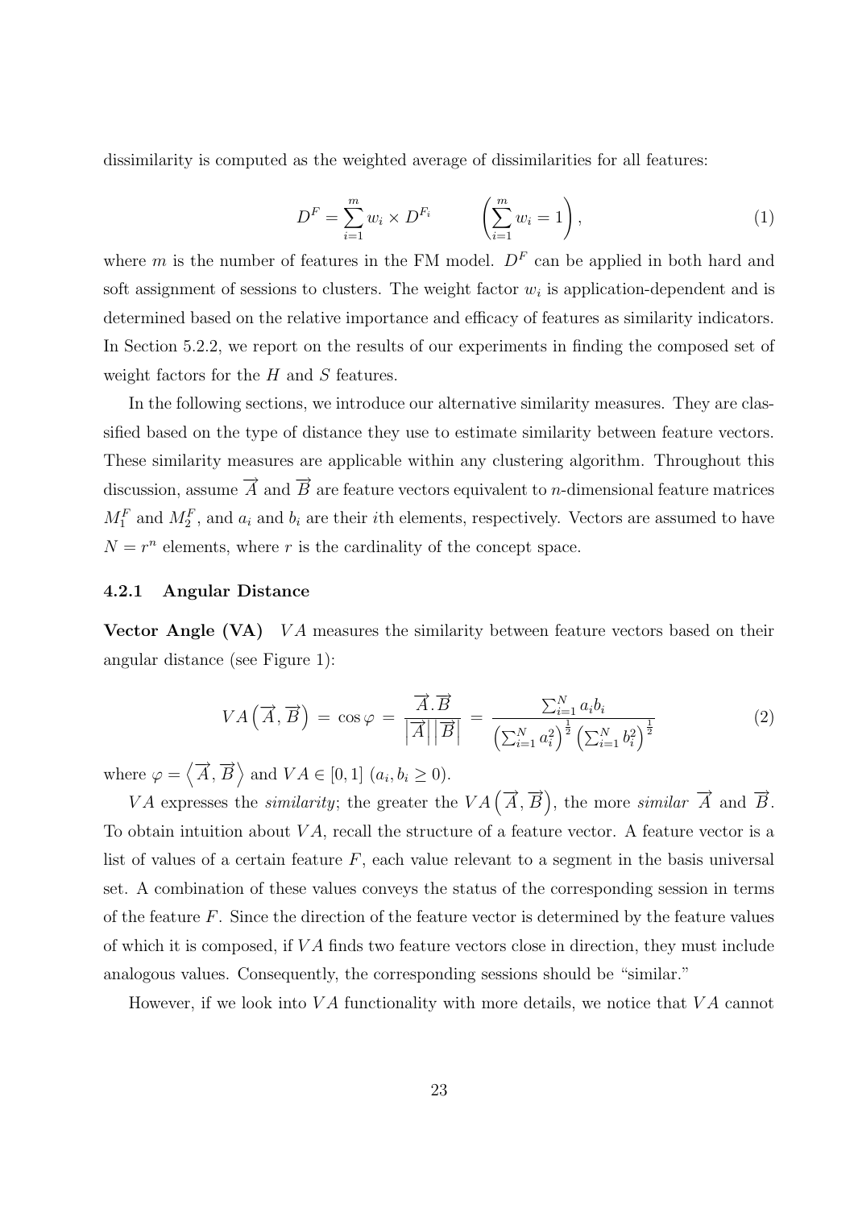dissimilarity is computed as the weighted average of dissimilarities for all features:

$$D^F = \sum_{i=1}^{m} w_i \times D^{F_i} \qquad \left(\sum_{i=1}^{m} w_i = 1\right), \tag{1}$$

where $m$ is the number of features in the FM model. $D^F$ can be applied in both hard and soft assignment of sessions to clusters. The weight factor $w_i$ is application-dependent and is determined based on the relative importance and efficacy of features as similarity indicators. In Section 5.2.2, we report on the results of our experiments in finding the composed set of weight factors for the $H$ and $S$ features.

In the following sections, we introduce our alternative similarity measures. They are classified based on the type of distance they use to estimate similarity between feature vectors. These similarity measures are applicable within any clustering algorithm. Throughout this discussion, assume $\overrightarrow{A}$ and $\overrightarrow{B}$ are feature vectors equivalent to $n$-dimensional feature matrices $M_1^F$ and $M_2^F$, and $a_i$ and $b_i$ are their $i$th elements, respectively. Vectors are assumed to have $N = r^n$ elements, where $r$ is the cardinality of the concept space.

### 4.2.1 Angular Distance

**Vector Angle (VA)** $VA$ measures the similarity between feature vectors based on their angular distance (see Figure 1):

$$VA\left(\overrightarrow{A}, \overrightarrow{B}\right) = \cos\varphi = \frac{\overrightarrow{A}.\overrightarrow{B}}{\left|\overrightarrow{A}\right|\left|\overrightarrow{B}\right|} = \frac{\sum_{i=1}^{N} a_i b_i}{\left(\sum_{i=1}^{N} a_i^2\right)^{\frac{1}{2}}\left(\sum_{i=1}^{N} b_i^2\right)^{\frac{1}{2}}} \tag{2}$$

where $\varphi = \left\langle \overrightarrow{A}, \overrightarrow{B} \right\rangle$ and $VA \in [0, 1]$ $(a_i, b_i \geq 0)$.

$VA$ expresses the *similarity*; the greater the $VA\left(\overrightarrow{A}, \overrightarrow{B}\right)$, the more *similar* $\overrightarrow{A}$ and $\overrightarrow{B}$. To obtain intuition about $VA$, recall the structure of a feature vector. A feature vector is a list of values of a certain feature $F$, each value relevant to a segment in the basis universal set. A combination of these values conveys the status of the corresponding session in terms of the feature $F$. Since the direction of the feature vector is determined by the feature values of which it is composed, if $VA$ finds two feature vectors close in direction, they must include analogous values. Consequently, the corresponding sessions should be "similar."

However, if we look into $VA$ functionality with more details, we notice that $VA$ cannot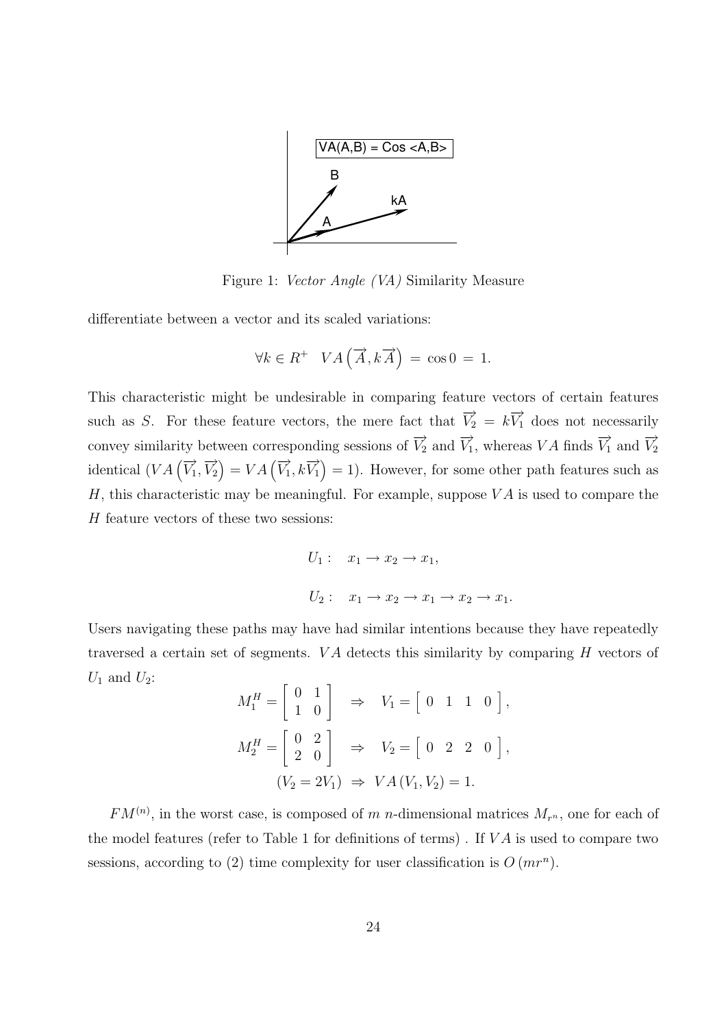Figure 1: *Vector Angle (VA)* Similarity Measure

differentiate between a vector and its scaled variations:

$$\forall k \in R^{+} \quad VA\left(\overrightarrow{A}, k\overrightarrow{A}\right) \;=\; \cos 0 \;=\; 1.$$

This characteristic might be undesirable in comparing feature vectors of certain features such as $S$. For these feature vectors, the mere fact that $\overrightarrow{V_2} = k\overrightarrow{V_1}$ does not necessarily convey similarity between corresponding sessions of $\overrightarrow{V_2}$ and $\overrightarrow{V_1}$, whereas $VA$ finds $\overrightarrow{V_1}$ and $\overrightarrow{V_2}$ identical ($VA\left(\overrightarrow{V_1}, \overrightarrow{V_2}\right) = VA\left(\overrightarrow{V_1}, k\overrightarrow{V_1}\right) = 1$). However, for some other path features such as $H$, this characteristic may be meaningful. For example, suppose $VA$ is used to compare the $H$ feature vectors of these two sessions:

$$U_1 : \quad x_1 \rightarrow x_2 \rightarrow x_1,$$

$$U_2 : \quad x_1 \rightarrow x_2 \rightarrow x_1 \rightarrow x_2 \rightarrow x_1.$$

Users navigating these paths may have had similar intentions because they have repeatedly traversed a certain set of segments. $VA$ detects this similarity by comparing $H$ vectors of $U_1$ and $U_2$:

$$M_1^H = \begin{bmatrix} 0 & 1 \\ 1 & 0 \end{bmatrix} \quad \Rightarrow \quad V_1 = \begin{bmatrix} 0 & 1 & 1 & 0 \end{bmatrix},$$

$$M_2^H = \begin{bmatrix} 0 & 2 \\ 2 & 0 \end{bmatrix} \quad \Rightarrow \quad V_2 = \begin{bmatrix} 0 & 2 & 2 & 0 \end{bmatrix},$$

$$(V_2 = 2V_1) \;\Rightarrow\; VA\left(V_1, V_2\right) = 1.$$

$FM^{(n)}$, in the worst case, is composed of $m$ $n$-dimensional matrices $M_{r^n}$, one for each of the model features (refer to Table 1 for definitions of terms) . If $VA$ is used to compare two sessions, according to (2) time complexity for user classification is $O\left(mr^n\right)$.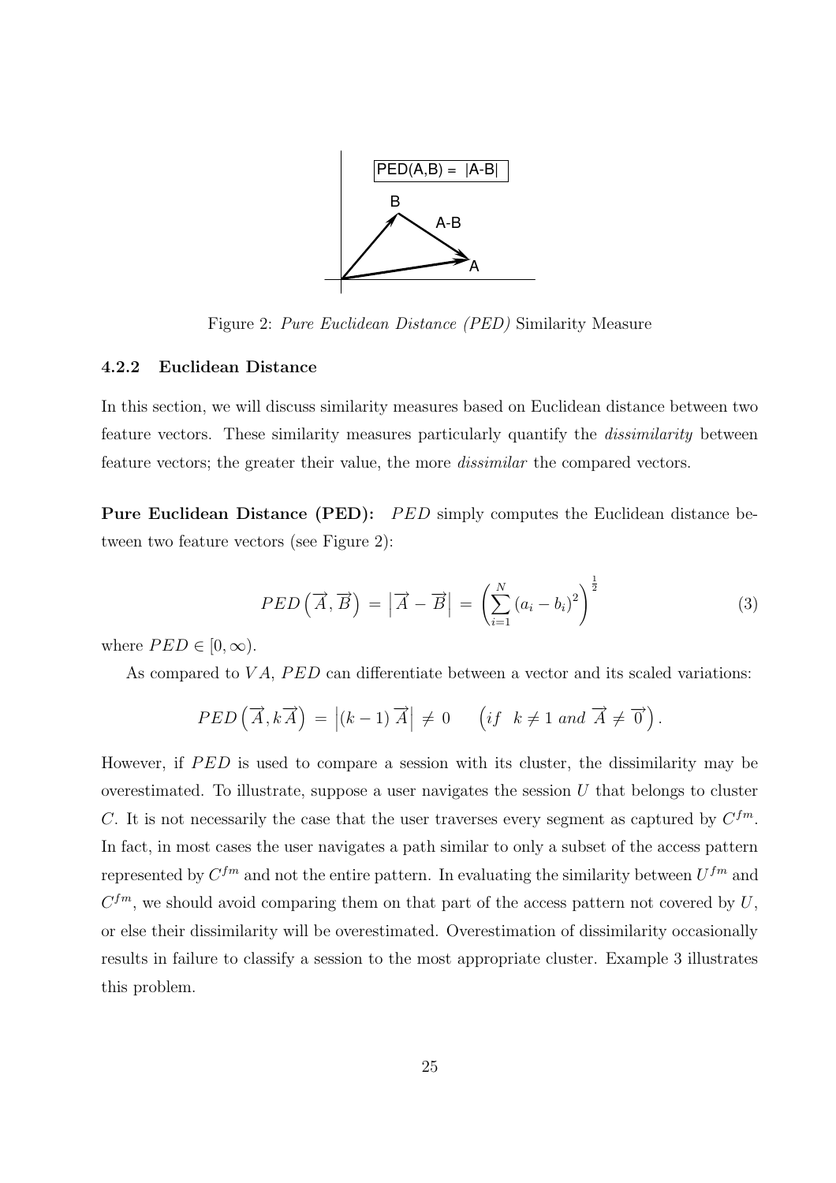Figure 2: *Pure Euclidean Distance (PED)* Similarity Measure

### 4.2.2 Euclidean Distance

In this section, we will discuss similarity measures based on Euclidean distance between two feature vectors. These similarity measures particularly quantify the *dissimilarity* between feature vectors; the greater their value, the more *dissimilar* the compared vectors.

**Pure Euclidean Distance (PED):** $PED$ simply computes the Euclidean distance between two feature vectors (see Figure 2):

$$PED\left(\overrightarrow{A}, \overrightarrow{B}\right) = \left|\overrightarrow{A} - \overrightarrow{B}\right| = \left(\sum_{i=1}^{N} (a_i - b_i)^2\right)^{\frac{1}{2}} \tag{3}$$

where $PED \in [0, \infty)$.

As compared to $VA$, $PED$ can differentiate between a vector and its scaled variations:

$$PED\left(\overrightarrow{A}, k\overrightarrow{A}\right) = \left|(k-1)\overrightarrow{A}\right| \neq 0 \qquad \left(if \;\; k \neq 1 \; and \; \overrightarrow{A} \neq \overrightarrow{0}\right).$$

However, if $PED$ is used to compare a session with its cluster, the dissimilarity may be overestimated. To illustrate, suppose a user navigates the session $U$ that belongs to cluster $C$. It is not necessarily the case that the user traverses every segment as captured by $C^{fm}$. In fact, in most cases the user navigates a path similar to only a subset of the access pattern represented by $C^{fm}$ and not the entire pattern. In evaluating the similarity between $U^{fm}$ and $C^{fm}$, we should avoid comparing them on that part of the access pattern not covered by $U$, or else their dissimilarity will be overestimated. Overestimation of dissimilarity occasionally results in failure to classify a session to the most appropriate cluster. Example 3 illustrates this problem.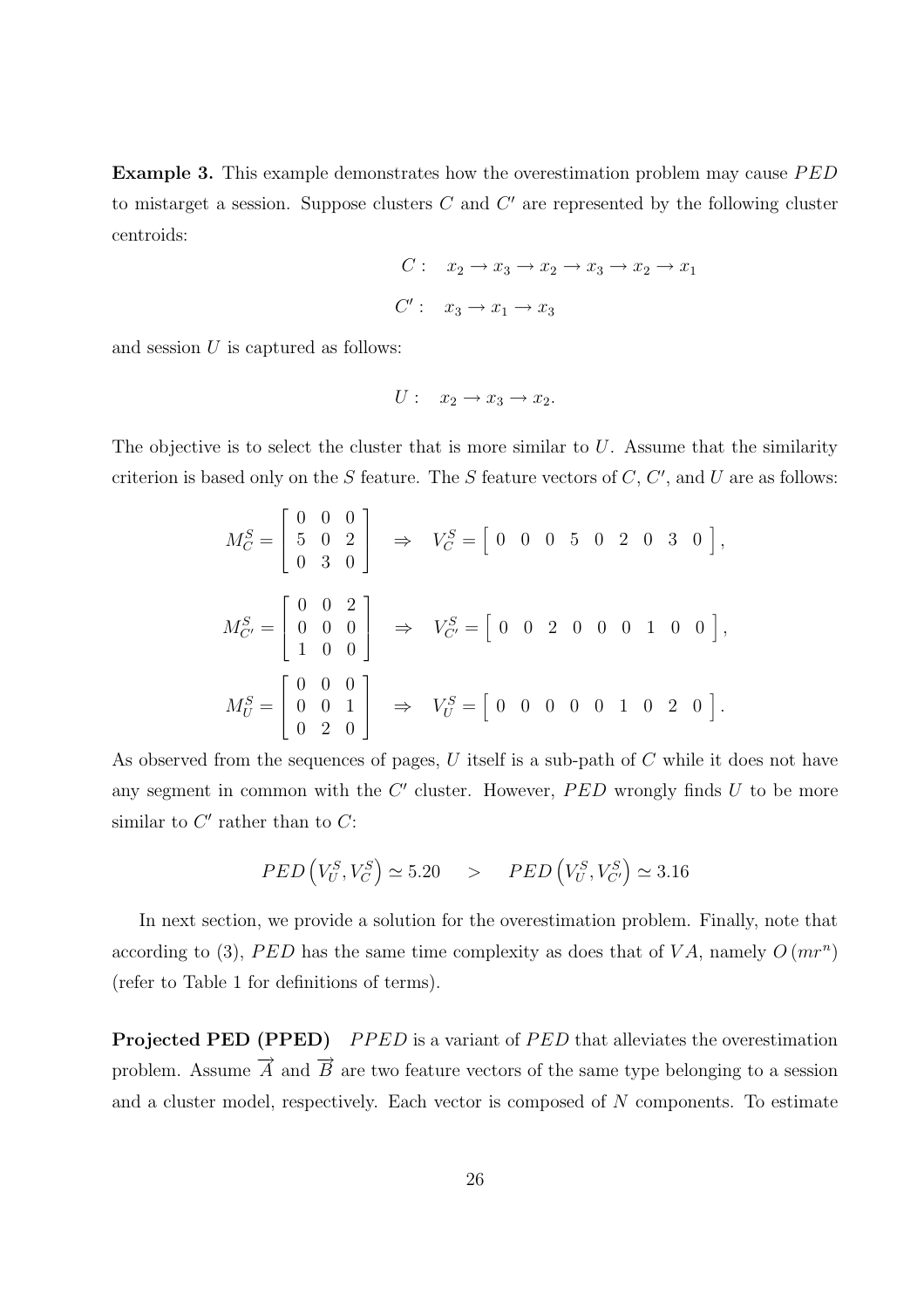**Example 3.** This example demonstrates how the overestimation problem may cause $PED$ to mistarget a session. Suppose clusters $C$ and $C'$ are represented by the following cluster centroids:

$$C: \quad x_2 \rightarrow x_3 \rightarrow x_2 \rightarrow x_3 \rightarrow x_2 \rightarrow x_1$$

$$C': \quad x_3 \rightarrow x_1 \rightarrow x_3$$

and session $U$ is captured as follows:

$$U: \quad x_2 \rightarrow x_3 \rightarrow x_2.$$

The objective is to select the cluster that is more similar to $U$. Assume that the similarity criterion is based only on the $S$ feature. The $S$ feature vectors of $C$, $C'$, and $U$ are as follows:

$$M_C^S = \begin{bmatrix} 0 & 0 & 0 \\ 5 & 0 & 2 \\ 0 & 3 & 0 \end{bmatrix} \quad \Rightarrow \quad V_C^S = \begin{bmatrix} 0 & 0 & 0 & 5 & 0 & 2 & 0 & 3 & 0 \end{bmatrix},$$

$$M_{C'}^S = \begin{bmatrix} 0 & 0 & 2 \\ 0 & 0 & 0 \\ 1 & 0 & 0 \end{bmatrix} \quad \Rightarrow \quad V_{C'}^S = \begin{bmatrix} 0 & 0 & 2 & 0 & 0 & 0 & 1 & 0 & 0 \end{bmatrix},$$

$$M_U^S = \begin{bmatrix} 0 & 0 & 0 \\ 0 & 0 & 1 \\ 0 & 2 & 0 \end{bmatrix} \quad \Rightarrow \quad V_U^S = \begin{bmatrix} 0 & 0 & 0 & 0 & 0 & 1 & 0 & 2 & 0 \end{bmatrix}.$$

As observed from the sequences of pages, $U$ itself is a sub-path of $C$ while it does not have any segment in common with the $C'$ cluster. However, $PED$ wrongly finds $U$ to be more similar to $C'$ rather than to $C$:

$$PED\left(V_U^S, V_C^S\right) \simeq 5.20 \quad > \quad PED\left(V_U^S, V_{C'}^S\right) \simeq 3.16$$

In next section, we provide a solution for the overestimation problem. Finally, note that according to (3), $PED$ has the same time complexity as does that of $VA$, namely $O\left(mr^n\right)$ (refer to Table 1 for definitions of terms).

**Projected PED (PPED)** $PPED$ is a variant of $PED$ that alleviates the overestimation problem. Assume $\overrightarrow{A}$ and $\overrightarrow{B}$ are two feature vectors of the same type belonging to a session and a cluster model, respectively. Each vector is composed of $N$ components. To estimate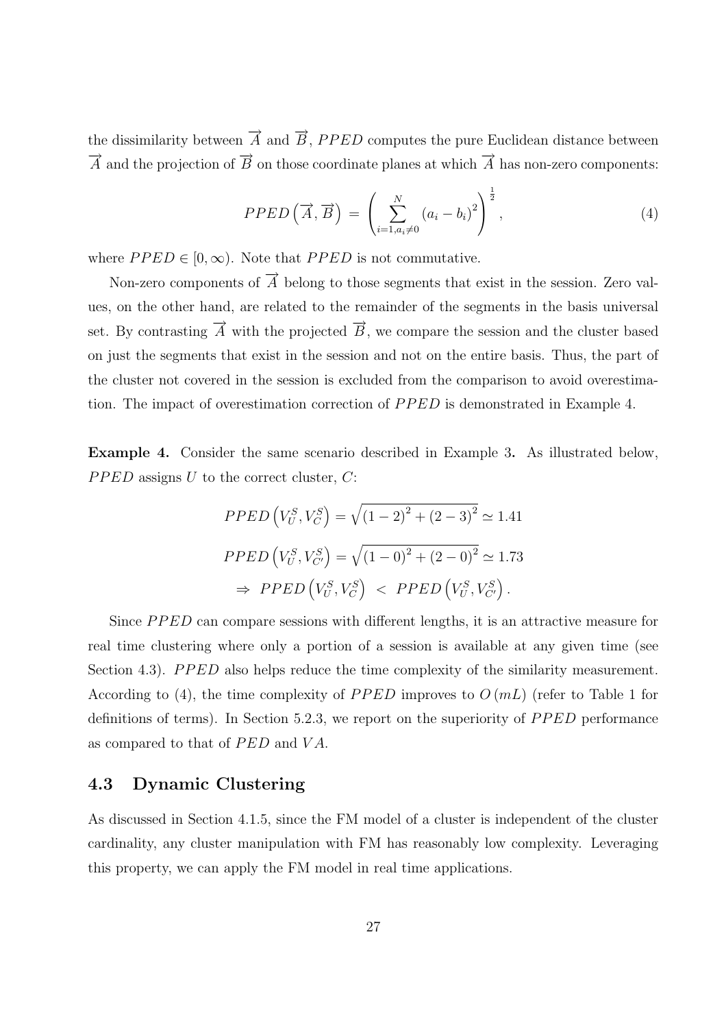the dissimilarity between $\overrightarrow{A}$ and $\overrightarrow{B}$, $PPED$ computes the pure Euclidean distance between $\overrightarrow{A}$ and the projection of $\overrightarrow{B}$ on those coordinate planes at which $\overrightarrow{A}$ has non-zero components:

$$PPED\left(\overrightarrow{A}, \overrightarrow{B}\right) = \left(\sum_{i=1, a_i \neq 0}^{N} \left(a_i - b_i\right)^2\right)^{\frac{1}{2}}, \tag{4}$$

where $PPED \in [0, \infty)$. Note that $PPED$ is not commutative.

Non-zero components of $\overrightarrow{A}$ belong to those segments that exist in the session. Zero values, on the other hand, are related to the remainder of the segments in the basis universal set. By contrasting $\overrightarrow{A}$ with the projected $\overrightarrow{B}$, we compare the session and the cluster based on just the segments that exist in the session and not on the entire basis. Thus, the part of the cluster not covered in the session is excluded from the comparison to avoid overestimation. The impact of overestimation correction of $PPED$ is demonstrated in Example 4.

**Example 4.** Consider the same scenario described in Example 3**.** As illustrated below, $PPED$ assigns $U$ to the correct cluster, $C$:

$$PPED\left(V_U^S, V_C^S\right) = \sqrt{\left(1-2\right)^2 + \left(2-3\right)^2} \simeq 1.41$$

$$PPED\left(V_U^S, V_{C'}^S\right) = \sqrt{\left(1-0\right)^2 + \left(2-0\right)^2} \simeq 1.73$$

$$\Rightarrow \; PPED\left(V_U^S, V_C^S\right) \; < \; PPED\left(V_U^S, V_{C'}^S\right).$$

Since $PPED$ can compare sessions with different lengths, it is an attractive measure for real time clustering where only a portion of a session is available at any given time (see Section 4.3). $PPED$ also helps reduce the time complexity of the similarity measurement. According to (4), the time complexity of $PPED$ improves to $O\left(mL\right)$ (refer to Table 1 for definitions of terms). In Section 5.2.3, we report on the superiority of $PPED$ performance as compared to that of $PED$ and $VA$.

## 4.3 Dynamic Clustering

As discussed in Section 4.1.5, since the FM model of a cluster is independent of the cluster cardinality, any cluster manipulation with FM has reasonably low complexity. Leveraging this property, we can apply the FM model in real time applications.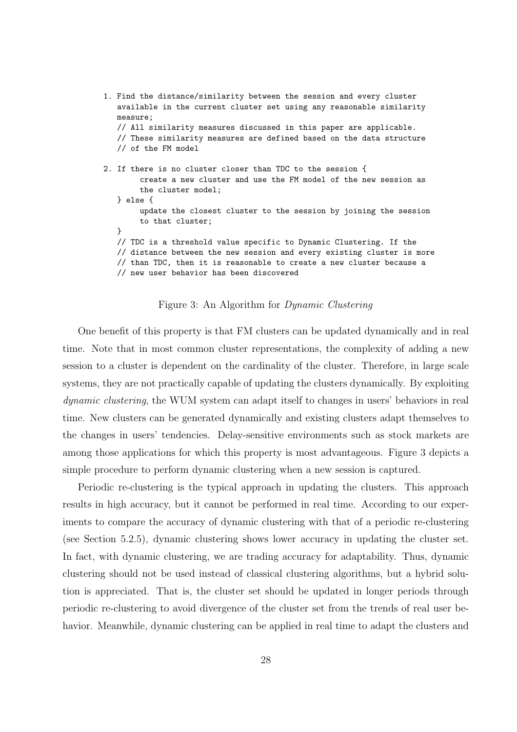```
1. Find the distance/similarity between the session and every cluster
   available in the current cluster set using any reasonable similarity
   measure;
   // All similarity measures discussed in this paper are applicable.
   // These similarity measures are defined based on the data structure
   // of the FM model

2. If there is no cluster closer than TDC to the session {
        create a new cluster and use the FM model of the new session as
        the cluster model;
   } else {
        update the closest cluster to the session by joining the session
        to that cluster;
   }
   // TDC is a threshold value specific to Dynamic Clustering. If the
   // distance between the new session and every existing cluster is more
   // than TDC, then it is reasonable to create a new cluster because a
   // new user behavior has been discovered
```

Figure 3: An Algorithm for *Dynamic Clustering*

One benefit of this property is that FM clusters can be updated dynamically and in real time. Note that in most common cluster representations, the complexity of adding a new session to a cluster is dependent on the cardinality of the cluster. Therefore, in large scale systems, they are not practically capable of updating the clusters dynamically. By exploiting *dynamic clustering*, the WUM system can adapt itself to changes in users' behaviors in real time. New clusters can be generated dynamically and existing clusters adapt themselves to the changes in users' tendencies. Delay-sensitive environments such as stock markets are among those applications for which this property is most advantageous. Figure 3 depicts a simple procedure to perform dynamic clustering when a new session is captured.

Periodic re-clustering is the typical approach in updating the clusters. This approach results in high accuracy, but it cannot be performed in real time. According to our experiments to compare the accuracy of dynamic clustering with that of a periodic re-clustering (see Section 5.2.5), dynamic clustering shows lower accuracy in updating the cluster set. In fact, with dynamic clustering, we are trading accuracy for adaptability. Thus, dynamic clustering should not be used instead of classical clustering algorithms, but a hybrid solution is appreciated. That is, the cluster set should be updated in longer periods through periodic re-clustering to avoid divergence of the cluster set from the trends of real user behavior. Meanwhile, dynamic clustering can be applied in real time to adapt the clusters and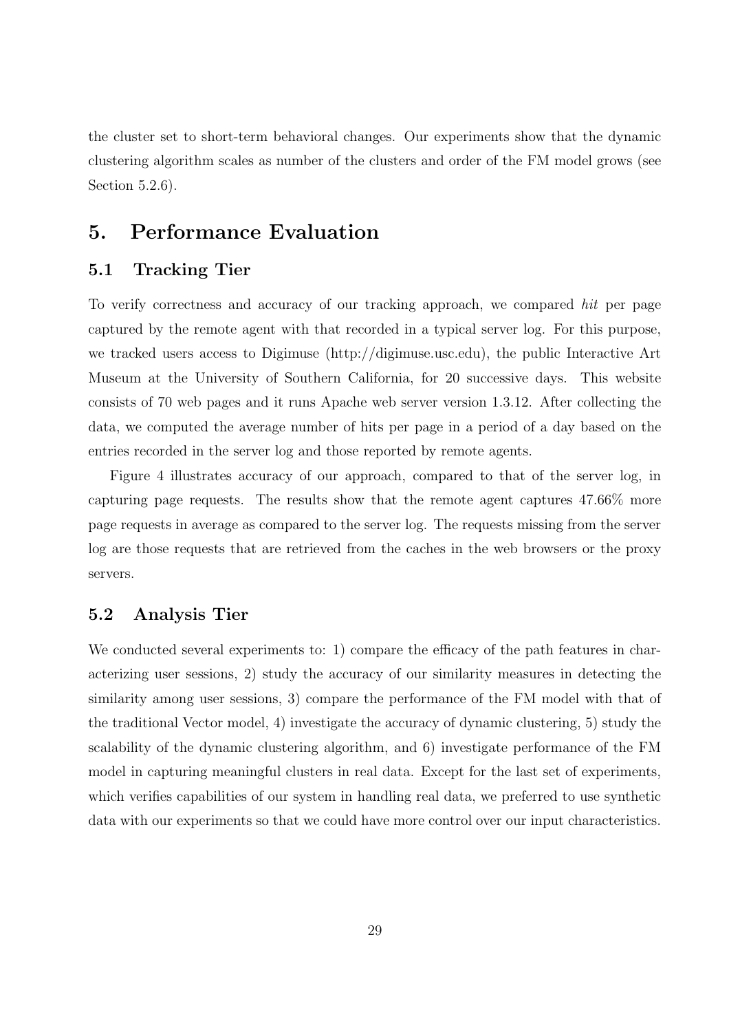the cluster set to short-term behavioral changes. Our experiments show that the dynamic clustering algorithm scales as number of the clusters and order of the FM model grows (see Section 5.2.6).

# 5. Performance Evaluation

## 5.1 Tracking Tier

To verify correctness and accuracy of our tracking approach, we compared *hit* per page captured by the remote agent with that recorded in a typical server log. For this purpose, we tracked users access to Digimuse (http://digimuse.usc.edu), the public Interactive Art Museum at the University of Southern California, for 20 successive days. This website consists of 70 web pages and it runs Apache web server version 1.3.12. After collecting the data, we computed the average number of hits per page in a period of a day based on the entries recorded in the server log and those reported by remote agents.

Figure 4 illustrates accuracy of our approach, compared to that of the server log, in capturing page requests. The results show that the remote agent captures 47.66% more page requests in average as compared to the server log. The requests missing from the server log are those requests that are retrieved from the caches in the web browsers or the proxy servers.

## 5.2 Analysis Tier

We conducted several experiments to: 1) compare the efficacy of the path features in characterizing user sessions, 2) study the accuracy of our similarity measures in detecting the similarity among user sessions, 3) compare the performance of the FM model with that of the traditional Vector model, 4) investigate the accuracy of dynamic clustering, 5) study the scalability of the dynamic clustering algorithm, and 6) investigate performance of the FM model in capturing meaningful clusters in real data. Except for the last set of experiments, which verifies capabilities of our system in handling real data, we preferred to use synthetic data with our experiments so that we could have more control over our input characteristics.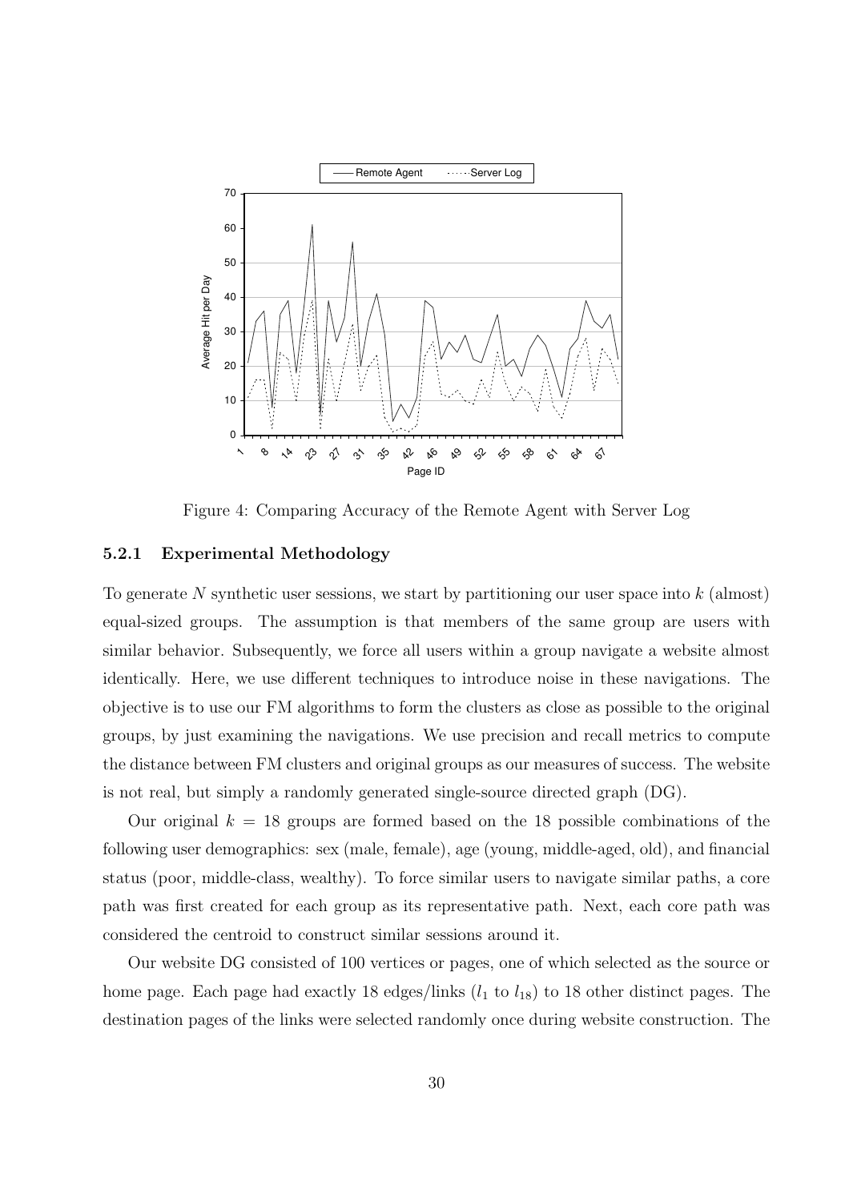Figure 4: Comparing Accuracy of the Remote Agent with Server Log

### 5.2.1 Experimental Methodology

To generate $N$ synthetic user sessions, we start by partitioning our user space into $k$ (almost) equal-sized groups. The assumption is that members of the same group are users with similar behavior. Subsequently, we force all users within a group navigate a website almost identically. Here, we use different techniques to introduce noise in these navigations. The objective is to use our FM algorithms to form the clusters as close as possible to the original groups, by just examining the navigations. We use precision and recall metrics to compute the distance between FM clusters and original groups as our measures of success. The website is not real, but simply a randomly generated single-source directed graph (DG).

Our original $k = 18$ groups are formed based on the 18 possible combinations of the following user demographics: sex (male, female), age (young, middle-aged, old), and financial status (poor, middle-class, wealthy). To force similar users to navigate similar paths, a core path was first created for each group as its representative path. Next, each core path was considered the centroid to construct similar sessions around it.

Our website DG consisted of 100 vertices or pages, one of which selected as the source or home page. Each page had exactly 18 edges/links ($l_1$ to $l_{18}$) to 18 other distinct pages. The destination pages of the links were selected randomly once during website construction. The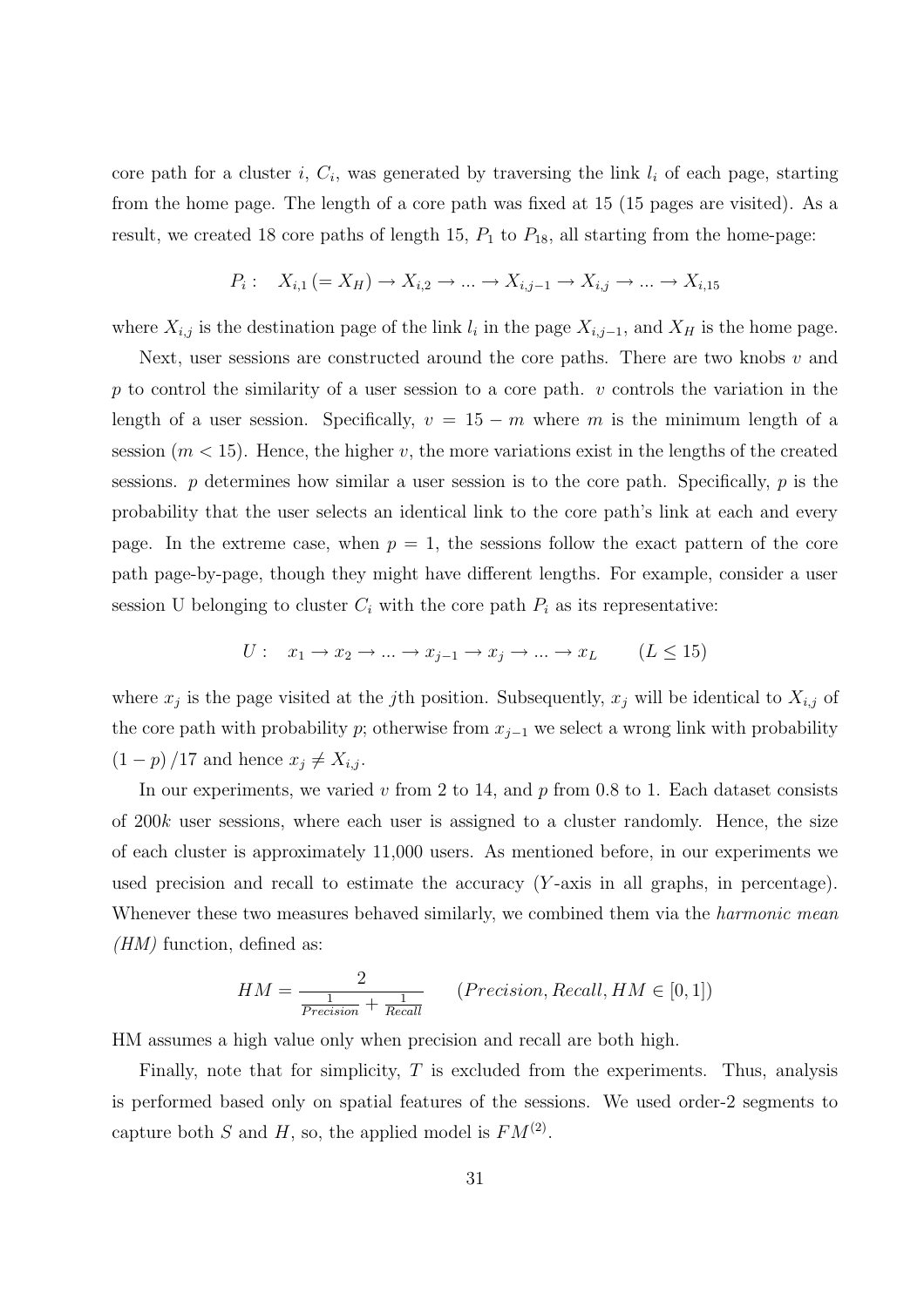core path for a cluster $i$, $C_i$, was generated by traversing the link $l_i$ of each page, starting from the home page. The length of a core path was fixed at 15 (15 pages are visited). As a result, we created 18 core paths of length 15, $P_1$ to $P_{18}$, all starting from the home-page:

$$P_i : \quad X_{i,1} \, (= X_H) \rightarrow X_{i,2} \rightarrow ... \rightarrow X_{i,j-1} \rightarrow X_{i,j} \rightarrow ... \rightarrow X_{i,15}$$

where $X_{i,j}$ is the destination page of the link $l_i$ in the page $X_{i,j-1}$, and $X_H$ is the home page.

Next, user sessions are constructed around the core paths. There are two knobs $v$ and $p$ to control the similarity of a user session to a core path. $v$ controls the variation in the length of a user session. Specifically, $v = 15 - m$ where $m$ is the minimum length of a session ($m < 15$). Hence, the higher $v$, the more variations exist in the lengths of the created sessions. $p$ determines how similar a user session is to the core path. Specifically, $p$ is the probability that the user selects an identical link to the core path's link at each and every page. In the extreme case, when $p = 1$, the sessions follow the exact pattern of the core path page-by-page, though they might have different lengths. For example, consider a user session U belonging to cluster $C_i$ with the core path $P_i$ as its representative:

$$U : \quad x_1 \rightarrow x_2 \rightarrow ... \rightarrow x_{j-1} \rightarrow x_j \rightarrow ... \rightarrow x_L \qquad (L \leq 15)$$

where $x_j$ is the page visited at the $j$th position. Subsequently, $x_j$ will be identical to $X_{i,j}$ of the core path with probability $p$; otherwise from $x_{j-1}$ we select a wrong link with probability $(1-p)/17$ and hence $x_j \neq X_{i,j}$.

In our experiments, we varied $v$ from 2 to 14, and $p$ from 0.8 to 1. Each dataset consists of $200k$ user sessions, where each user is assigned to a cluster randomly. Hence, the size of each cluster is approximately 11,000 users. As mentioned before, in our experiments we used precision and recall to estimate the accuracy ($Y$-axis in all graphs, in percentage). Whenever these two measures behaved similarly, we combined them via the *harmonic mean (HM)* function, defined as:

$$HM = \frac{2}{\frac{1}{Precision} + \frac{1}{Recall}} \qquad (Precision, Recall, HM \in [0, 1])$$

HM assumes a high value only when precision and recall are both high.

Finally, note that for simplicity, $T$ is excluded from the experiments. Thus, analysis is performed based only on spatial features of the sessions. We used order-2 segments to capture both $S$ and $H$, so, the applied model is $FM^{(2)}$.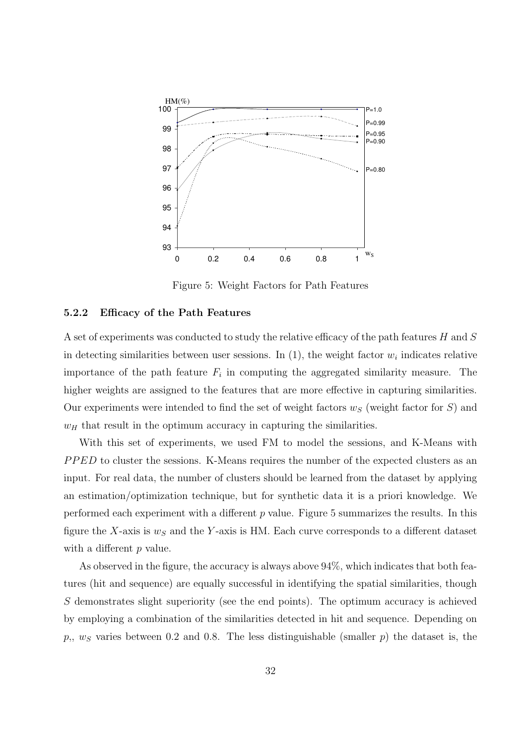Figure 5: Weight Factors for Path Features

### 5.2.2 Efficacy of the Path Features

A set of experiments was conducted to study the relative efficacy of the path features $H$ and $S$ in detecting similarities between user sessions. In (1), the weight factor $w_i$ indicates relative importance of the path feature $F_i$ in computing the aggregated similarity measure. The higher weights are assigned to the features that are more effective in capturing similarities. Our experiments were intended to find the set of weight factors $w_S$ (weight factor for $S$) and $w_H$ that result in the optimum accuracy in capturing the similarities.

With this set of experiments, we used FM to model the sessions, and K-Means with $PPED$ to cluster the sessions. K-Means requires the number of the expected clusters as an input. For real data, the number of clusters should be learned from the dataset by applying an estimation/optimization technique, but for synthetic data it is a priori knowledge. We performed each experiment with a different $p$ value. Figure 5 summarizes the results. In this figure the $X$-axis is $w_S$ and the $Y$-axis is HM. Each curve corresponds to a different dataset with a different $p$ value.

As observed in the figure, the accuracy is always above 94%, which indicates that both features (hit and sequence) are equally successful in identifying the spatial similarities, though $S$ demonstrates slight superiority (see the end points). The optimum accuracy is achieved by employing a combination of the similarities detected in hit and sequence. Depending on $p$,, $w_S$ varies between 0.2 and 0.8. The less distinguishable (smaller $p$) the dataset is, the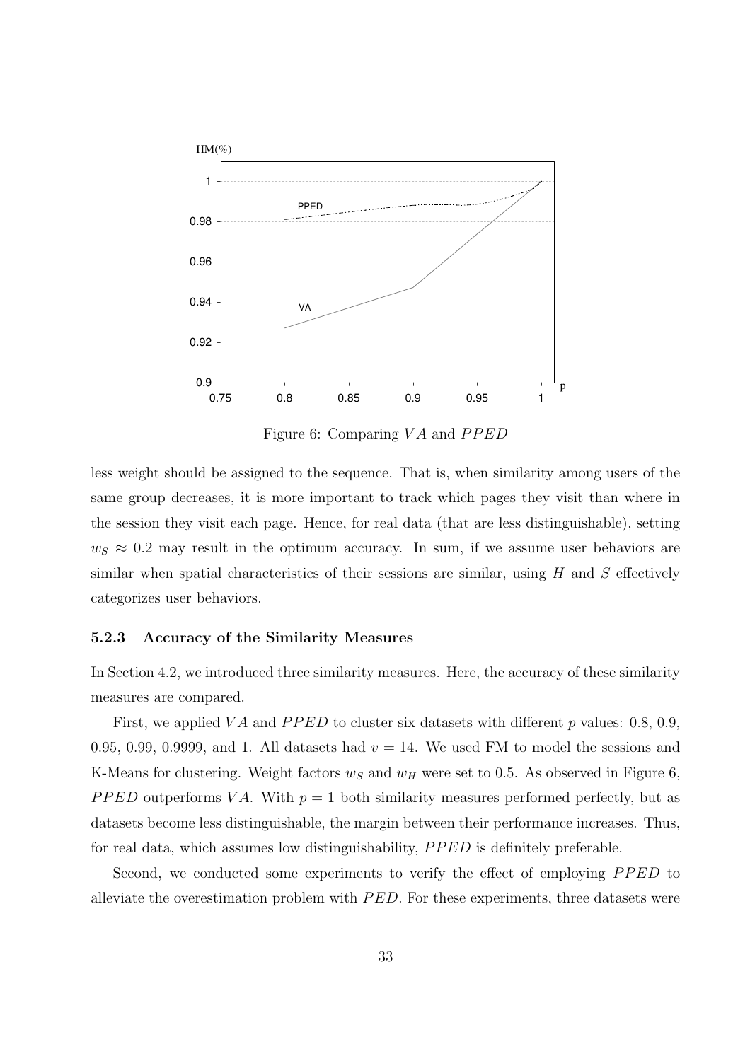Figure 6: Comparing $VA$ and $PPED$

less weight should be assigned to the sequence. That is, when similarity among users of the same group decreases, it is more important to track which pages they visit than where in the session they visit each page. Hence, for real data (that are less distinguishable), setting $w_S \approx 0.2$ may result in the optimum accuracy. In sum, if we assume user behaviors are similar when spatial characteristics of their sessions are similar, using $H$ and $S$ effectively categorizes user behaviors.

### 5.2.3 Accuracy of the Similarity Measures

In Section 4.2, we introduced three similarity measures. Here, the accuracy of these similarity measures are compared.

First, we applied $VA$ and $PPED$ to cluster six datasets with different $p$ values: 0.8, 0.9, 0.95, 0.99, 0.9999, and 1. All datasets had $v = 14$. We used FM to model the sessions and K-Means for clustering. Weight factors $w_S$ and $w_H$ were set to 0.5. As observed in Figure 6, $PPED$ outperforms $VA$. With $p = 1$ both similarity measures performed perfectly, but as datasets become less distinguishable, the margin between their performance increases. Thus, for real data, which assumes low distinguishability, $PPED$ is definitely preferable.

Second, we conducted some experiments to verify the effect of employing $PPED$ to alleviate the overestimation problem with $PED$. For these experiments, three datasets were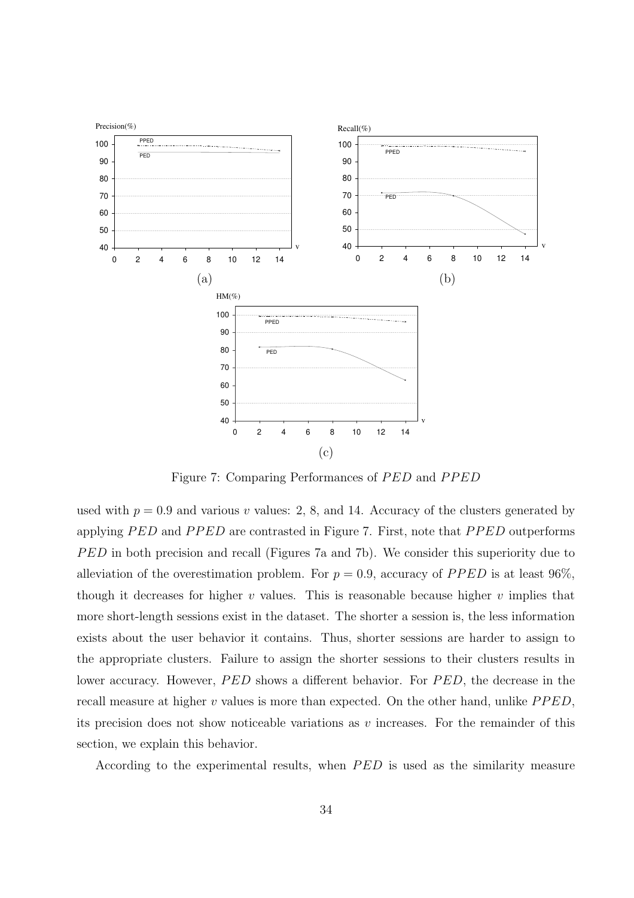Figure 7: Comparing Performances of $PED$ and $PPED$

used with $p = 0.9$ and various $v$ values: 2, 8, and 14. Accuracy of the clusters generated by applying $PED$ and $PPED$ are contrasted in Figure 7. First, note that $PPED$ outperforms $PED$ in both precision and recall (Figures 7a and 7b). We consider this superiority due to alleviation of the overestimation problem. For $p = 0.9$, accuracy of $PPED$ is at least 96%, though it decreases for higher $v$ values. This is reasonable because higher $v$ implies that more short-length sessions exist in the dataset. The shorter a session is, the less information exists about the user behavior it contains. Thus, shorter sessions are harder to assign to the appropriate clusters. Failure to assign the shorter sessions to their clusters results in lower accuracy. However, $PED$ shows a different behavior. For $PED$, the decrease in the recall measure at higher $v$ values is more than expected. On the other hand, unlike $PPED$, its precision does not show noticeable variations as $v$ increases. For the remainder of this section, we explain this behavior.

According to the experimental results, when $PED$ is used as the similarity measure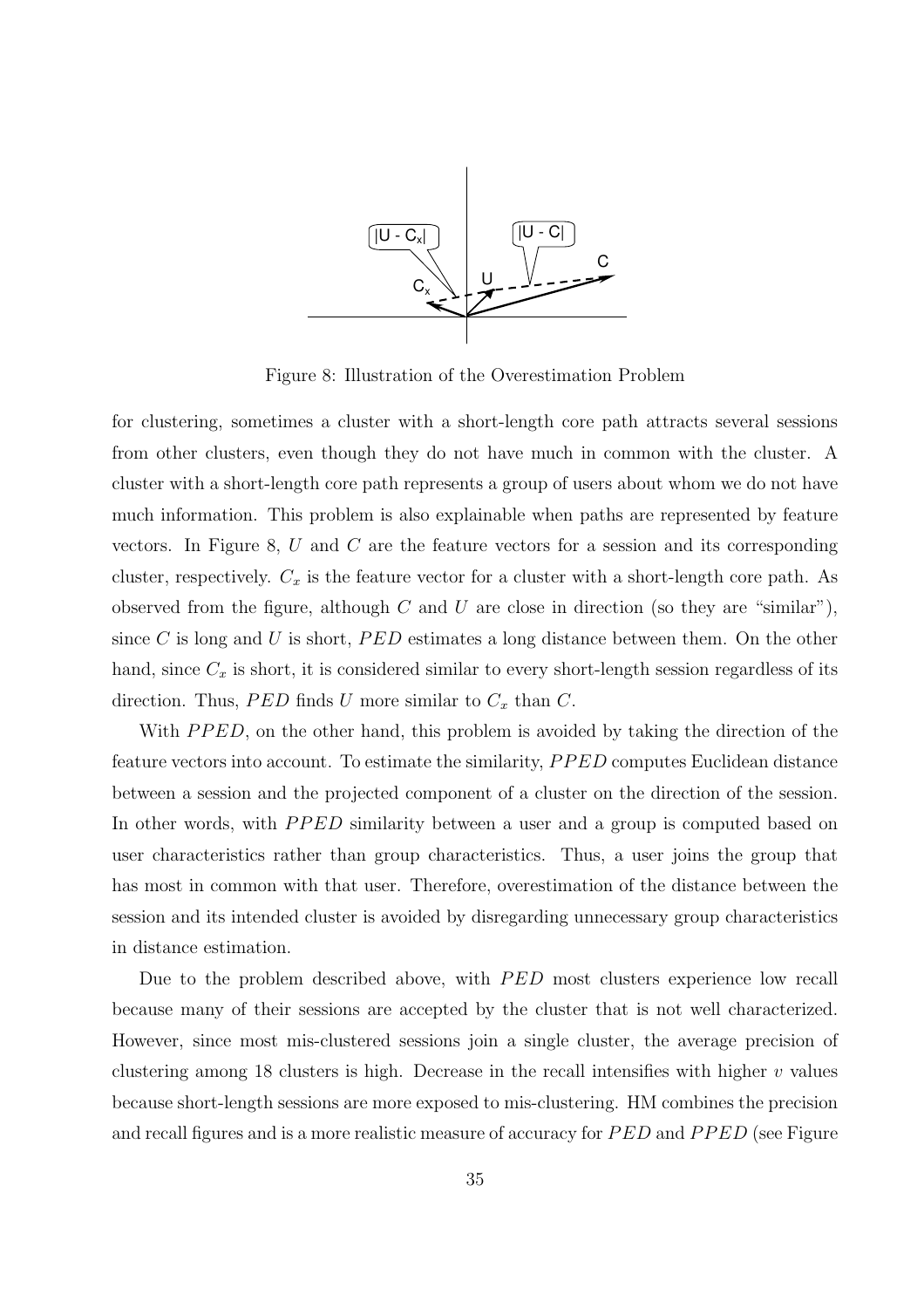Figure 8: Illustration of the Overestimation Problem

for clustering, sometimes a cluster with a short-length core path attracts several sessions from other clusters, even though they do not have much in common with the cluster. A cluster with a short-length core path represents a group of users about whom we do not have much information. This problem is also explainable when paths are represented by feature vectors. In Figure 8, $U$ and $C$ are the feature vectors for a session and its corresponding cluster, respectively. $C_x$ is the feature vector for a cluster with a short-length core path. As observed from the figure, although $C$ and $U$ are close in direction (so they are "similar"), since $C$ is long and $U$ is short, $PED$ estimates a long distance between them. On the other hand, since $C_x$ is short, it is considered similar to every short-length session regardless of its direction. Thus, $PED$ finds $U$ more similar to $C_x$ than $C$.

With $PPED$, on the other hand, this problem is avoided by taking the direction of the feature vectors into account. To estimate the similarity, $PPED$ computes Euclidean distance between a session and the projected component of a cluster on the direction of the session. In other words, with $PPED$ similarity between a user and a group is computed based on user characteristics rather than group characteristics. Thus, a user joins the group that has most in common with that user. Therefore, overestimation of the distance between the session and its intended cluster is avoided by disregarding unnecessary group characteristics in distance estimation.

Due to the problem described above, with $PED$ most clusters experience low recall because many of their sessions are accepted by the cluster that is not well characterized. However, since most mis-clustered sessions join a single cluster, the average precision of clustering among 18 clusters is high. Decrease in the recall intensifies with higher $v$ values because short-length sessions are more exposed to mis-clustering. HM combines the precision and recall figures and is a more realistic measure of accuracy for $PED$ and $PPED$ (see Figure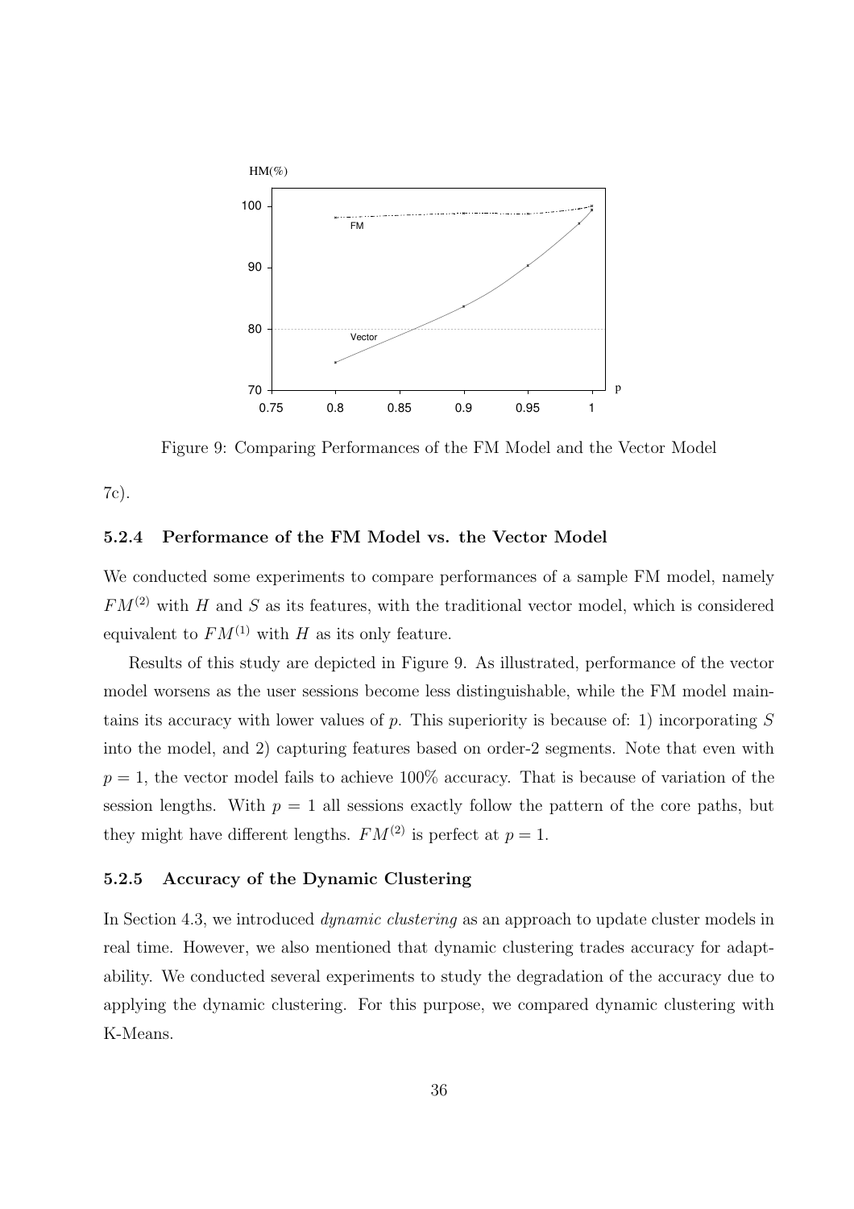Figure 9: Comparing Performances of the FM Model and the Vector Model

7c).

#### 5.2.4 Performance of the FM Model vs. the Vector Model

We conducted some experiments to compare performances of a sample FM model, namely $FM^{(2)}$ with $H$ and $S$ as its features, with the traditional vector model, which is considered equivalent to $FM^{(1)}$ with $H$ as its only feature.

Results of this study are depicted in Figure 9. As illustrated, performance of the vector model worsens as the user sessions become less distinguishable, while the FM model maintains its accuracy with lower values of $p$. This superiority is because of: 1) incorporating $S$ into the model, and 2) capturing features based on order-2 segments. Note that even with $p = 1$, the vector model fails to achieve 100% accuracy. That is because of variation of the session lengths. With $p = 1$ all sessions exactly follow the pattern of the core paths, but they might have different lengths. $FM^{(2)}$ is perfect at $p = 1$.

#### 5.2.5 Accuracy of the Dynamic Clustering

In Section 4.3, we introduced *dynamic clustering* as an approach to update cluster models in real time. However, we also mentioned that dynamic clustering trades accuracy for adaptability. We conducted several experiments to study the degradation of the accuracy due to applying the dynamic clustering. For this purpose, we compared dynamic clustering with K-Means.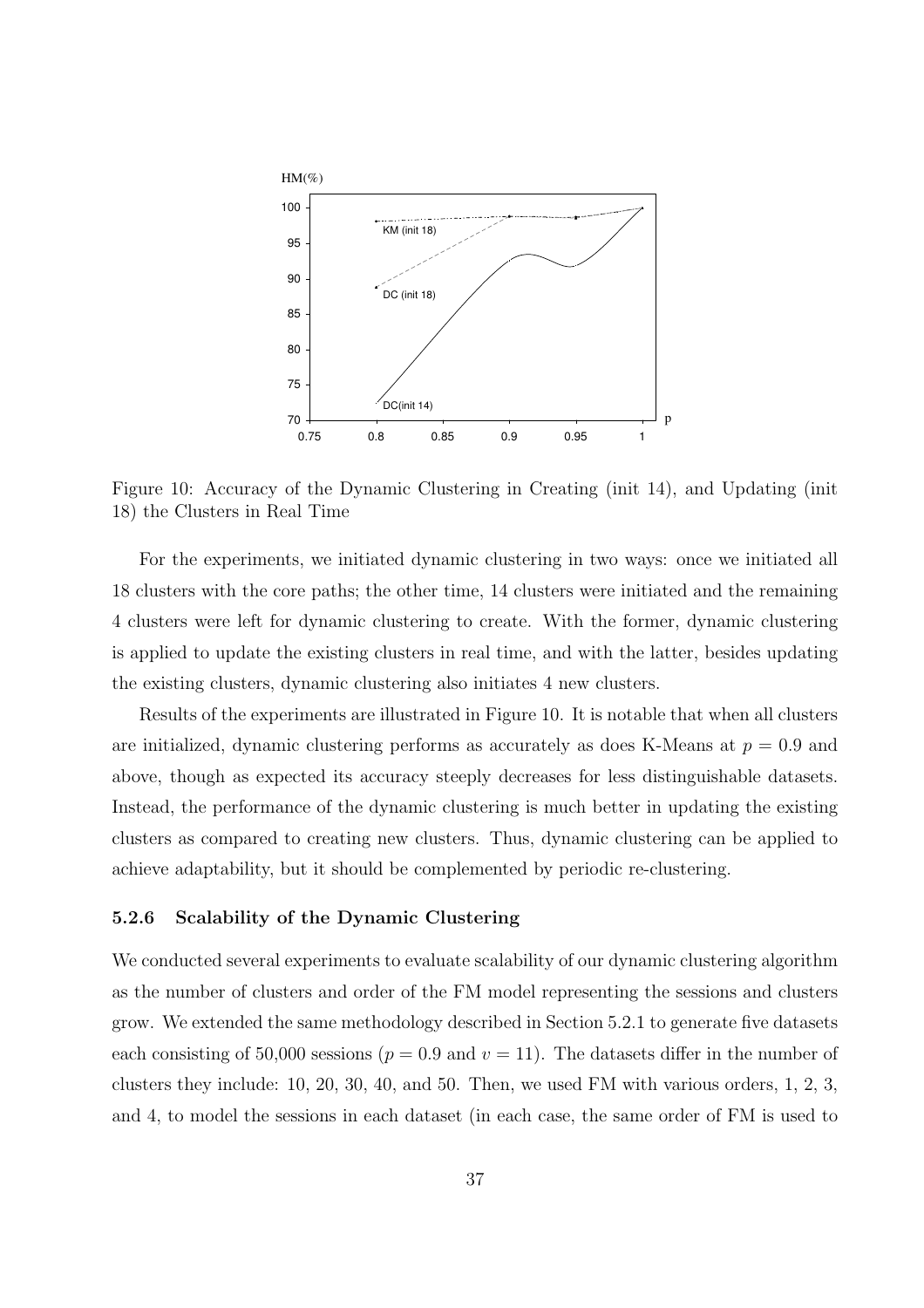Figure 10: Accuracy of the Dynamic Clustering in Creating (init 14), and Updating (init 18) the Clusters in Real Time

For the experiments, we initiated dynamic clustering in two ways: once we initiated all 18 clusters with the core paths; the other time, 14 clusters were initiated and the remaining 4 clusters were left for dynamic clustering to create. With the former, dynamic clustering is applied to update the existing clusters in real time, and with the latter, besides updating the existing clusters, dynamic clustering also initiates 4 new clusters.

Results of the experiments are illustrated in Figure 10. It is notable that when all clusters are initialized, dynamic clustering performs as accurately as does K-Means at $p = 0.9$ and above, though as expected its accuracy steeply decreases for less distinguishable datasets. Instead, the performance of the dynamic clustering is much better in updating the existing clusters as compared to creating new clusters. Thus, dynamic clustering can be applied to achieve adaptability, but it should be complemented by periodic re-clustering.

### 5.2.6 Scalability of the Dynamic Clustering

We conducted several experiments to evaluate scalability of our dynamic clustering algorithm as the number of clusters and order of the FM model representing the sessions and clusters grow. We extended the same methodology described in Section 5.2.1 to generate five datasets each consisting of 50,000 sessions ($p = 0.9$ and $v = 11$). The datasets differ in the number of clusters they include: 10, 20, 30, 40, and 50. Then, we used FM with various orders, 1, 2, 3, and 4, to model the sessions in each dataset (in each case, the same order of FM is used to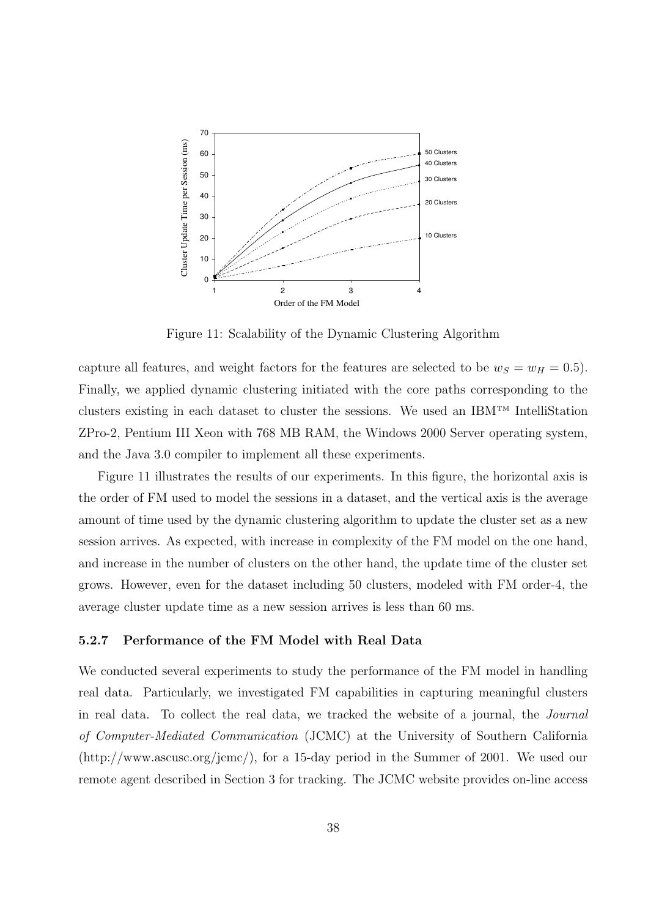Figure 11: Scalability of the Dynamic Clustering Algorithm

capture all features, and weight factors for the features are selected to be $w_S = w_H = 0.5$). Finally, we applied dynamic clustering initiated with the core paths corresponding to the clusters existing in each dataset to cluster the sessions. We used an IBM™ IntelliStation ZPro-2, Pentium III Xeon with 768 MB RAM, the Windows 2000 Server operating system, and the Java 3.0 compiler to implement all these experiments.

Figure 11 illustrates the results of our experiments. In this figure, the horizontal axis is the order of FM used to model the sessions in a dataset, and the vertical axis is the average amount of time used by the dynamic clustering algorithm to update the cluster set as a new session arrives. As expected, with increase in complexity of the FM model on the one hand, and increase in the number of clusters on the other hand, the update time of the cluster set grows. However, even for the dataset including 50 clusters, modeled with FM order-4, the average cluster update time as a new session arrives is less than 60 ms.

#### 5.2.7 Performance of the FM Model with Real Data

We conducted several experiments to study the performance of the FM model in handling real data. Particularly, we investigated FM capabilities in capturing meaningful clusters in real data. To collect the real data, we tracked the website of a journal, the *Journal of Computer-Mediated Communication* (JCMC) at the University of Southern California (http://www.ascusc.org/jcmc/), for a 15-day period in the Summer of 2001. We used our remote agent described in Section 3 for tracking. The JCMC website provides on-line access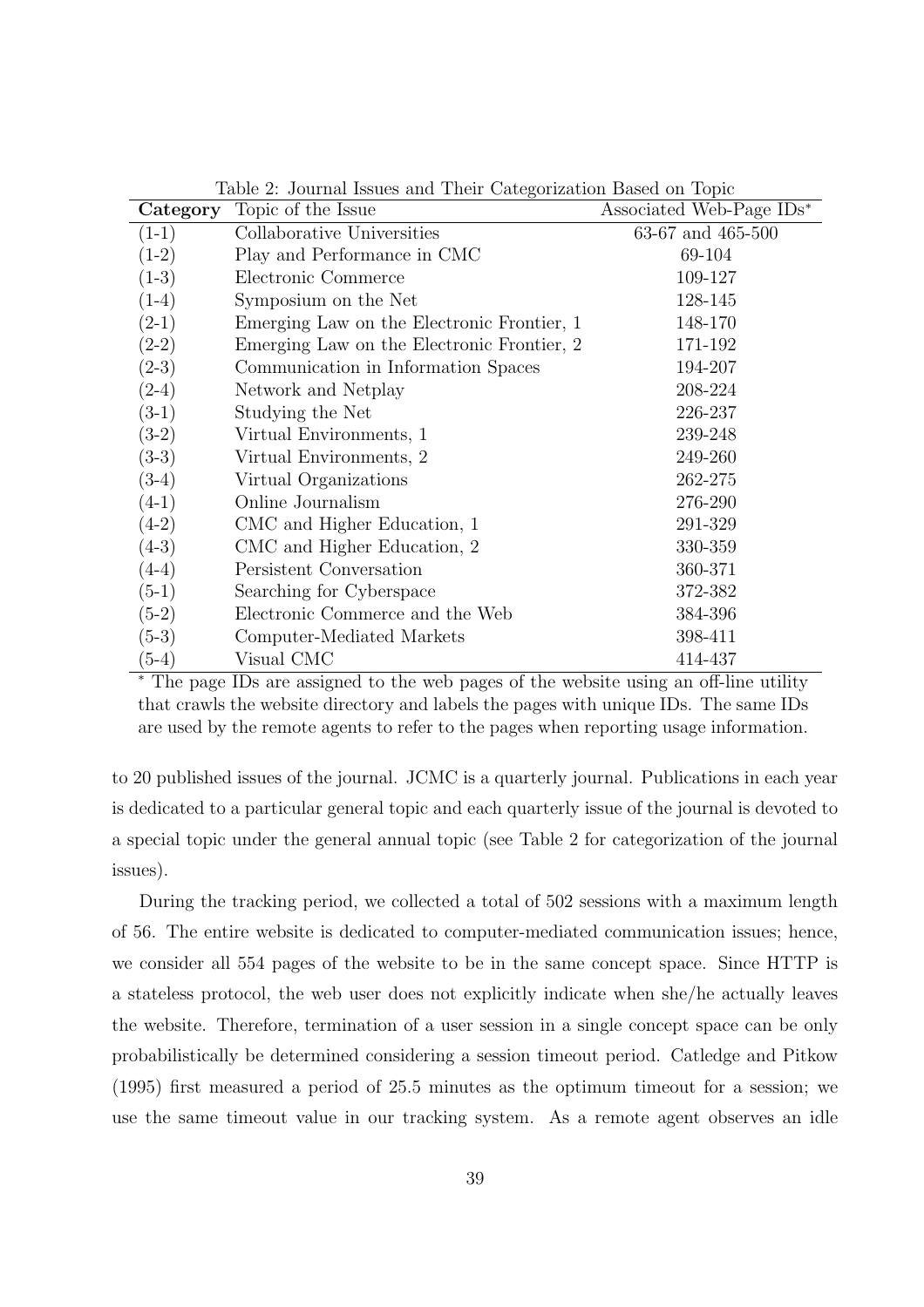Table 2: Journal Issues and Their Categorization Based on Topic

| **Category** | Topic of the Issue | Associated Web-Page IDs* |
|---|---|---|
| (1-1) | Collaborative Universities | 63-67 and 465-500 |
| (1-2) | Play and Performance in CMC | 69-104 |
| (1-3) | Electronic Commerce | 109-127 |
| (1-4) | Symposium on the Net | 128-145 |
| (2-1) | Emerging Law on the Electronic Frontier, 1 | 148-170 |
| (2-2) | Emerging Law on the Electronic Frontier, 2 | 171-192 |
| (2-3) | Communication in Information Spaces | 194-207 |
| (2-4) | Network and Netplay | 208-224 |
| (3-1) | Studying the Net | 226-237 |
| (3-2) | Virtual Environments, 1 | 239-248 |
| (3-3) | Virtual Environments, 2 | 249-260 |
| (3-4) | Virtual Organizations | 262-275 |
| (4-1) | Online Journalism | 276-290 |
| (4-2) | CMC and Higher Education, 1 | 291-329 |
| (4-3) | CMC and Higher Education, 2 | 330-359 |
| (4-4) | Persistent Conversation | 360-371 |
| (5-1) | Searching for Cyberspace | 372-382 |
| (5-2) | Electronic Commerce and the Web | 384-396 |
| (5-3) | Computer-Mediated Markets | 398-411 |
| (5-4) | Visual CMC | 414-437 |

* The page IDs are assigned to the web pages of the website using an off-line utility that crawls the website directory and labels the pages with unique IDs. The same IDs are used by the remote agents to refer to the pages when reporting usage information.

to 20 published issues of the journal. JCMC is a quarterly journal. Publications in each year is dedicated to a particular general topic and each quarterly issue of the journal is devoted to a special topic under the general annual topic (see Table 2 for categorization of the journal issues).

During the tracking period, we collected a total of 502 sessions with a maximum length of 56. The entire website is dedicated to computer-mediated communication issues; hence, we consider all 554 pages of the website to be in the same concept space. Since HTTP is a stateless protocol, the web user does not explicitly indicate when she/he actually leaves the website. Therefore, termination of a user session in a single concept space can be only probabilistically be determined considering a session timeout period. Catledge and Pitkow (1995) first measured a period of 25.5 minutes as the optimum timeout for a session; we use the same timeout value in our tracking system. As a remote agent observes an idle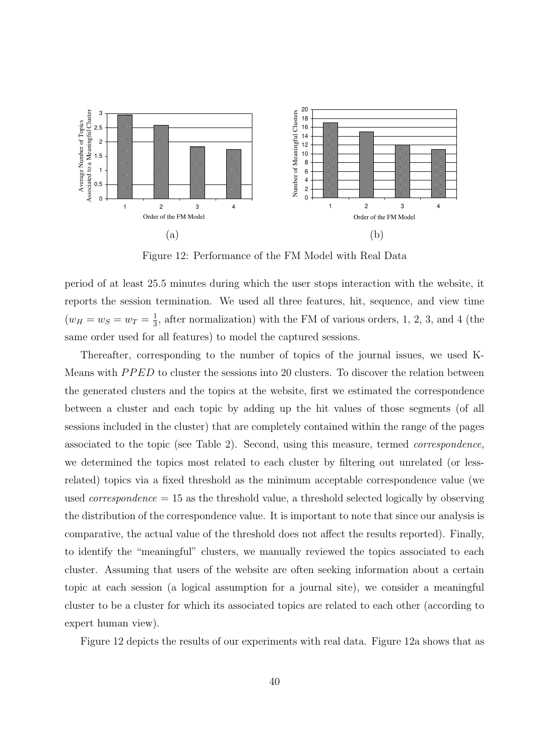(a) (b)

Figure 12: Performance of the FM Model with Real Data

period of at least 25.5 minutes during which the user stops interaction with the website, it reports the session termination. We used all three features, hit, sequence, and view time ($w_H = w_S = w_T = \frac{1}{3}$, after normalization) with the FM of various orders, 1, 2, 3, and 4 (the same order used for all features) to model the captured sessions.

Thereafter, corresponding to the number of topics of the journal issues, we used K-Means with $PPED$ to cluster the sessions into 20 clusters. To discover the relation between the generated clusters and the topics at the website, first we estimated the correspondence between a cluster and each topic by adding up the hit values of those segments (of all sessions included in the cluster) that are completely contained within the range of the pages associated to the topic (see Table 2). Second, using this measure, termed *correspondence*, we determined the topics most related to each cluster by filtering out unrelated (or less-related) topics via a fixed threshold as the minimum acceptable correspondence value (we used *correspondence* = 15 as the threshold value, a threshold selected logically by observing the distribution of the correspondence value. It is important to note that since our analysis is comparative, the actual value of the threshold does not affect the results reported). Finally, to identify the "meaningful" clusters, we manually reviewed the topics associated to each cluster. Assuming that users of the website are often seeking information about a certain topic at each session (a logical assumption for a journal site), we consider a meaningful cluster to be a cluster for which its associated topics are related to each other (according to expert human view).

Figure 12 depicts the results of our experiments with real data. Figure 12a shows that as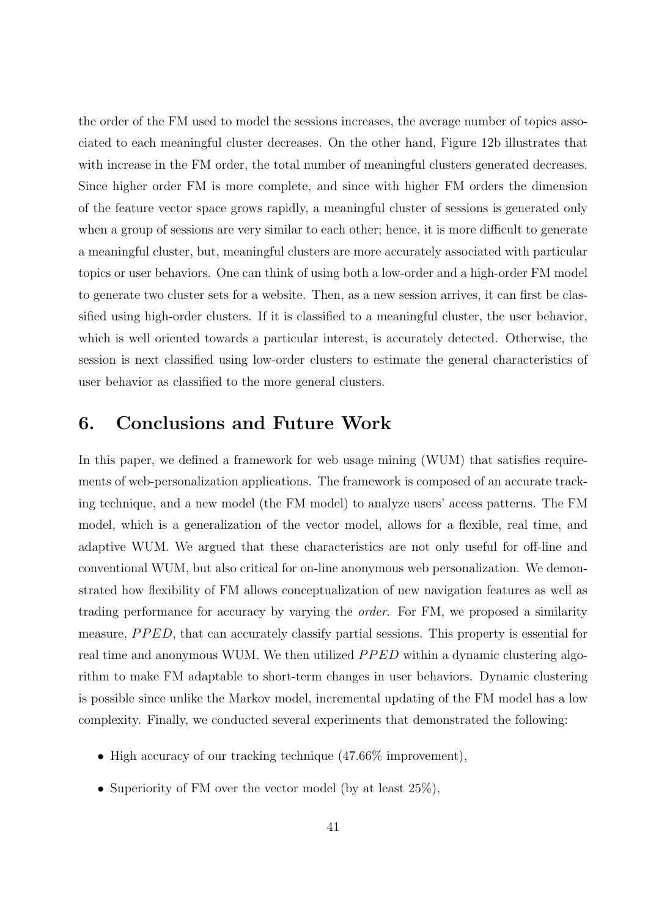the order of the FM used to model the sessions increases, the average number of topics associated to each meaningful cluster decreases. On the other hand, Figure 12b illustrates that with increase in the FM order, the total number of meaningful clusters generated decreases. Since higher order FM is more complete, and since with higher FM orders the dimension of the feature vector space grows rapidly, a meaningful cluster of sessions is generated only when a group of sessions are very similar to each other; hence, it is more difficult to generate a meaningful cluster, but, meaningful clusters are more accurately associated with particular topics or user behaviors. One can think of using both a low-order and a high-order FM model to generate two cluster sets for a website. Then, as a new session arrives, it can first be classified using high-order clusters. If it is classified to a meaningful cluster, the user behavior, which is well oriented towards a particular interest, is accurately detected. Otherwise, the session is next classified using low-order clusters to estimate the general characteristics of user behavior as classified to the more general clusters.

## 6. Conclusions and Future Work

In this paper, we defined a framework for web usage mining (WUM) that satisfies requirements of web-personalization applications. The framework is composed of an accurate tracking technique, and a new model (the FM model) to analyze users' access patterns. The FM model, which is a generalization of the vector model, allows for a flexible, real time, and adaptive WUM. We argued that these characteristics are not only useful for off-line and conventional WUM, but also critical for on-line anonymous web personalization. We demonstrated how flexibility of FM allows conceptualization of new navigation features as well as trading performance for accuracy by varying the *order*. For FM, we proposed a similarity measure, $PPED$, that can accurately classify partial sessions. This property is essential for real time and anonymous WUM. We then utilized $PPED$ within a dynamic clustering algorithm to make FM adaptable to short-term changes in user behaviors. Dynamic clustering is possible since unlike the Markov model, incremental updating of the FM model has a low complexity. Finally, we conducted several experiments that demonstrated the following:

- High accuracy of our tracking technique (47.66% improvement),
- Superiority of FM over the vector model (by at least 25%),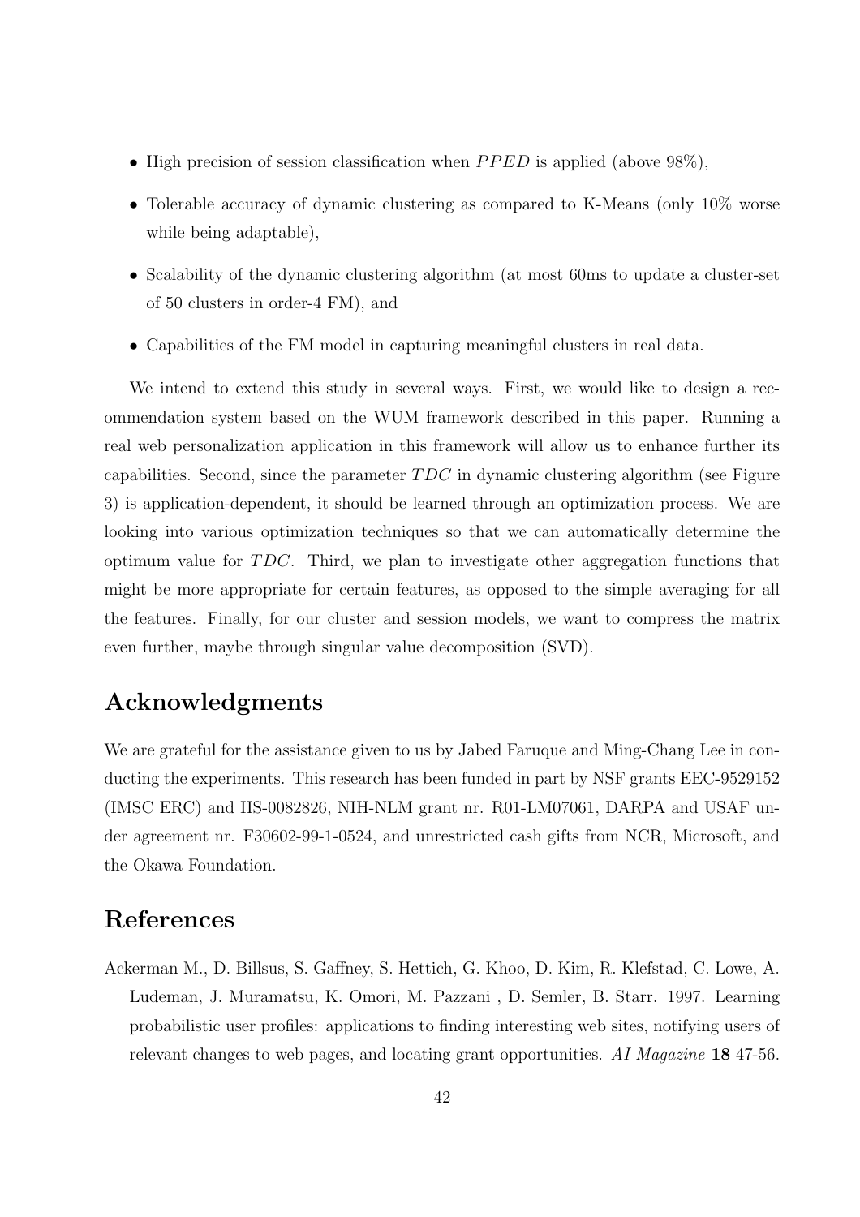- High precision of session classification when $PPED$ is applied (above 98%),
- Tolerable accuracy of dynamic clustering as compared to K-Means (only 10% worse while being adaptable),
- Scalability of the dynamic clustering algorithm (at most 60ms to update a cluster-set of 50 clusters in order-4 FM), and
- Capabilities of the FM model in capturing meaningful clusters in real data.

We intend to extend this study in several ways. First, we would like to design a recommendation system based on the WUM framework described in this paper. Running a real web personalization application in this framework will allow us to enhance further its capabilities. Second, since the parameter $TDC$ in dynamic clustering algorithm (see Figure 3) is application-dependent, it should be learned through an optimization process. We are looking into various optimization techniques so that we can automatically determine the optimum value for $TDC$. Third, we plan to investigate other aggregation functions that might be more appropriate for certain features, as opposed to the simple averaging for all the features. Finally, for our cluster and session models, we want to compress the matrix even further, maybe through singular value decomposition (SVD).

## Acknowledgments

We are grateful for the assistance given to us by Jabed Faruque and Ming-Chang Lee in conducting the experiments. This research has been funded in part by NSF grants EEC-9529152 (IMSC ERC) and IIS-0082826, NIH-NLM grant nr. R01-LM07061, DARPA and USAF under agreement nr. F30602-99-1-0524, and unrestricted cash gifts from NCR, Microsoft, and the Okawa Foundation.

## References

Ackerman M., D. Billsus, S. Gaffney, S. Hettich, G. Khoo, D. Kim, R. Klefstad, C. Lowe, A. Ludeman, J. Muramatsu, K. Omori, M. Pazzani , D. Semler, B. Starr. 1997. Learning probabilistic user profiles: applications to finding interesting web sites, notifying users of relevant changes to web pages, and locating grant opportunities. *AI Magazine* **18** 47-56.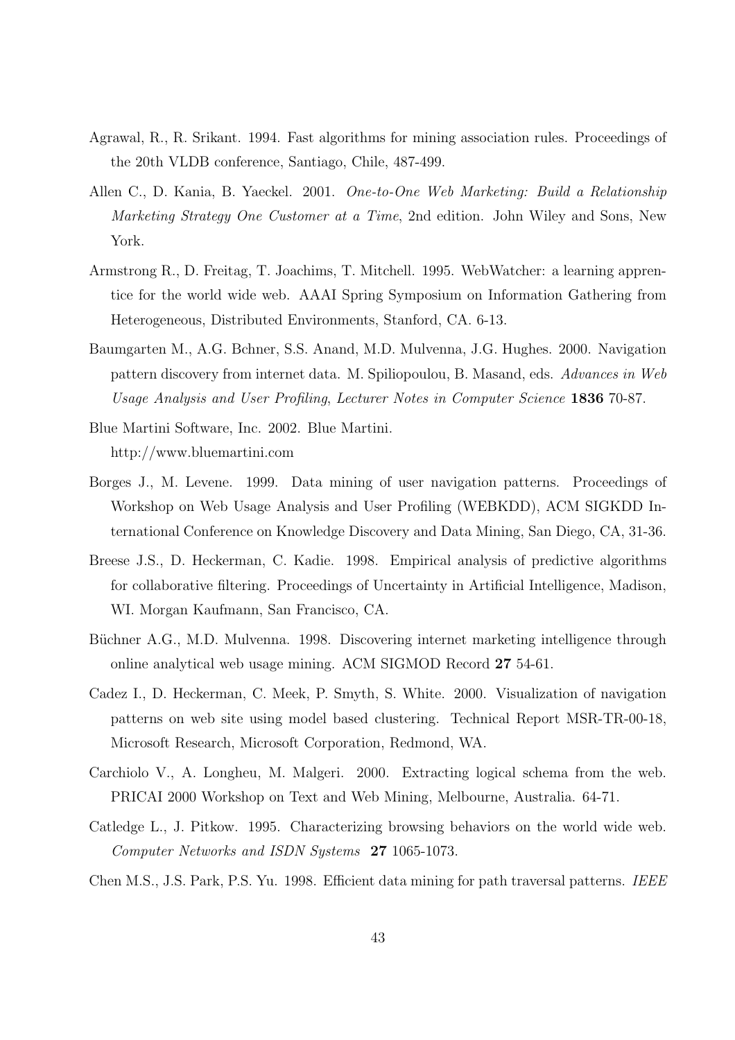Agrawal, R., R. Srikant. 1994. Fast algorithms for mining association rules. Proceedings of the 20th VLDB conference, Santiago, Chile, 487-499.

Allen C., D. Kania, B. Yaeckel. 2001. *One-to-One Web Marketing: Build a Relationship Marketing Strategy One Customer at a Time*, 2nd edition. John Wiley and Sons, New York.

Armstrong R., D. Freitag, T. Joachims, T. Mitchell. 1995. WebWatcher: a learning apprentice for the world wide web. AAAI Spring Symposium on Information Gathering from Heterogeneous, Distributed Environments, Stanford, CA. 6-13.

Baumgarten M., A.G. Bchner, S.S. Anand, M.D. Mulvenna, J.G. Hughes. 2000. Navigation pattern discovery from internet data. M. Spiliopoulou, B. Masand, eds. *Advances in Web Usage Analysis and User Profiling, Lecturer Notes in Computer Science* **1836** 70-87.

Blue Martini Software, Inc. 2002. Blue Martini. http://www.bluemartini.com

Borges J., M. Levene. 1999. Data mining of user navigation patterns. Proceedings of Workshop on Web Usage Analysis and User Profiling (WEBKDD), ACM SIGKDD International Conference on Knowledge Discovery and Data Mining, San Diego, CA, 31-36.

Breese J.S., D. Heckerman, C. Kadie. 1998. Empirical analysis of predictive algorithms for collaborative filtering. Proceedings of Uncertainty in Artificial Intelligence, Madison, WI. Morgan Kaufmann, San Francisco, CA.

Büchner A.G., M.D. Mulvenna. 1998. Discovering internet marketing intelligence through online analytical web usage mining. ACM SIGMOD Record **27** 54-61.

Cadez I., D. Heckerman, C. Meek, P. Smyth, S. White. 2000. Visualization of navigation patterns on web site using model based clustering. Technical Report MSR-TR-00-18, Microsoft Research, Microsoft Corporation, Redmond, WA.

Carchiolo V., A. Longheu, M. Malgeri. 2000. Extracting logical schema from the web. PRICAI 2000 Workshop on Text and Web Mining, Melbourne, Australia. 64-71.

Catledge L., J. Pitkow. 1995. Characterizing browsing behaviors on the world wide web. *Computer Networks and ISDN Systems* **27** 1065-1073.

Chen M.S., J.S. Park, P.S. Yu. 1998. Efficient data mining for path traversal patterns. *IEEE*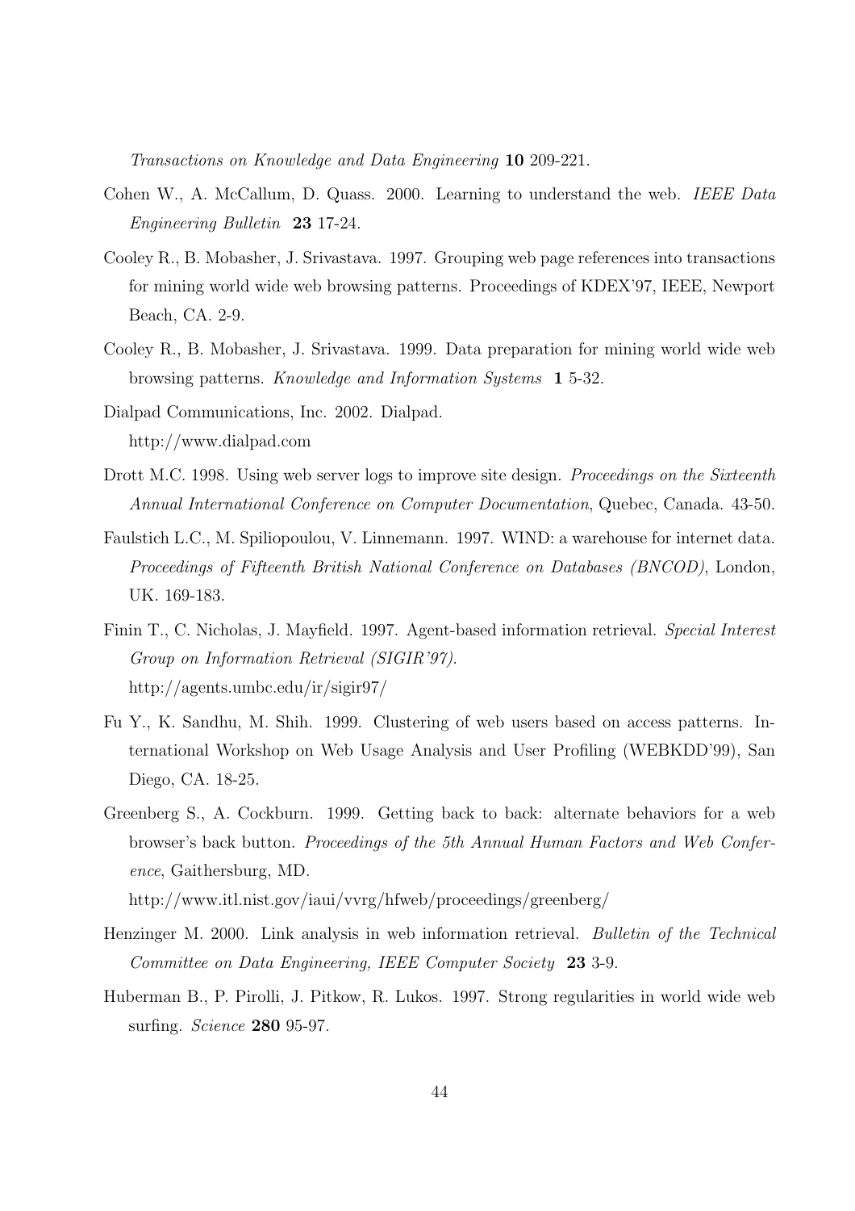*Transactions on Knowledge and Data Engineering* **10** 209-221.

Cohen W., A. McCallum, D. Quass. 2000. Learning to understand the web. *IEEE Data Engineering Bulletin* **23** 17-24.

Cooley R., B. Mobasher, J. Srivastava. 1997. Grouping web page references into transactions for mining world wide web browsing patterns. Proceedings of KDEX'97, IEEE, Newport Beach, CA. 2-9.

Cooley R., B. Mobasher, J. Srivastava. 1999. Data preparation for mining world wide web browsing patterns. *Knowledge and Information Systems* **1** 5-32.

Dialpad Communications, Inc. 2002. Dialpad.
http://www.dialpad.com

Drott M.C. 1998. Using web server logs to improve site design. *Proceedings on the Sixteenth Annual International Conference on Computer Documentation*, Quebec, Canada. 43-50.

Faulstich L.C., M. Spiliopoulou, V. Linnemann. 1997. WIND: a warehouse for internet data. *Proceedings of Fifteenth British National Conference on Databases (BNCOD)*, London, UK. 169-183.

Finin T., C. Nicholas, J. Mayfield. 1997. Agent-based information retrieval. *Special Interest Group on Information Retrieval (SIGIR'97).*
http://agents.umbc.edu/ir/sigir97/

Fu Y., K. Sandhu, M. Shih. 1999. Clustering of web users based on access patterns. International Workshop on Web Usage Analysis and User Profiling (WEBKDD'99), San Diego, CA. 18-25.

Greenberg S., A. Cockburn. 1999. Getting back to back: alternate behaviors for a web browser's back button. *Proceedings of the 5th Annual Human Factors and Web Conference*, Gaithersburg, MD.
http://www.itl.nist.gov/iaui/vvrg/hfweb/proceedings/greenberg/

Henzinger M. 2000. Link analysis in web information retrieval. *Bulletin of the Technical Committee on Data Engineering, IEEE Computer Society* **23** 3-9.

Huberman B., P. Pirolli, J. Pitkow, R. Lukos. 1997. Strong regularities in world wide web surfing. *Science* **280** 95-97.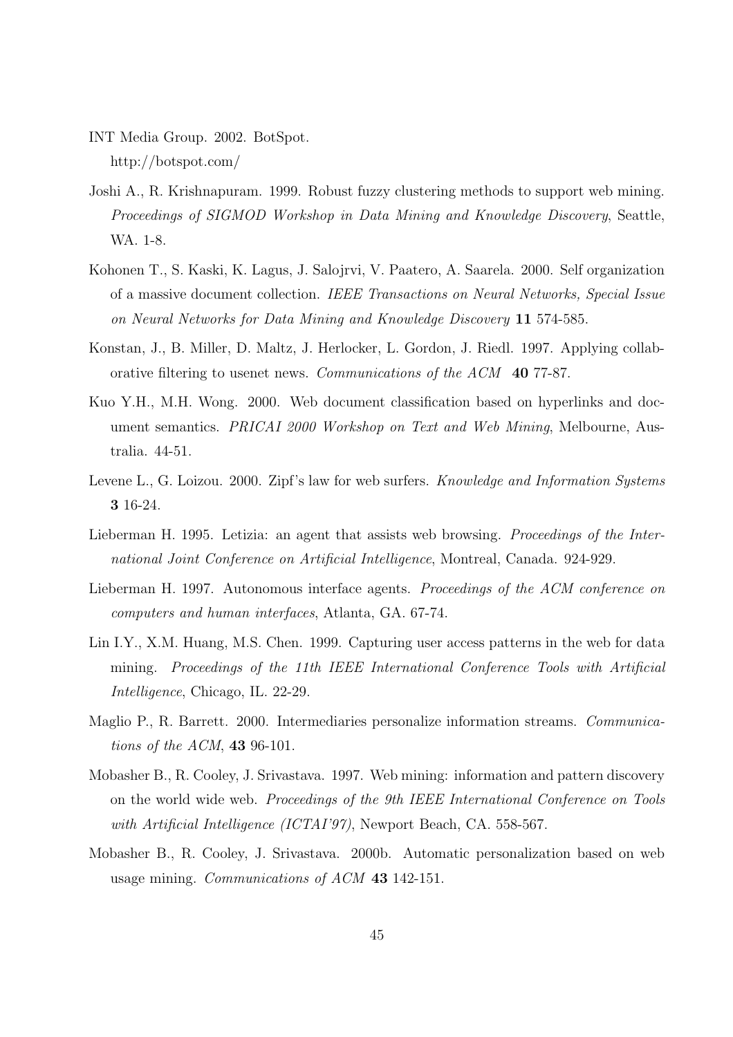INT Media Group. 2002. BotSpot.
http://botspot.com/

Joshi A., R. Krishnapuram. 1999. Robust fuzzy clustering methods to support web mining. *Proceedings of SIGMOD Workshop in Data Mining and Knowledge Discovery*, Seattle, WA. 1-8.

Kohonen T., S. Kaski, K. Lagus, J. Salojrvi, V. Paatero, A. Saarela. 2000. Self organization of a massive document collection. *IEEE Transactions on Neural Networks, Special Issue on Neural Networks for Data Mining and Knowledge Discovery* **11** 574-585.

Konstan, J., B. Miller, D. Maltz, J. Herlocker, L. Gordon, J. Riedl. 1997. Applying collaborative filtering to usenet news. *Communications of the ACM* **40** 77-87.

Kuo Y.H., M.H. Wong. 2000. Web document classification based on hyperlinks and document semantics. *PRICAI 2000 Workshop on Text and Web Mining*, Melbourne, Australia. 44-51.

Levene L., G. Loizou. 2000. Zipf's law for web surfers. *Knowledge and Information Systems* **3** 16-24.

Lieberman H. 1995. Letizia: an agent that assists web browsing. *Proceedings of the International Joint Conference on Artificial Intelligence*, Montreal, Canada. 924-929.

Lieberman H. 1997. Autonomous interface agents. *Proceedings of the ACM conference on computers and human interfaces*, Atlanta, GA. 67-74.

Lin I.Y., X.M. Huang, M.S. Chen. 1999. Capturing user access patterns in the web for data mining. *Proceedings of the 11th IEEE International Conference Tools with Artificial Intelligence*, Chicago, IL. 22-29.

Maglio P., R. Barrett. 2000. Intermediaries personalize information streams. *Communications of the ACM*, **43** 96-101.

Mobasher B., R. Cooley, J. Srivastava. 1997. Web mining: information and pattern discovery on the world wide web. *Proceedings of the 9th IEEE International Conference on Tools with Artificial Intelligence (ICTAI'97)*, Newport Beach, CA. 558-567.

Mobasher B., R. Cooley, J. Srivastava. 2000b. Automatic personalization based on web usage mining. *Communications of ACM* **43** 142-151.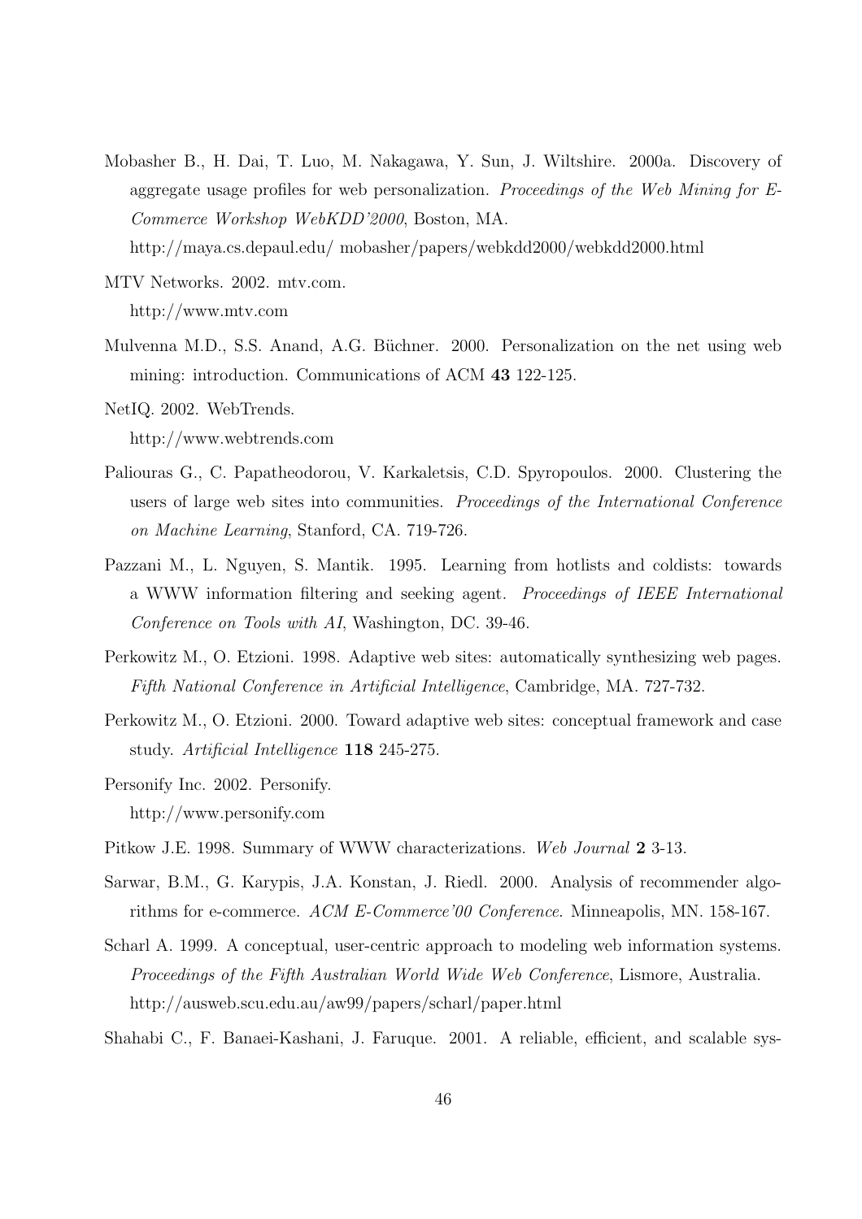Mobasher B., H. Dai, T. Luo, M. Nakagawa, Y. Sun, J. Wiltshire. 2000a. Discovery of aggregate usage profiles for web personalization. *Proceedings of the Web Mining for E-Commerce Workshop WebKDD'2000*, Boston, MA. http://maya.cs.depaul.edu/ mobasher/papers/webkdd2000/webkdd2000.html

MTV Networks. 2002. mtv.com. http://www.mtv.com

Mulvenna M.D., S.S. Anand, A.G. Büchner. 2000. Personalization on the net using web mining: introduction. Communications of ACM **43** 122-125.

NetIQ. 2002. WebTrends. http://www.webtrends.com

Paliouras G., C. Papatheodorou, V. Karkaletsis, C.D. Spyropoulos. 2000. Clustering the users of large web sites into communities. *Proceedings of the International Conference on Machine Learning*, Stanford, CA. 719-726.

Pazzani M., L. Nguyen, S. Mantik. 1995. Learning from hotlists and coldists: towards a WWW information filtering and seeking agent. *Proceedings of IEEE International Conference on Tools with AI*, Washington, DC. 39-46.

Perkowitz M., O. Etzioni. 1998. Adaptive web sites: automatically synthesizing web pages. *Fifth National Conference in Artificial Intelligence*, Cambridge, MA. 727-732.

Perkowitz M., O. Etzioni. 2000. Toward adaptive web sites: conceptual framework and case study. *Artificial Intelligence* **118** 245-275.

Personify Inc. 2002. Personify. http://www.personify.com

Pitkow J.E. 1998. Summary of WWW characterizations. *Web Journal* **2** 3-13.

Sarwar, B.M., G. Karypis, J.A. Konstan, J. Riedl. 2000. Analysis of recommender algorithms for e-commerce. *ACM E-Commerce'00 Conference*. Minneapolis, MN. 158-167.

Scharl A. 1999. A conceptual, user-centric approach to modeling web information systems. *Proceedings of the Fifth Australian World Wide Web Conference*, Lismore, Australia. http://ausweb.scu.edu.au/aw99/papers/scharl/paper.html

Shahabi C., F. Banaei-Kashani, J. Faruque. 2001. A reliable, efficient, and scalable sys-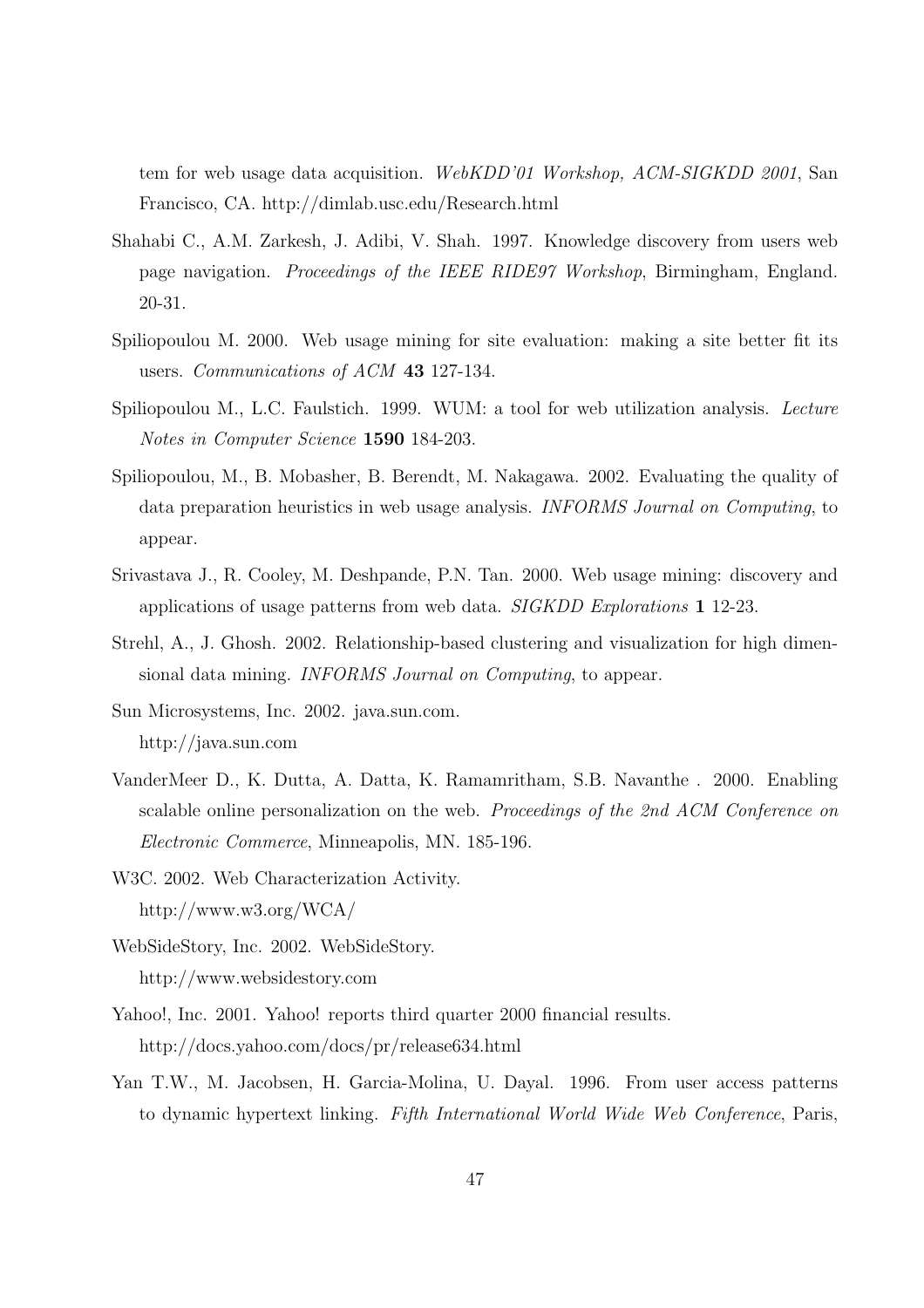tem for web usage data acquisition. *WebKDD'01 Workshop, ACM-SIGKDD 2001*, San Francisco, CA. http://dimlab.usc.edu/Research.html

Shahabi C., A.M. Zarkesh, J. Adibi, V. Shah. 1997. Knowledge discovery from users web page navigation. *Proceedings of the IEEE RIDE97 Workshop*, Birmingham, England. 20-31.

Spiliopoulou M. 2000. Web usage mining for site evaluation: making a site better fit its users. *Communications of ACM* **43** 127-134.

Spiliopoulou M., L.C. Faulstich. 1999. WUM: a tool for web utilization analysis. *Lecture Notes in Computer Science* **1590** 184-203.

Spiliopoulou, M., B. Mobasher, B. Berendt, M. Nakagawa. 2002. Evaluating the quality of data preparation heuristics in web usage analysis. *INFORMS Journal on Computing*, to appear.

Srivastava J., R. Cooley, M. Deshpande, P.N. Tan. 2000. Web usage mining: discovery and applications of usage patterns from web data. *SIGKDD Explorations* **1** 12-23.

Strehl, A., J. Ghosh. 2002. Relationship-based clustering and visualization for high dimensional data mining. *INFORMS Journal on Computing*, to appear.

Sun Microsystems, Inc. 2002. java.sun.com.
http://java.sun.com

VanderMeer D., K. Dutta, A. Datta, K. Ramamritham, S.B. Navanthe . 2000. Enabling scalable online personalization on the web. *Proceedings of the 2nd ACM Conference on Electronic Commerce*, Minneapolis, MN. 185-196.

W3C. 2002. Web Characterization Activity.
http://www.w3.org/WCA/

WebSideStory, Inc. 2002. WebSideStory.
http://www.websidestory.com

Yahoo!, Inc. 2001. Yahoo! reports third quarter 2000 financial results.
http://docs.yahoo.com/docs/pr/release634.html

Yan T.W., M. Jacobsen, H. Garcia-Molina, U. Dayal. 1996. From user access patterns to dynamic hypertext linking. *Fifth International World Wide Web Conference*, Paris,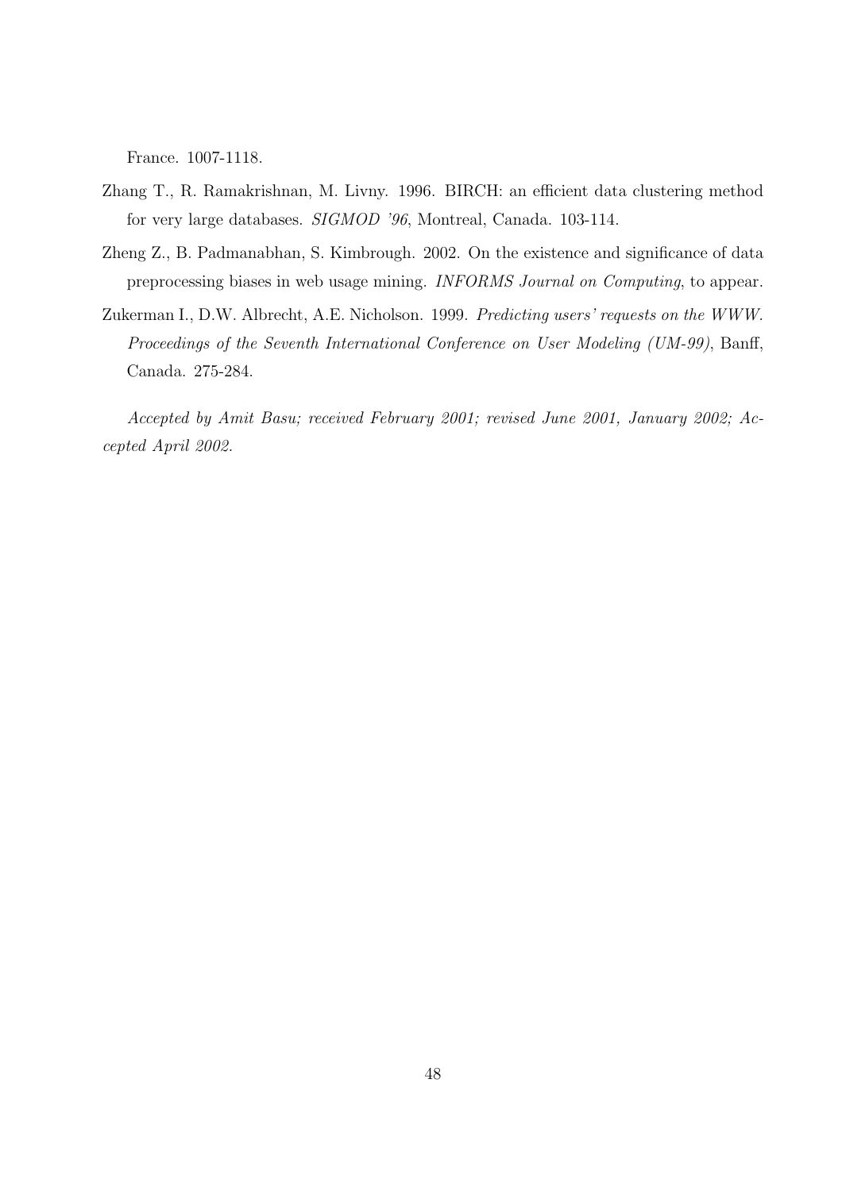France. 1007-1118.

Zhang T., R. Ramakrishnan, M. Livny. 1996. BIRCH: an efficient data clustering method for very large databases. *SIGMOD '96*, Montreal, Canada. 103-114.

Zheng Z., B. Padmanabhan, S. Kimbrough. 2002. On the existence and significance of data preprocessing biases in web usage mining. *INFORMS Journal on Computing*, to appear.

Zukerman I., D.W. Albrecht, A.E. Nicholson. 1999. *Predicting users' requests on the WWW. Proceedings of the Seventh International Conference on User Modeling (UM-99)*, Banff, Canada. 275-284.

*Accepted by Amit Basu; received February 2001; revised June 2001, January 2002; Accepted April 2002.*